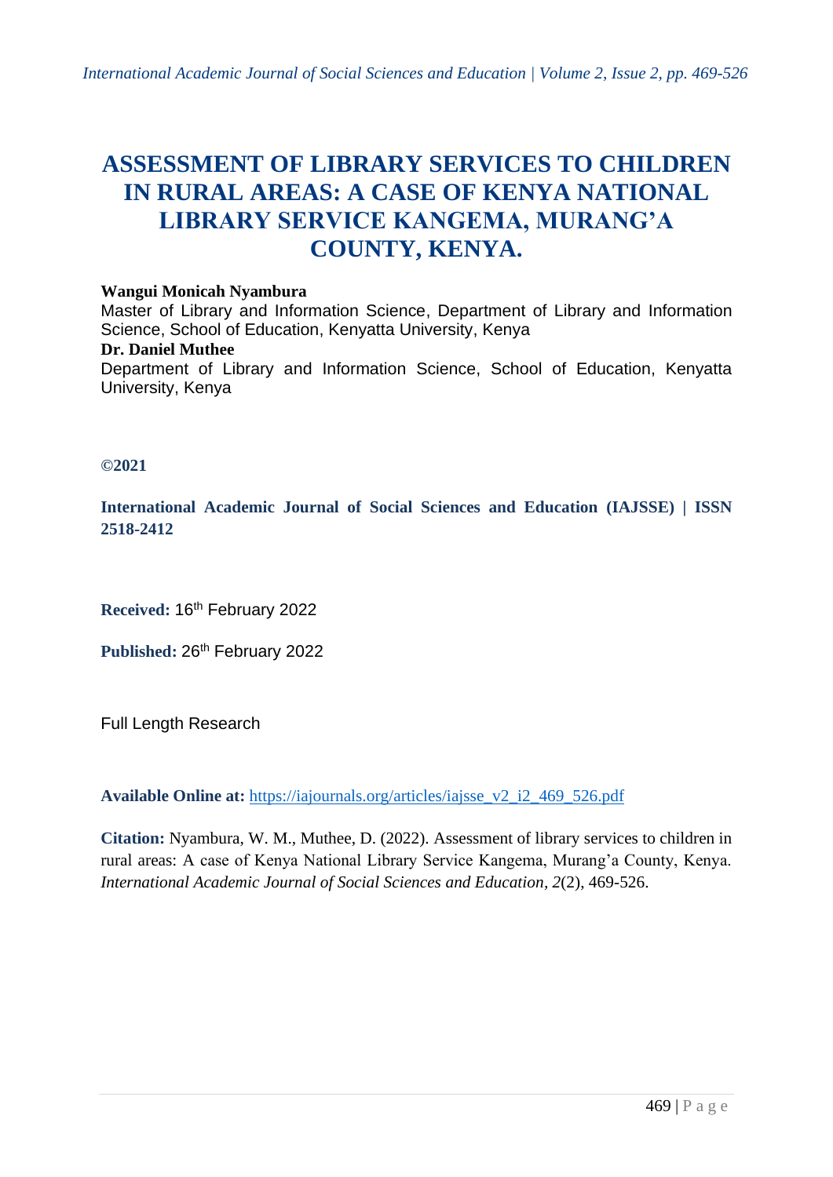# ASSESSMENT OF LIBRARY SERVICES TO CHILDREN IN RURAL AREAS: A CASE OF KENYA NATIONAL LIBRARY SERVICE KANGEMA, MURANG'A COUNTY, KENYA.

**Wangui Monicah Nyambura**
Master of Library and Information Science, Department of Library and Information Science, School of Education, Kenyatta University, Kenya

**Dr. Daniel Muthee**
Department of Library and Information Science, School of Education, Kenyatta University, Kenya

**©2021**

**International Academic Journal of Social Sciences and Education (IAJSSE) | ISSN 2518-2412**

**Received:** 16th February 2022

**Published:** 26th February 2022

Full Length Research

**Available Online at:** https://iajournals.org/articles/iajsse_v2_i2_469_526.pdf

**Citation:** Nyambura, W. M., Muthee, D. (2022). Assessment of library services to children in rural areas: A case of Kenya National Library Service Kangema, Murang'a County, Kenya. *International Academic Journal of Social Sciences and Education, 2*(2), 469-526.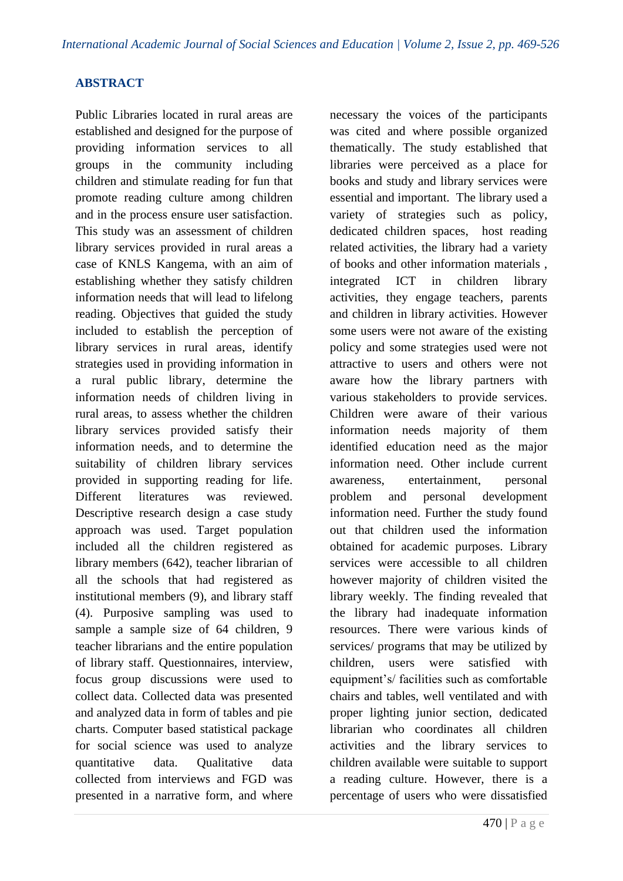## ABSTRACT

Public Libraries located in rural areas are established and designed for the purpose of providing information services to all groups in the community including children and stimulate reading for fun that promote reading culture among children and in the process ensure user satisfaction. This study was an assessment of children library services provided in rural areas a case of KNLS Kangema, with an aim of establishing whether they satisfy children information needs that will lead to lifelong reading. Objectives that guided the study included to establish the perception of library services in rural areas, identify strategies used in providing information in a rural public library, determine the information needs of children living in rural areas, to assess whether the children library services provided satisfy their information needs, and to determine the suitability of children library services provided in supporting reading for life. Different literatures was reviewed. Descriptive research design a case study approach was used. Target population included all the children registered as library members (642), teacher librarian of all the schools that had registered as institutional members (9), and library staff (4). Purposive sampling was used to sample a sample size of 64 children, 9 teacher librarians and the entire population of library staff. Questionnaires, interview, focus group discussions were used to collect data. Collected data was presented and analyzed data in form of tables and pie charts. Computer based statistical package for social science was used to analyze quantitative data. Qualitative data collected from interviews and FGD was presented in a narrative form, and where necessary the voices of the participants was cited and where possible organized thematically. The study established that libraries were perceived as a place for books and study and library services were essential and important. The library used a variety of strategies such as policy, dedicated children spaces, host reading related activities, the library had a variety of books and other information materials , integrated ICT in children library activities, they engage teachers, parents and children in library activities. However some users were not aware of the existing policy and some strategies used were not attractive to users and others were not aware how the library partners with various stakeholders to provide services. Children were aware of their various information needs majority of them identified education need as the major information need. Other include current awareness, entertainment, personal problem and personal development information need. Further the study found out that children used the information obtained for academic purposes. Library services were accessible to all children however majority of children visited the library weekly. The finding revealed that the library had inadequate information resources. There were various kinds of services/ programs that may be utilized by children, users were satisfied with equipment's/ facilities such as comfortable chairs and tables, well ventilated and with proper lighting junior section, dedicated librarian who coordinates all children activities and the library services to children available were suitable to support a reading culture. However, there is a percentage of users who were dissatisfied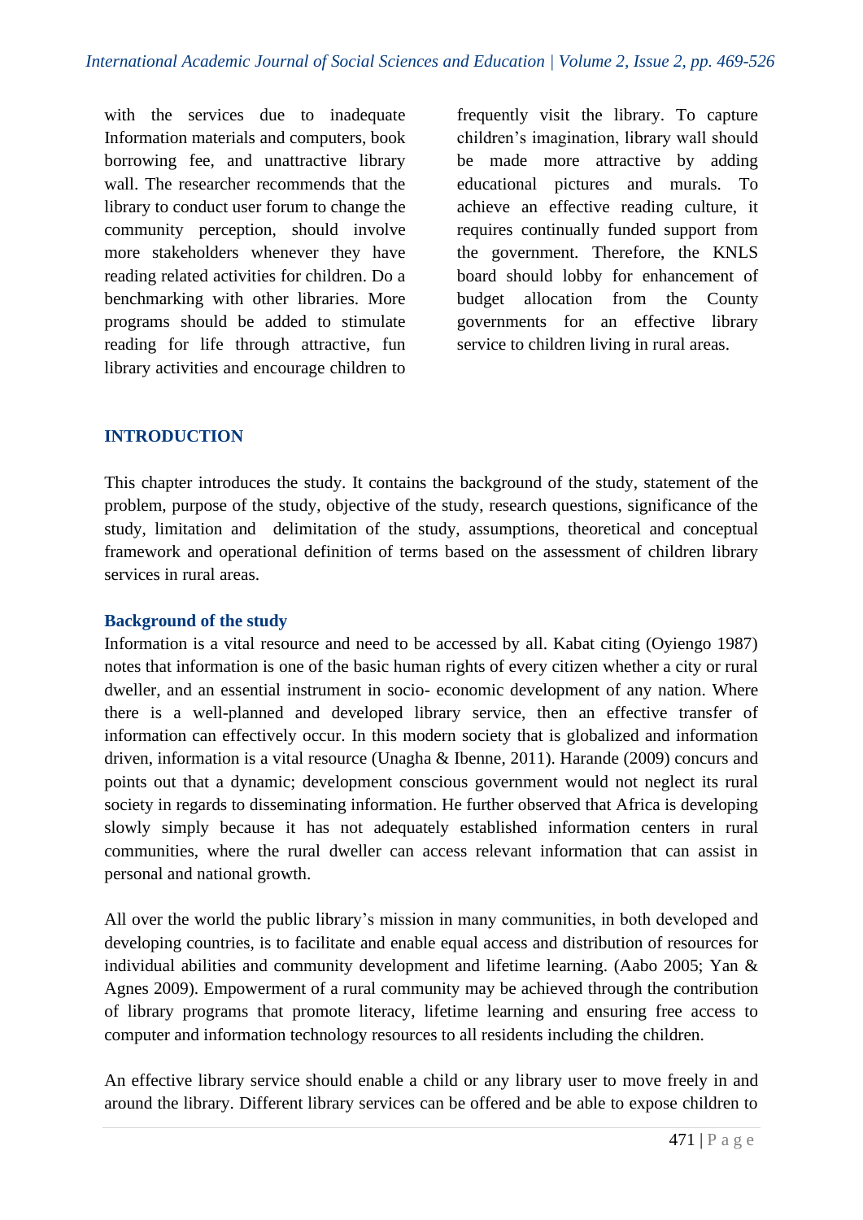with the services due to inadequate Information materials and computers, book borrowing fee, and unattractive library wall. The researcher recommends that the library to conduct user forum to change the community perception, should involve more stakeholders whenever they have reading related activities for children. Do a benchmarking with other libraries. More programs should be added to stimulate reading for life through attractive, fun library activities and encourage children to frequently visit the library. To capture children's imagination, library wall should be made more attractive by adding educational pictures and murals. To achieve an effective reading culture, it requires continually funded support from the government. Therefore, the KNLS board should lobby for enhancement of budget allocation from the County governments for an effective library service to children living in rural areas.

## INTRODUCTION

This chapter introduces the study. It contains the background of the study, statement of the problem, purpose of the study, objective of the study, research questions, significance of the study, limitation and delimitation of the study, assumptions, theoretical and conceptual framework and operational definition of terms based on the assessment of children library services in rural areas.

### Background of the study

Information is a vital resource and need to be accessed by all. Kabat citing (Oyiengo 1987) notes that information is one of the basic human rights of every citizen whether a city or rural dweller, and an essential instrument in socio- economic development of any nation. Where there is a well-planned and developed library service, then an effective transfer of information can effectively occur. In this modern society that is globalized and information driven, information is a vital resource (Unagha & Ibenne, 2011). Harande (2009) concurs and points out that a dynamic; development conscious government would not neglect its rural society in regards to disseminating information. He further observed that Africa is developing slowly simply because it has not adequately established information centers in rural communities, where the rural dweller can access relevant information that can assist in personal and national growth.

All over the world the public library's mission in many communities, in both developed and developing countries, is to facilitate and enable equal access and distribution of resources for individual abilities and community development and lifetime learning. (Aabo 2005; Yan & Agnes 2009). Empowerment of a rural community may be achieved through the contribution of library programs that promote literacy, lifetime learning and ensuring free access to computer and information technology resources to all residents including the children.

An effective library service should enable a child or any library user to move freely in and around the library. Different library services can be offered and be able to expose children to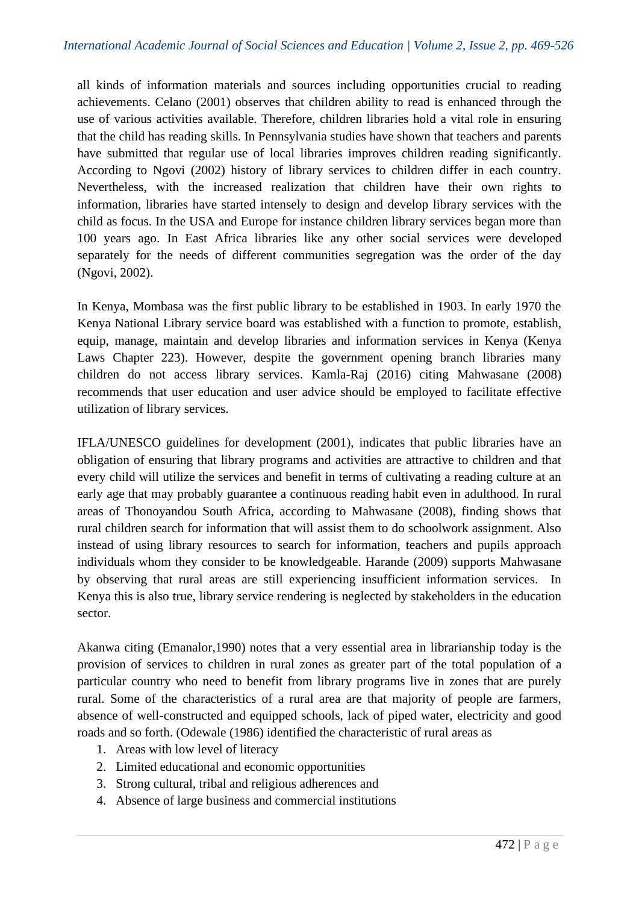all kinds of information materials and sources including opportunities crucial to reading achievements. Celano (2001) observes that children ability to read is enhanced through the use of various activities available. Therefore, children libraries hold a vital role in ensuring that the child has reading skills. In Pennsylvania studies have shown that teachers and parents have submitted that regular use of local libraries improves children reading significantly. According to Ngovi (2002) history of library services to children differ in each country. Nevertheless, with the increased realization that children have their own rights to information, libraries have started intensely to design and develop library services with the child as focus. In the USA and Europe for instance children library services began more than 100 years ago. In East Africa libraries like any other social services were developed separately for the needs of different communities segregation was the order of the day (Ngovi, 2002).

In Kenya, Mombasa was the first public library to be established in 1903. In early 1970 the Kenya National Library service board was established with a function to promote, establish, equip, manage, maintain and develop libraries and information services in Kenya (Kenya Laws Chapter 223). However, despite the government opening branch libraries many children do not access library services. Kamla-Raj (2016) citing Mahwasane (2008) recommends that user education and user advice should be employed to facilitate effective utilization of library services.

IFLA/UNESCO guidelines for development (2001), indicates that public libraries have an obligation of ensuring that library programs and activities are attractive to children and that every child will utilize the services and benefit in terms of cultivating a reading culture at an early age that may probably guarantee a continuous reading habit even in adulthood. In rural areas of Thonoyandou South Africa, according to Mahwasane (2008), finding shows that rural children search for information that will assist them to do schoolwork assignment. Also instead of using library resources to search for information, teachers and pupils approach individuals whom they consider to be knowledgeable. Harande (2009) supports Mahwasane by observing that rural areas are still experiencing insufficient information services. In Kenya this is also true, library service rendering is neglected by stakeholders in the education sector.

Akanwa citing (Emanalor,1990) notes that a very essential area in librarianship today is the provision of services to children in rural zones as greater part of the total population of a particular country who need to benefit from library programs live in zones that are purely rural. Some of the characteristics of a rural area are that majority of people are farmers, absence of well-constructed and equipped schools, lack of piped water, electricity and good roads and so forth. (Odewale (1986) identified the characteristic of rural areas as

1. Areas with low level of literacy
2. Limited educational and economic opportunities
3. Strong cultural, tribal and religious adherences and
4. Absence of large business and commercial institutions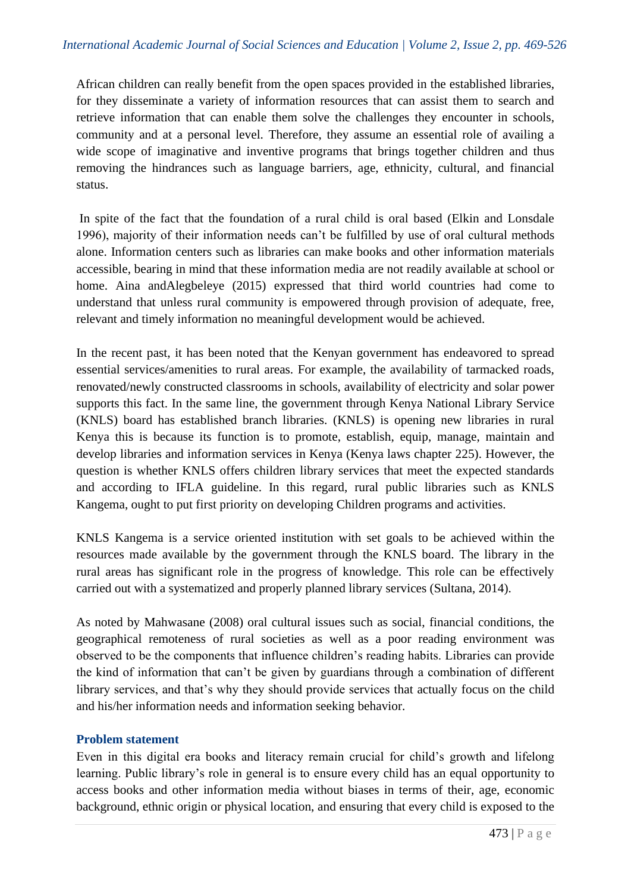African children can really benefit from the open spaces provided in the established libraries, for they disseminate a variety of information resources that can assist them to search and retrieve information that can enable them solve the challenges they encounter in schools, community and at a personal level. Therefore, they assume an essential role of availing a wide scope of imaginative and inventive programs that brings together children and thus removing the hindrances such as language barriers, age, ethnicity, cultural, and financial status.

In spite of the fact that the foundation of a rural child is oral based (Elkin and Lonsdale 1996), majority of their information needs can't be fulfilled by use of oral cultural methods alone. Information centers such as libraries can make books and other information materials accessible, bearing in mind that these information media are not readily available at school or home. Aina andAlegbeleye (2015) expressed that third world countries had come to understand that unless rural community is empowered through provision of adequate, free, relevant and timely information no meaningful development would be achieved.

In the recent past, it has been noted that the Kenyan government has endeavored to spread essential services/amenities to rural areas. For example, the availability of tarmacked roads, renovated/newly constructed classrooms in schools, availability of electricity and solar power supports this fact. In the same line, the government through Kenya National Library Service (KNLS) board has established branch libraries. (KNLS) is opening new libraries in rural Kenya this is because its function is to promote, establish, equip, manage, maintain and develop libraries and information services in Kenya (Kenya laws chapter 225). However, the question is whether KNLS offers children library services that meet the expected standards and according to IFLA guideline. In this regard, rural public libraries such as KNLS Kangema, ought to put first priority on developing Children programs and activities.

KNLS Kangema is a service oriented institution with set goals to be achieved within the resources made available by the government through the KNLS board. The library in the rural areas has significant role in the progress of knowledge. This role can be effectively carried out with a systematized and properly planned library services (Sultana, 2014).

As noted by Mahwasane (2008) oral cultural issues such as social, financial conditions, the geographical remoteness of rural societies as well as a poor reading environment was observed to be the components that influence children's reading habits. Libraries can provide the kind of information that can't be given by guardians through a combination of different library services, and that's why they should provide services that actually focus on the child and his/her information needs and information seeking behavior.

## Problem statement

Even in this digital era books and literacy remain crucial for child's growth and lifelong learning. Public library's role in general is to ensure every child has an equal opportunity to access books and other information media without biases in terms of their, age, economic background, ethnic origin or physical location, and ensuring that every child is exposed to the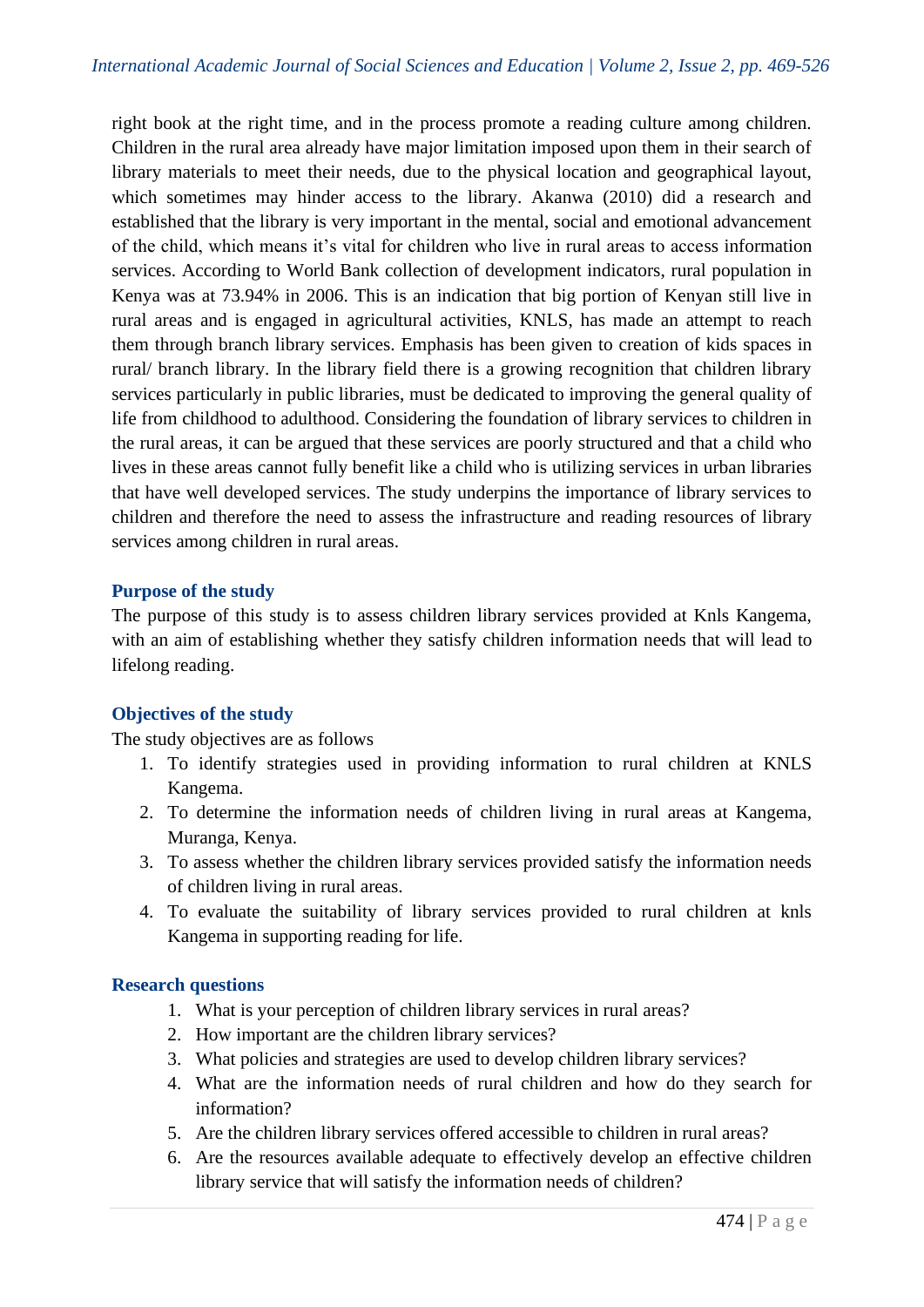right book at the right time, and in the process promote a reading culture among children. Children in the rural area already have major limitation imposed upon them in their search of library materials to meet their needs, due to the physical location and geographical layout, which sometimes may hinder access to the library. Akanwa (2010) did a research and established that the library is very important in the mental, social and emotional advancement of the child, which means it's vital for children who live in rural areas to access information services. According to World Bank collection of development indicators, rural population in Kenya was at 73.94% in 2006. This is an indication that big portion of Kenyan still live in rural areas and is engaged in agricultural activities, KNLS, has made an attempt to reach them through branch library services. Emphasis has been given to creation of kids spaces in rural/ branch library. In the library field there is a growing recognition that children library services particularly in public libraries, must be dedicated to improving the general quality of life from childhood to adulthood. Considering the foundation of library services to children in the rural areas, it can be argued that these services are poorly structured and that a child who lives in these areas cannot fully benefit like a child who is utilizing services in urban libraries that have well developed services. The study underpins the importance of library services to children and therefore the need to assess the infrastructure and reading resources of library services among children in rural areas.

### Purpose of the study

The purpose of this study is to assess children library services provided at Knls Kangema, with an aim of establishing whether they satisfy children information needs that will lead to lifelong reading.

### Objectives of the study

The study objectives are as follows

1. To identify strategies used in providing information to rural children at KNLS Kangema.
2. To determine the information needs of children living in rural areas at Kangema, Muranga, Kenya.
3. To assess whether the children library services provided satisfy the information needs of children living in rural areas.
4. To evaluate the suitability of library services provided to rural children at knls Kangema in supporting reading for life.

### Research questions

1. What is your perception of children library services in rural areas?
2. How important are the children library services?
3. What policies and strategies are used to develop children library services?
4. What are the information needs of rural children and how do they search for information?
5. Are the children library services offered accessible to children in rural areas?
6. Are the resources available adequate to effectively develop an effective children library service that will satisfy the information needs of children?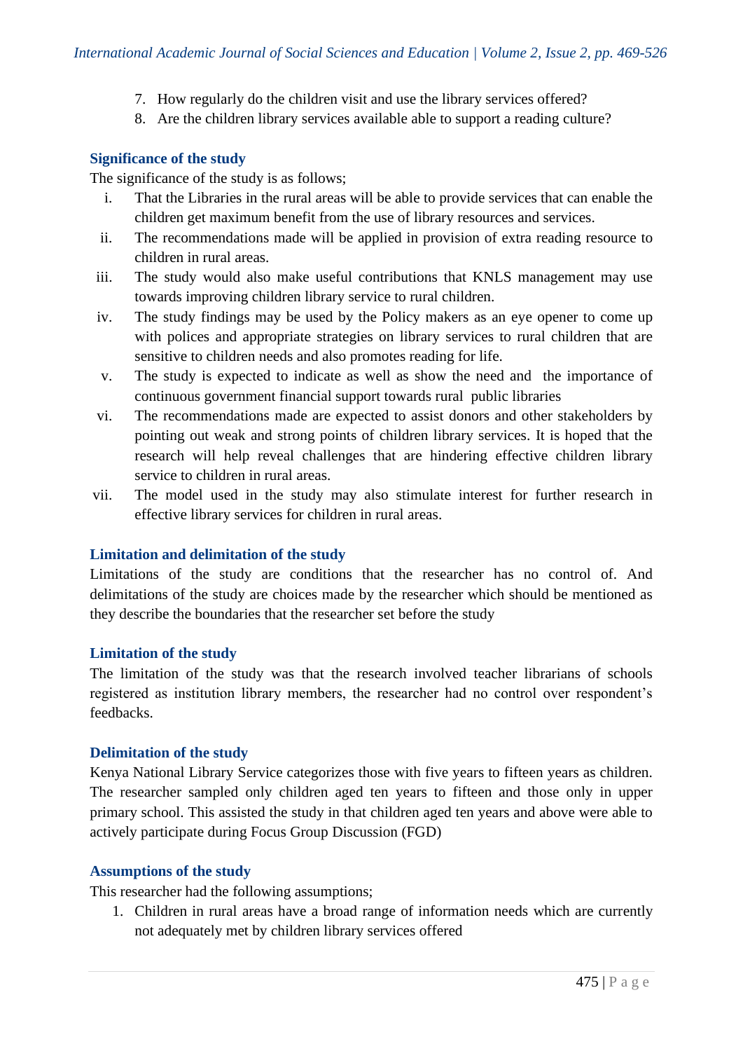7. How regularly do the children visit and use the library services offered?
8. Are the children library services available able to support a reading culture?

### Significance of the study

The significance of the study is as follows;

i. That the Libraries in the rural areas will be able to provide services that can enable the children get maximum benefit from the use of library resources and services.
ii. The recommendations made will be applied in provision of extra reading resource to children in rural areas.
iii. The study would also make useful contributions that KNLS management may use towards improving children library service to rural children.
iv. The study findings may be used by the Policy makers as an eye opener to come up with polices and appropriate strategies on library services to rural children that are sensitive to children needs and also promotes reading for life.
v. The study is expected to indicate as well as show the need and the importance of continuous government financial support towards rural public libraries
vi. The recommendations made are expected to assist donors and other stakeholders by pointing out weak and strong points of children library services. It is hoped that the research will help reveal challenges that are hindering effective children library service to children in rural areas.
vii. The model used in the study may also stimulate interest for further research in effective library services for children in rural areas.

### Limitation and delimitation of the study

Limitations of the study are conditions that the researcher has no control of. And delimitations of the study are choices made by the researcher which should be mentioned as they describe the boundaries that the researcher set before the study

### Limitation of the study

The limitation of the study was that the research involved teacher librarians of schools registered as institution library members, the researcher had no control over respondent's feedbacks.

### Delimitation of the study

Kenya National Library Service categorizes those with five years to fifteen years as children. The researcher sampled only children aged ten years to fifteen and those only in upper primary school. This assisted the study in that children aged ten years and above were able to actively participate during Focus Group Discussion (FGD)

### Assumptions of the study

This researcher had the following assumptions;

1. Children in rural areas have a broad range of information needs which are currently not adequately met by children library services offered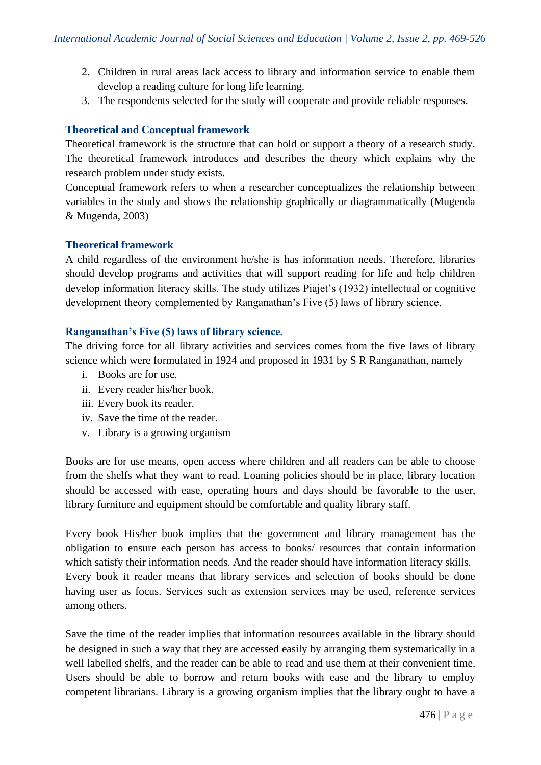2. Children in rural areas lack access to library and information service to enable them develop a reading culture for long life learning.
3. The respondents selected for the study will cooperate and provide reliable responses.

### Theoretical and Conceptual framework

Theoretical framework is the structure that can hold or support a theory of a research study. The theoretical framework introduces and describes the theory which explains why the research problem under study exists.

Conceptual framework refers to when a researcher conceptualizes the relationship between variables in the study and shows the relationship graphically or diagrammatically (Mugenda & Mugenda, 2003)

### Theoretical framework

A child regardless of the environment he/she is has information needs. Therefore, libraries should develop programs and activities that will support reading for life and help children develop information literacy skills. The study utilizes Piajet's (1932) intellectual or cognitive development theory complemented by Ranganathan's Five (5) laws of library science.

### Ranganathan's Five (5) laws of library science.

The driving force for all library activities and services comes from the five laws of library science which were formulated in 1924 and proposed in 1931 by S R Ranganathan, namely

i. Books are for use.
ii. Every reader his/her book.
iii. Every book its reader.
iv. Save the time of the reader.
v. Library is a growing organism

Books are for use means, open access where children and all readers can be able to choose from the shelfs what they want to read. Loaning policies should be in place, library location should be accessed with ease, operating hours and days should be favorable to the user, library furniture and equipment should be comfortable and quality library staff.

Every book His/her book implies that the government and library management has the obligation to ensure each person has access to books/ resources that contain information which satisfy their information needs. And the reader should have information literacy skills. Every book it reader means that library services and selection of books should be done having user as focus. Services such as extension services may be used, reference services among others.

Save the time of the reader implies that information resources available in the library should be designed in such a way that they are accessed easily by arranging them systematically in a well labelled shelfs, and the reader can be able to read and use them at their convenient time. Users should be able to borrow and return books with ease and the library to employ competent librarians. Library is a growing organism implies that the library ought to have a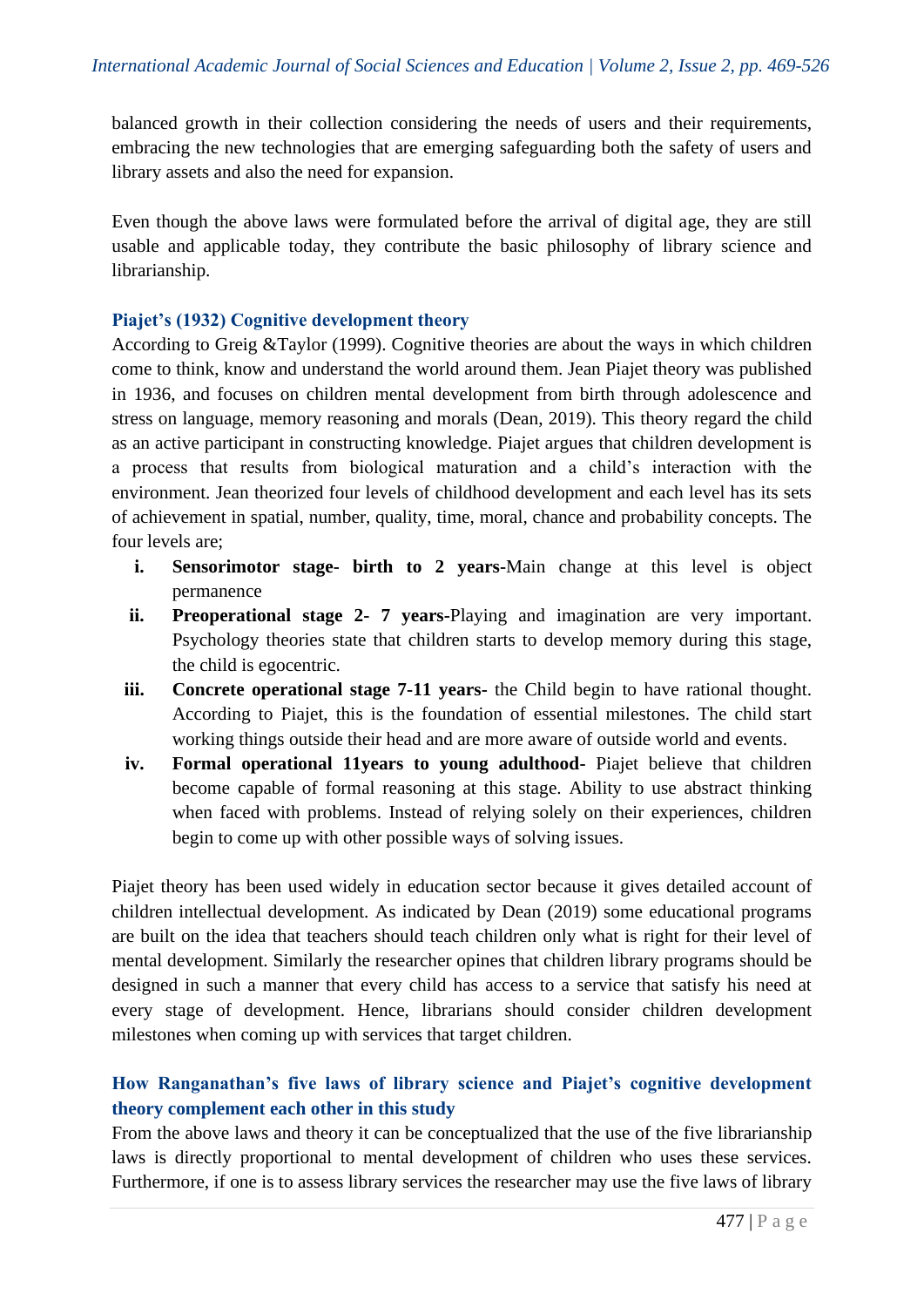balanced growth in their collection considering the needs of users and their requirements, embracing the new technologies that are emerging safeguarding both the safety of users and library assets and also the need for expansion.

Even though the above laws were formulated before the arrival of digital age, they are still usable and applicable today, they contribute the basic philosophy of library science and librarianship.

### Piajet's (1932) Cognitive development theory

According to Greig &Taylor (1999). Cognitive theories are about the ways in which children come to think, know and understand the world around them. Jean Piajet theory was published in 1936, and focuses on children mental development from birth through adolescence and stress on language, memory reasoning and morals (Dean, 2019). This theory regard the child as an active participant in constructing knowledge. Piajet argues that children development is a process that results from biological maturation and a child's interaction with the environment. Jean theorized four levels of childhood development and each level has its sets of achievement in spatial, number, quality, time, moral, chance and probability concepts. The four levels are;

i. **Sensorimotor stage- birth to 2 years-**Main change at this level is object permanence
ii. **Preoperational stage 2- 7 years-**Playing and imagination are very important. Psychology theories state that children starts to develop memory during this stage, the child is egocentric.
iii. **Concrete operational stage 7-11 years-** the Child begin to have rational thought. According to Piajet, this is the foundation of essential milestones. The child start working things outside their head and are more aware of outside world and events.
iv. **Formal operational 11years to young adulthood-** Piajet believe that children become capable of formal reasoning at this stage. Ability to use abstract thinking when faced with problems. Instead of relying solely on their experiences, children begin to come up with other possible ways of solving issues.

Piajet theory has been used widely in education sector because it gives detailed account of children intellectual development. As indicated by Dean (2019) some educational programs are built on the idea that teachers should teach children only what is right for their level of mental development. Similarly the researcher opines that children library programs should be designed in such a manner that every child has access to a service that satisfy his need at every stage of development. Hence, librarians should consider children development milestones when coming up with services that target children.

### How Ranganathan's five laws of library science and Piajet's cognitive development theory complement each other in this study

From the above laws and theory it can be conceptualized that the use of the five librarianship laws is directly proportional to mental development of children who uses these services. Furthermore, if one is to assess library services the researcher may use the five laws of library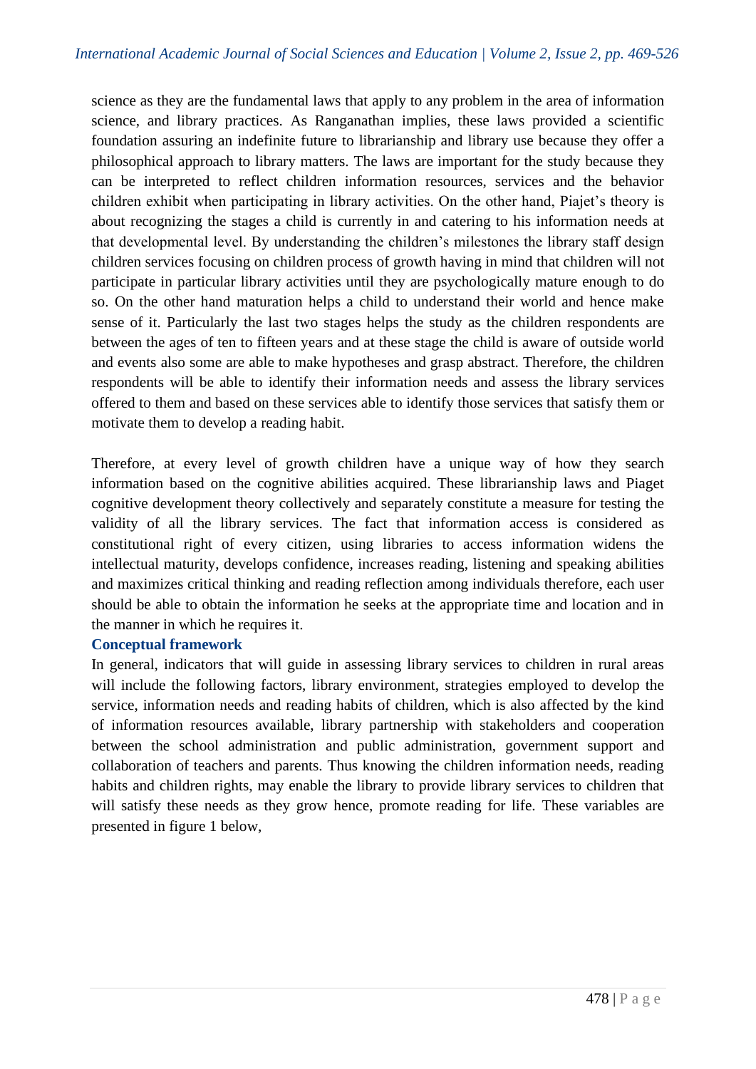science as they are the fundamental laws that apply to any problem in the area of information science, and library practices. As Ranganathan implies, these laws provided a scientific foundation assuring an indefinite future to librarianship and library use because they offer a philosophical approach to library matters. The laws are important for the study because they can be interpreted to reflect children information resources, services and the behavior children exhibit when participating in library activities. On the other hand, Piajet's theory is about recognizing the stages a child is currently in and catering to his information needs at that developmental level. By understanding the children's milestones the library staff design children services focusing on children process of growth having in mind that children will not participate in particular library activities until they are psychologically mature enough to do so. On the other hand maturation helps a child to understand their world and hence make sense of it. Particularly the last two stages helps the study as the children respondents are between the ages of ten to fifteen years and at these stage the child is aware of outside world and events also some are able to make hypotheses and grasp abstract. Therefore, the children respondents will be able to identify their information needs and assess the library services offered to them and based on these services able to identify those services that satisfy them or motivate them to develop a reading habit.

Therefore, at every level of growth children have a unique way of how they search information based on the cognitive abilities acquired. These librarianship laws and Piaget cognitive development theory collectively and separately constitute a measure for testing the validity of all the library services. The fact that information access is considered as constitutional right of every citizen, using libraries to access information widens the intellectual maturity, develops confidence, increases reading, listening and speaking abilities and maximizes critical thinking and reading reflection among individuals therefore, each user should be able to obtain the information he seeks at the appropriate time and location and in the manner in which he requires it.

## Conceptual framework

In general, indicators that will guide in assessing library services to children in rural areas will include the following factors, library environment, strategies employed to develop the service, information needs and reading habits of children, which is also affected by the kind of information resources available, library partnership with stakeholders and cooperation between the school administration and public administration, government support and collaboration of teachers and parents. Thus knowing the children information needs, reading habits and children rights, may enable the library to provide library services to children that will satisfy these needs as they grow hence, promote reading for life. These variables are presented in figure 1 below,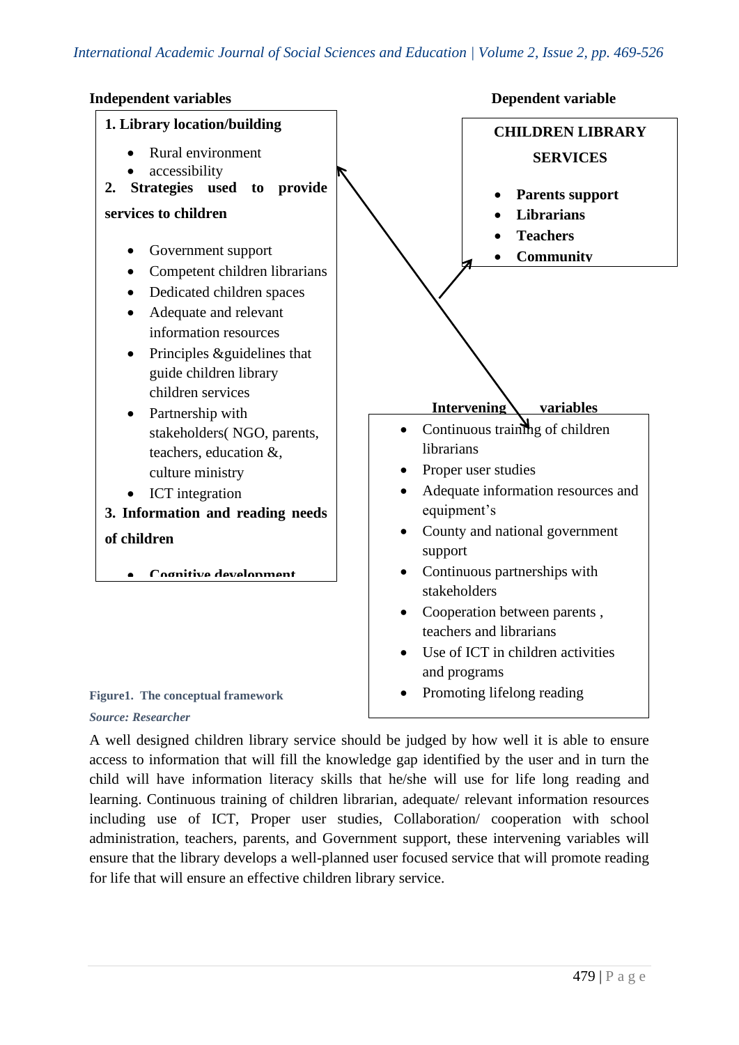**Independent variables**

**1. Library location/building**

- Rural environment
- accessibility

**2. Strategies used to provide services to children**

- Government support
- Competent children librarians
- Dedicated children spaces
- Adequate and relevant information resources
- Principles &guidelines that guide children library children services
- Partnership with stakeholders( NGO, parents, teachers, education &, culture ministry
- ICT integration

**3. Information and reading needs of children**

- **Cognitive development**

**Dependent variable**

**CHILDREN LIBRARY SERVICES**

- **Parents support**
- **Librarians**
- **Teachers**
- **Community**

**Intervening variables**

- Continuous training of children librarians
- Proper user studies
- Adequate information resources and equipment's
- County and national government support
- Continuous partnerships with stakeholders
- Cooperation between parents , teachers and librarians
- Use of ICT in children activities and programs
- Promoting lifelong reading

**Figure1. The conceptual framework**

***Source: Researcher***

A well designed children library service should be judged by how well it is able to ensure access to information that will fill the knowledge gap identified by the user and in turn the child will have information literacy skills that he/she will use for life long reading and learning. Continuous training of children librarian, adequate/ relevant information resources including use of ICT, Proper user studies, Collaboration/ cooperation with school administration, teachers, parents, and Government support, these intervening variables will ensure that the library develops a well-planned user focused service that will promote reading for life that will ensure an effective children library service.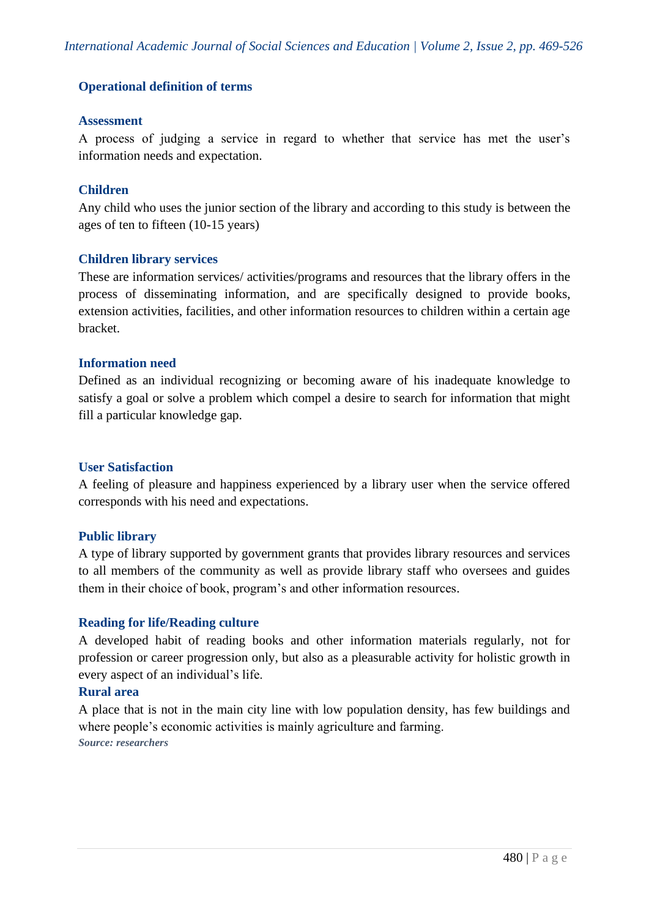## Operational definition of terms

### Assessment

A process of judging a service in regard to whether that service has met the user's information needs and expectation.

### Children

Any child who uses the junior section of the library and according to this study is between the ages of ten to fifteen (10-15 years)

### Children library services

These are information services/ activities/programs and resources that the library offers in the process of disseminating information, and are specifically designed to provide books, extension activities, facilities, and other information resources to children within a certain age bracket.

### Information need

Defined as an individual recognizing or becoming aware of his inadequate knowledge to satisfy a goal or solve a problem which compel a desire to search for information that might fill a particular knowledge gap.

### User Satisfaction

A feeling of pleasure and happiness experienced by a library user when the service offered corresponds with his need and expectations.

### Public library

A type of library supported by government grants that provides library resources and services to all members of the community as well as provide library staff who oversees and guides them in their choice of book, program's and other information resources.

### Reading for life/Reading culture

A developed habit of reading books and other information materials regularly, not for profession or career progression only, but also as a pleasurable activity for holistic growth in every aspect of an individual's life.

### Rural area

A place that is not in the main city line with low population density, has few buildings and where people's economic activities is mainly agriculture and farming.

***Source: researchers***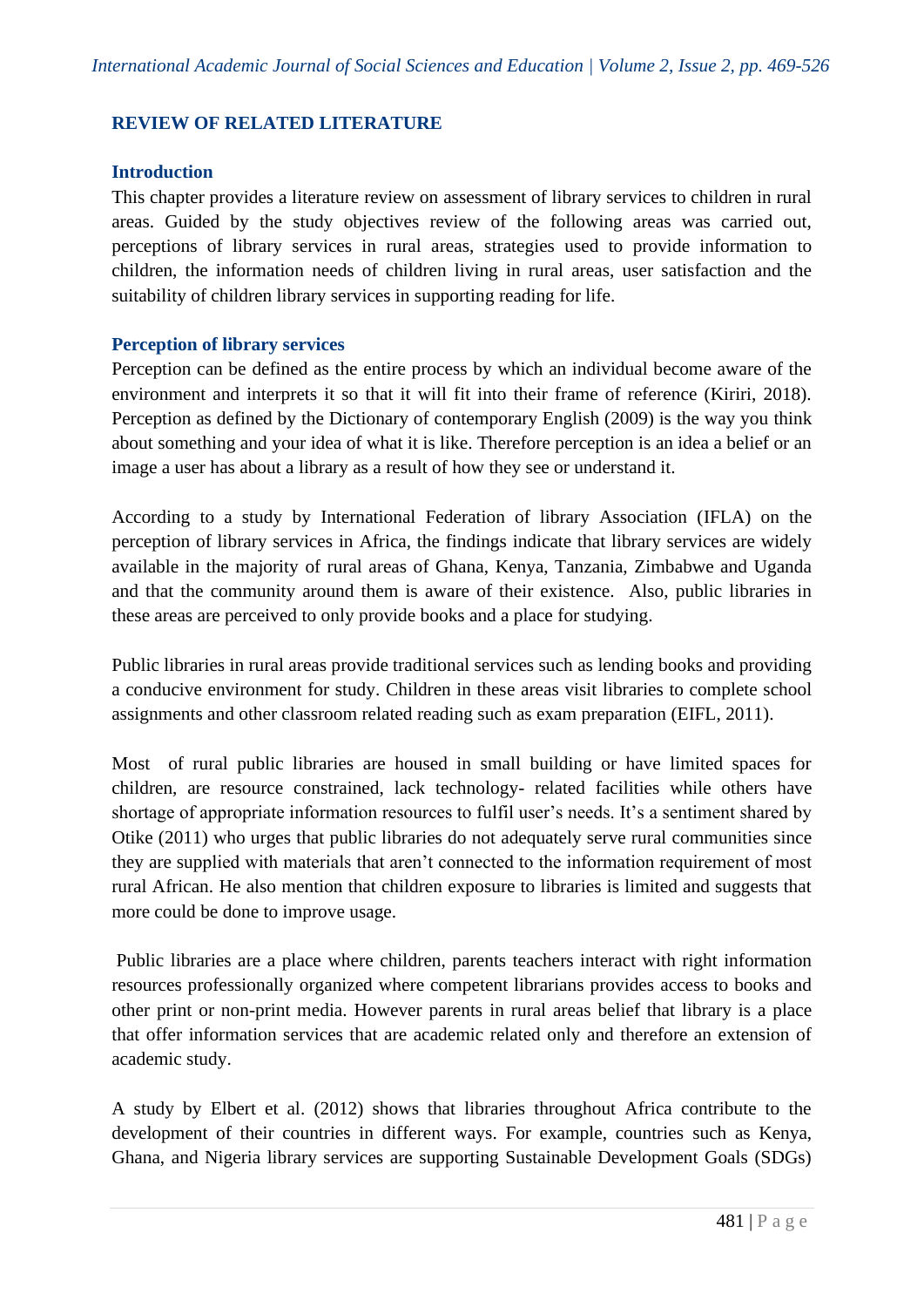## REVIEW OF RELATED LITERATURE

### Introduction

This chapter provides a literature review on assessment of library services to children in rural areas. Guided by the study objectives review of the following areas was carried out, perceptions of library services in rural areas, strategies used to provide information to children, the information needs of children living in rural areas, user satisfaction and the suitability of children library services in supporting reading for life.

### Perception of library services

Perception can be defined as the entire process by which an individual become aware of the environment and interprets it so that it will fit into their frame of reference (Kiriri, 2018). Perception as defined by the Dictionary of contemporary English (2009) is the way you think about something and your idea of what it is like. Therefore perception is an idea a belief or an image a user has about a library as a result of how they see or understand it.

According to a study by International Federation of library Association (IFLA) on the perception of library services in Africa, the findings indicate that library services are widely available in the majority of rural areas of Ghana, Kenya, Tanzania, Zimbabwe and Uganda and that the community around them is aware of their existence. Also, public libraries in these areas are perceived to only provide books and a place for studying.

Public libraries in rural areas provide traditional services such as lending books and providing a conducive environment for study. Children in these areas visit libraries to complete school assignments and other classroom related reading such as exam preparation (EIFL, 2011).

Most of rural public libraries are housed in small building or have limited spaces for children, are resource constrained, lack technology- related facilities while others have shortage of appropriate information resources to fulfil user's needs. It's a sentiment shared by Otike (2011) who urges that public libraries do not adequately serve rural communities since they are supplied with materials that aren't connected to the information requirement of most rural African. He also mention that children exposure to libraries is limited and suggests that more could be done to improve usage.

Public libraries are a place where children, parents teachers interact with right information resources professionally organized where competent librarians provides access to books and other print or non-print media. However parents in rural areas belief that library is a place that offer information services that are academic related only and therefore an extension of academic study.

A study by Elbert et al. (2012) shows that libraries throughout Africa contribute to the development of their countries in different ways. For example, countries such as Kenya, Ghana, and Nigeria library services are supporting Sustainable Development Goals (SDGs)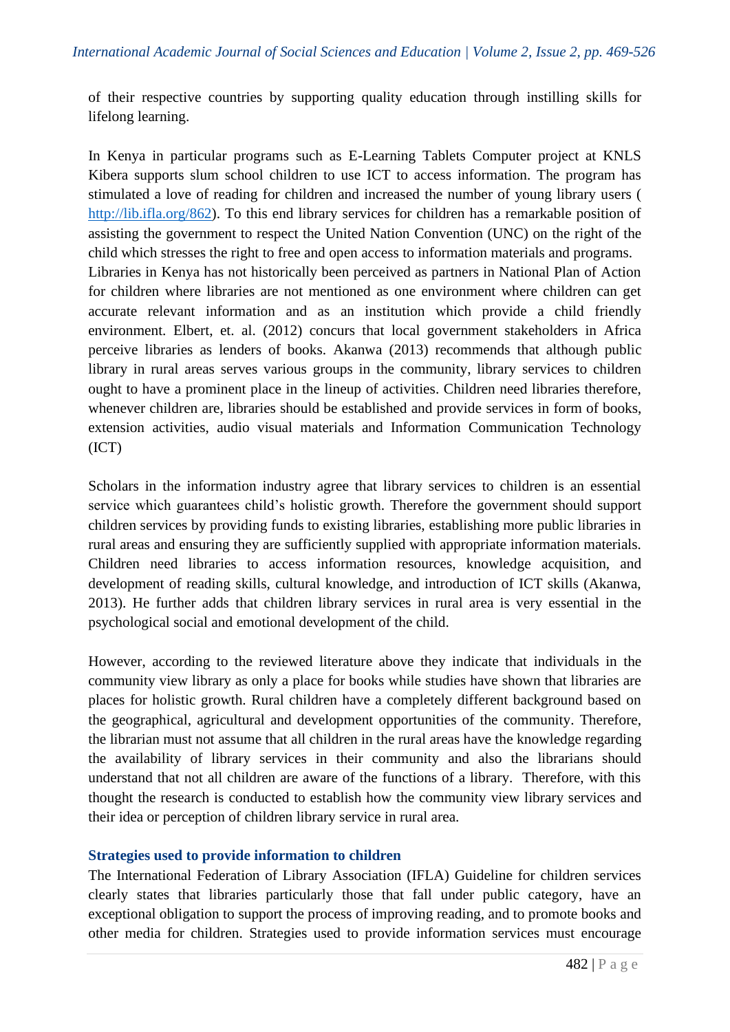of their respective countries by supporting quality education through instilling skills for lifelong learning.

In Kenya in particular programs such as E-Learning Tablets Computer project at KNLS Kibera supports slum school children to use ICT to access information. The program has stimulated a love of reading for children and increased the number of young library users ( http://lib.ifla.org/862). To this end library services for children has a remarkable position of assisting the government to respect the United Nation Convention (UNC) on the right of the child which stresses the right to free and open access to information materials and programs. Libraries in Kenya has not historically been perceived as partners in National Plan of Action for children where libraries are not mentioned as one environment where children can get accurate relevant information and as an institution which provide a child friendly environment. Elbert, et. al. (2012) concurs that local government stakeholders in Africa perceive libraries as lenders of books. Akanwa (2013) recommends that although public library in rural areas serves various groups in the community, library services to children ought to have a prominent place in the lineup of activities. Children need libraries therefore, whenever children are, libraries should be established and provide services in form of books, extension activities, audio visual materials and Information Communication Technology (ICT)

Scholars in the information industry agree that library services to children is an essential service which guarantees child's holistic growth. Therefore the government should support children services by providing funds to existing libraries, establishing more public libraries in rural areas and ensuring they are sufficiently supplied with appropriate information materials. Children need libraries to access information resources, knowledge acquisition, and development of reading skills, cultural knowledge, and introduction of ICT skills (Akanwa, 2013). He further adds that children library services in rural area is very essential in the psychological social and emotional development of the child.

However, according to the reviewed literature above they indicate that individuals in the community view library as only a place for books while studies have shown that libraries are places for holistic growth. Rural children have a completely different background based on the geographical, agricultural and development opportunities of the community. Therefore, the librarian must not assume that all children in the rural areas have the knowledge regarding the availability of library services in their community and also the librarians should understand that not all children are aware of the functions of a library. Therefore, with this thought the research is conducted to establish how the community view library services and their idea or perception of children library service in rural area.

### Strategies used to provide information to children

The International Federation of Library Association (IFLA) Guideline for children services clearly states that libraries particularly those that fall under public category, have an exceptional obligation to support the process of improving reading, and to promote books and other media for children. Strategies used to provide information services must encourage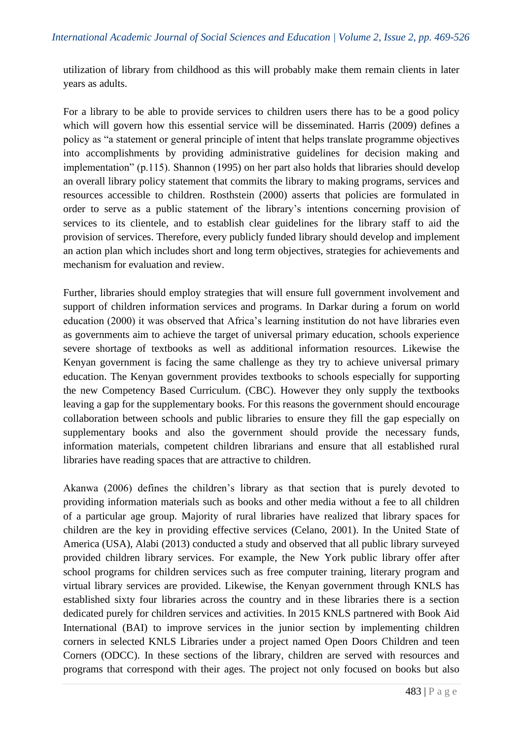utilization of library from childhood as this will probably make them remain clients in later years as adults.

For a library to be able to provide services to children users there has to be a good policy which will govern how this essential service will be disseminated. Harris (2009) defines a policy as "a statement or general principle of intent that helps translate programme objectives into accomplishments by providing administrative guidelines for decision making and implementation" (p.115). Shannon (1995) on her part also holds that libraries should develop an overall library policy statement that commits the library to making programs, services and resources accessible to children. Rosthstein (2000) asserts that policies are formulated in order to serve as a public statement of the library's intentions concerning provision of services to its clientele, and to establish clear guidelines for the library staff to aid the provision of services. Therefore, every publicly funded library should develop and implement an action plan which includes short and long term objectives, strategies for achievements and mechanism for evaluation and review.

Further, libraries should employ strategies that will ensure full government involvement and support of children information services and programs. In Darkar during a forum on world education (2000) it was observed that Africa's learning institution do not have libraries even as governments aim to achieve the target of universal primary education, schools experience severe shortage of textbooks as well as additional information resources. Likewise the Kenyan government is facing the same challenge as they try to achieve universal primary education. The Kenyan government provides textbooks to schools especially for supporting the new Competency Based Curriculum. (CBC). However they only supply the textbooks leaving a gap for the supplementary books. For this reasons the government should encourage collaboration between schools and public libraries to ensure they fill the gap especially on supplementary books and also the government should provide the necessary funds, information materials, competent children librarians and ensure that all established rural libraries have reading spaces that are attractive to children.

Akanwa (2006) defines the children's library as that section that is purely devoted to providing information materials such as books and other media without a fee to all children of a particular age group. Majority of rural libraries have realized that library spaces for children are the key in providing effective services (Celano, 2001). In the United State of America (USA), Alabi (2013) conducted a study and observed that all public library surveyed provided children library services. For example, the New York public library offer after school programs for children services such as free computer training, literary program and virtual library services are provided. Likewise, the Kenyan government through KNLS has established sixty four libraries across the country and in these libraries there is a section dedicated purely for children services and activities. In 2015 KNLS partnered with Book Aid International (BAI) to improve services in the junior section by implementing children corners in selected KNLS Libraries under a project named Open Doors Children and teen Corners (ODCC). In these sections of the library, children are served with resources and programs that correspond with their ages. The project not only focused on books but also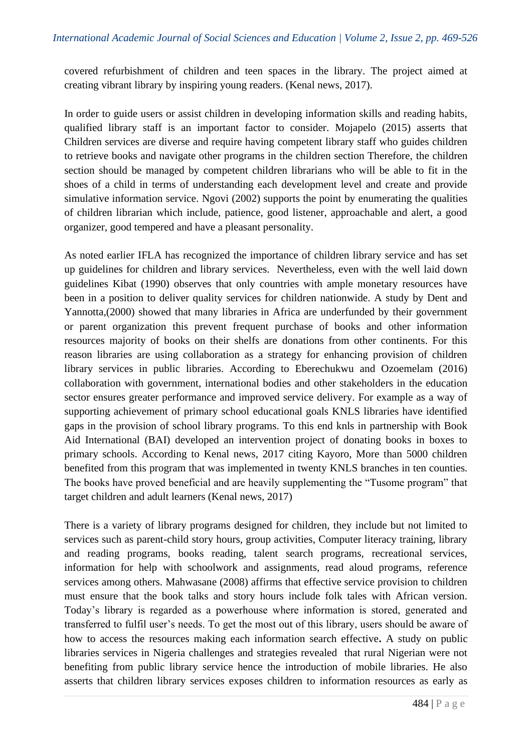covered refurbishment of children and teen spaces in the library. The project aimed at creating vibrant library by inspiring young readers. (Kenal news, 2017).

In order to guide users or assist children in developing information skills and reading habits, qualified library staff is an important factor to consider. Mojapelo (2015) asserts that Children services are diverse and require having competent library staff who guides children to retrieve books and navigate other programs in the children section Therefore, the children section should be managed by competent children librarians who will be able to fit in the shoes of a child in terms of understanding each development level and create and provide simulative information service. Ngovi (2002) supports the point by enumerating the qualities of children librarian which include, patience, good listener, approachable and alert, a good organizer, good tempered and have a pleasant personality.

As noted earlier IFLA has recognized the importance of children library service and has set up guidelines for children and library services. Nevertheless, even with the well laid down guidelines Kibat (1990) observes that only countries with ample monetary resources have been in a position to deliver quality services for children nationwide. A study by Dent and Yannotta,(2000) showed that many libraries in Africa are underfunded by their government or parent organization this prevent frequent purchase of books and other information resources majority of books on their shelfs are donations from other continents. For this reason libraries are using collaboration as a strategy for enhancing provision of children library services in public libraries. According to Eberechukwu and Ozoemelam (2016) collaboration with government, international bodies and other stakeholders in the education sector ensures greater performance and improved service delivery. For example as a way of supporting achievement of primary school educational goals KNLS libraries have identified gaps in the provision of school library programs. To this end knls in partnership with Book Aid International (BAI) developed an intervention project of donating books in boxes to primary schools. According to Kenal news, 2017 citing Kayoro, More than 5000 children benefited from this program that was implemented in twenty KNLS branches in ten counties. The books have proved beneficial and are heavily supplementing the "Tusome program" that target children and adult learners (Kenal news, 2017)

There is a variety of library programs designed for children, they include but not limited to services such as parent-child story hours, group activities, Computer literacy training, library and reading programs, books reading, talent search programs, recreational services, information for help with schoolwork and assignments, read aloud programs, reference services among others. Mahwasane (2008) affirms that effective service provision to children must ensure that the book talks and story hours include folk tales with African version. Today's library is regarded as a powerhouse where information is stored, generated and transferred to fulfil user's needs. To get the most out of this library, users should be aware of how to access the resources making each information search effective**.** A study on public libraries services in Nigeria challenges and strategies revealed that rural Nigerian were not benefiting from public library service hence the introduction of mobile libraries. He also asserts that children library services exposes children to information resources as early as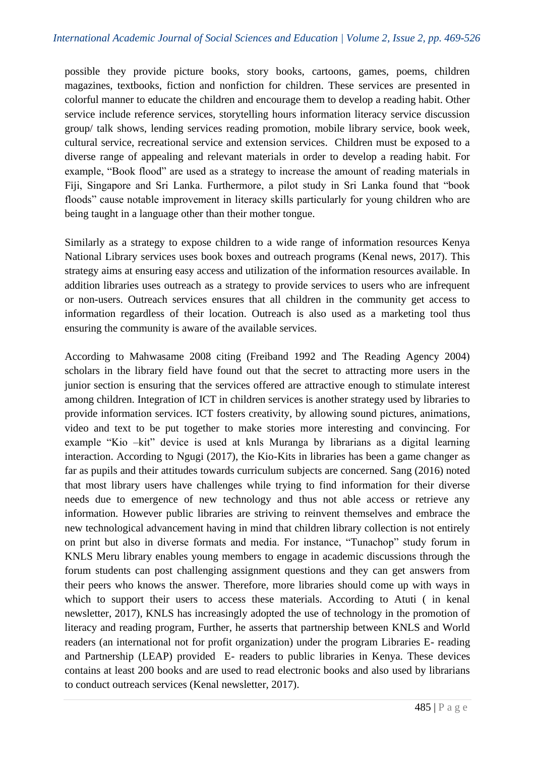possible they provide picture books, story books, cartoons, games, poems, children magazines, textbooks, fiction and nonfiction for children. These services are presented in colorful manner to educate the children and encourage them to develop a reading habit. Other service include reference services, storytelling hours information literacy service discussion group/ talk shows, lending services reading promotion, mobile library service, book week, cultural service, recreational service and extension services. Children must be exposed to a diverse range of appealing and relevant materials in order to develop a reading habit. For example, "Book flood" are used as a strategy to increase the amount of reading materials in Fiji, Singapore and Sri Lanka. Furthermore, a pilot study in Sri Lanka found that "book floods" cause notable improvement in literacy skills particularly for young children who are being taught in a language other than their mother tongue.

Similarly as a strategy to expose children to a wide range of information resources Kenya National Library services uses book boxes and outreach programs (Kenal news, 2017). This strategy aims at ensuring easy access and utilization of the information resources available. In addition libraries uses outreach as a strategy to provide services to users who are infrequent or non-users. Outreach services ensures that all children in the community get access to information regardless of their location. Outreach is also used as a marketing tool thus ensuring the community is aware of the available services.

According to Mahwasame 2008 citing (Freiband 1992 and The Reading Agency 2004) scholars in the library field have found out that the secret to attracting more users in the junior section is ensuring that the services offered are attractive enough to stimulate interest among children. Integration of ICT in children services is another strategy used by libraries to provide information services. ICT fosters creativity, by allowing sound pictures, animations, video and text to be put together to make stories more interesting and convincing. For example "Kio –kit" device is used at knls Muranga by librarians as a digital learning interaction. According to Ngugi (2017), the Kio-Kits in libraries has been a game changer as far as pupils and their attitudes towards curriculum subjects are concerned. Sang (2016) noted that most library users have challenges while trying to find information for their diverse needs due to emergence of new technology and thus not able access or retrieve any information. However public libraries are striving to reinvent themselves and embrace the new technological advancement having in mind that children library collection is not entirely on print but also in diverse formats and media. For instance, "Tunachop" study forum in KNLS Meru library enables young members to engage in academic discussions through the forum students can post challenging assignment questions and they can get answers from their peers who knows the answer. Therefore, more libraries should come up with ways in which to support their users to access these materials. According to Atuti ( in kenal newsletter, 2017), KNLS has increasingly adopted the use of technology in the promotion of literacy and reading program, Further, he asserts that partnership between KNLS and World readers (an international not for profit organization) under the program Libraries E- reading and Partnership (LEAP) provided E- readers to public libraries in Kenya. These devices contains at least 200 books and are used to read electronic books and also used by librarians to conduct outreach services (Kenal newsletter, 2017).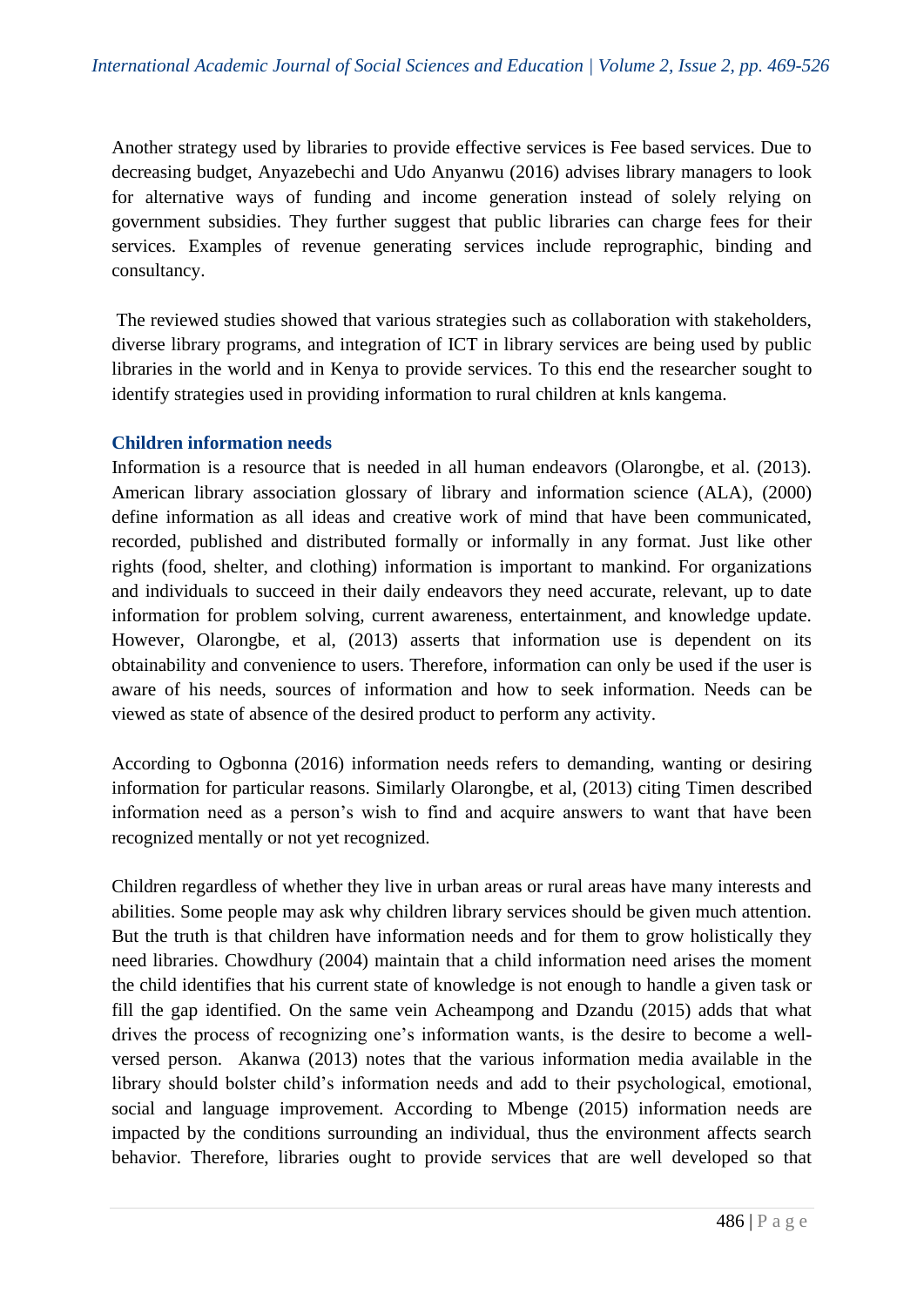Another strategy used by libraries to provide effective services is Fee based services. Due to decreasing budget, Anyazebechi and Udo Anyanwu (2016) advises library managers to look for alternative ways of funding and income generation instead of solely relying on government subsidies. They further suggest that public libraries can charge fees for their services. Examples of revenue generating services include reprographic, binding and consultancy.

The reviewed studies showed that various strategies such as collaboration with stakeholders, diverse library programs, and integration of ICT in library services are being used by public libraries in the world and in Kenya to provide services. To this end the researcher sought to identify strategies used in providing information to rural children at knls kangema.

### Children information needs

Information is a resource that is needed in all human endeavors (Olarongbe, et al. (2013). American library association glossary of library and information science (ALA), (2000) define information as all ideas and creative work of mind that have been communicated, recorded, published and distributed formally or informally in any format. Just like other rights (food, shelter, and clothing) information is important to mankind. For organizations and individuals to succeed in their daily endeavors they need accurate, relevant, up to date information for problem solving, current awareness, entertainment, and knowledge update. However, Olarongbe, et al, (2013) asserts that information use is dependent on its obtainability and convenience to users. Therefore, information can only be used if the user is aware of his needs, sources of information and how to seek information. Needs can be viewed as state of absence of the desired product to perform any activity.

According to Ogbonna (2016) information needs refers to demanding, wanting or desiring information for particular reasons. Similarly Olarongbe, et al, (2013) citing Timen described information need as a person's wish to find and acquire answers to want that have been recognized mentally or not yet recognized.

Children regardless of whether they live in urban areas or rural areas have many interests and abilities. Some people may ask why children library services should be given much attention. But the truth is that children have information needs and for them to grow holistically they need libraries. Chowdhury (2004) maintain that a child information need arises the moment the child identifies that his current state of knowledge is not enough to handle a given task or fill the gap identified. On the same vein Acheampong and Dzandu (2015) adds that what drives the process of recognizing one's information wants, is the desire to become a well-versed person. Akanwa (2013) notes that the various information media available in the library should bolster child's information needs and add to their psychological, emotional, social and language improvement. According to Mbenge (2015) information needs are impacted by the conditions surrounding an individual, thus the environment affects search behavior. Therefore, libraries ought to provide services that are well developed so that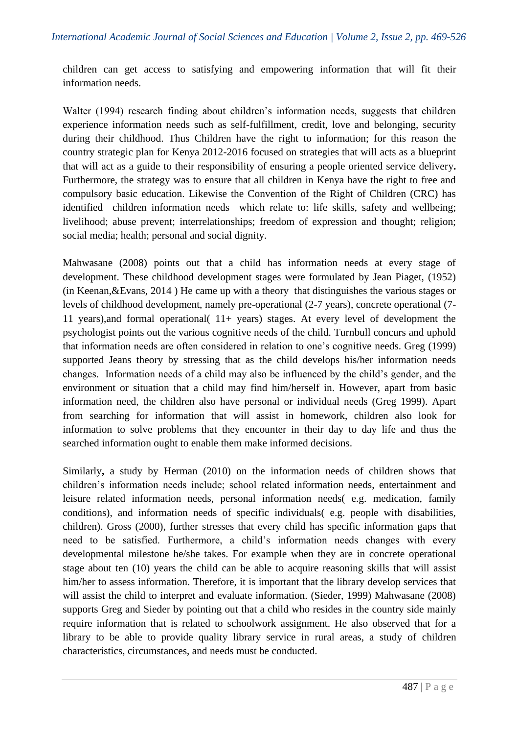children can get access to satisfying and empowering information that will fit their information needs.

Walter (1994) research finding about children's information needs, suggests that children experience information needs such as self-fulfillment, credit, love and belonging, security during their childhood. Thus Children have the right to information; for this reason the country strategic plan for Kenya 2012-2016 focused on strategies that will acts as a blueprint that will act as a guide to their responsibility of ensuring a people oriented service delivery**.** Furthermore, the strategy was to ensure that all children in Kenya have the right to free and compulsory basic education. Likewise the Convention of the Right of Children (CRC) has identified children information needs which relate to: life skills, safety and wellbeing; livelihood; abuse prevent; interrelationships; freedom of expression and thought; religion; social media; health; personal and social dignity.

Mahwasane (2008) points out that a child has information needs at every stage of development. These childhood development stages were formulated by Jean Piaget, (1952) (in Keenan,&Evans, 2014 ) He came up with a theory that distinguishes the various stages or levels of childhood development, namely pre-operational (2-7 years), concrete operational (7-11 years),and formal operational( 11+ years) stages. At every level of development the psychologist points out the various cognitive needs of the child. Turnbull concurs and uphold that information needs are often considered in relation to one's cognitive needs. Greg (1999) supported Jeans theory by stressing that as the child develops his/her information needs changes. Information needs of a child may also be influenced by the child's gender, and the environment or situation that a child may find him/herself in. However, apart from basic information need, the children also have personal or individual needs (Greg 1999). Apart from searching for information that will assist in homework, children also look for information to solve problems that they encounter in their day to day life and thus the searched information ought to enable them make informed decisions.

Similarly**,** a study by Herman (2010) on the information needs of children shows that children's information needs include; school related information needs, entertainment and leisure related information needs, personal information needs( e.g. medication, family conditions), and information needs of specific individuals( e.g. people with disabilities, children). Gross (2000), further stresses that every child has specific information gaps that need to be satisfied. Furthermore, a child's information needs changes with every developmental milestone he/she takes. For example when they are in concrete operational stage about ten (10) years the child can be able to acquire reasoning skills that will assist him/her to assess information. Therefore, it is important that the library develop services that will assist the child to interpret and evaluate information. (Sieder, 1999) Mahwasane (2008) supports Greg and Sieder by pointing out that a child who resides in the country side mainly require information that is related to schoolwork assignment. He also observed that for a library to be able to provide quality library service in rural areas, a study of children characteristics, circumstances, and needs must be conducted.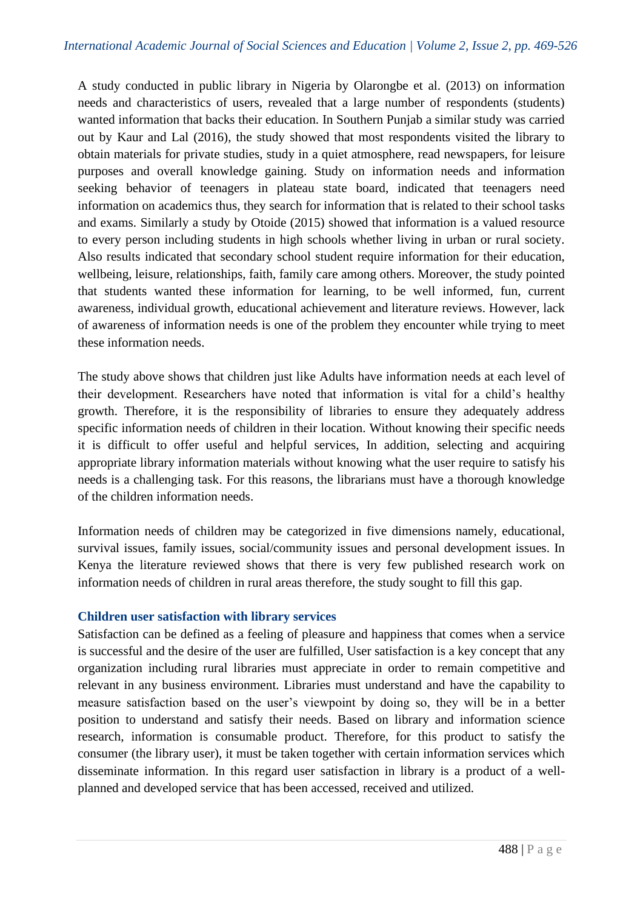A study conducted in public library in Nigeria by Olarongbe et al. (2013) on information needs and characteristics of users, revealed that a large number of respondents (students) wanted information that backs their education. In Southern Punjab a similar study was carried out by Kaur and Lal (2016), the study showed that most respondents visited the library to obtain materials for private studies, study in a quiet atmosphere, read newspapers, for leisure purposes and overall knowledge gaining. Study on information needs and information seeking behavior of teenagers in plateau state board, indicated that teenagers need information on academics thus, they search for information that is related to their school tasks and exams. Similarly a study by Otoide (2015) showed that information is a valued resource to every person including students in high schools whether living in urban or rural society. Also results indicated that secondary school student require information for their education, wellbeing, leisure, relationships, faith, family care among others. Moreover, the study pointed that students wanted these information for learning, to be well informed, fun, current awareness, individual growth, educational achievement and literature reviews. However, lack of awareness of information needs is one of the problem they encounter while trying to meet these information needs.

The study above shows that children just like Adults have information needs at each level of their development. Researchers have noted that information is vital for a child's healthy growth. Therefore, it is the responsibility of libraries to ensure they adequately address specific information needs of children in their location. Without knowing their specific needs it is difficult to offer useful and helpful services, In addition, selecting and acquiring appropriate library information materials without knowing what the user require to satisfy his needs is a challenging task. For this reasons, the librarians must have a thorough knowledge of the children information needs.

Information needs of children may be categorized in five dimensions namely, educational, survival issues, family issues, social/community issues and personal development issues. In Kenya the literature reviewed shows that there is very few published research work on information needs of children in rural areas therefore, the study sought to fill this gap.

### Children user satisfaction with library services

Satisfaction can be defined as a feeling of pleasure and happiness that comes when a service is successful and the desire of the user are fulfilled, User satisfaction is a key concept that any organization including rural libraries must appreciate in order to remain competitive and relevant in any business environment. Libraries must understand and have the capability to measure satisfaction based on the user's viewpoint by doing so, they will be in a better position to understand and satisfy their needs. Based on library and information science research, information is consumable product. Therefore, for this product to satisfy the consumer (the library user), it must be taken together with certain information services which disseminate information. In this regard user satisfaction in library is a product of a well-planned and developed service that has been accessed, received and utilized.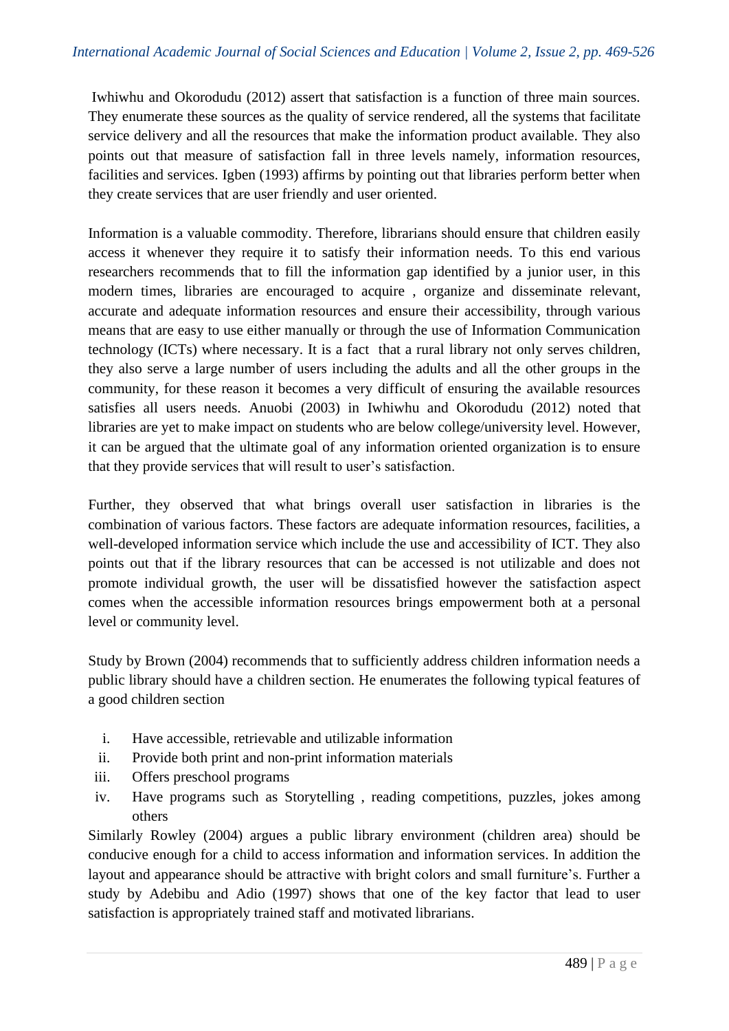Iwhiwhu and Okorodudu (2012) assert that satisfaction is a function of three main sources. They enumerate these sources as the quality of service rendered, all the systems that facilitate service delivery and all the resources that make the information product available. They also points out that measure of satisfaction fall in three levels namely, information resources, facilities and services. Igben (1993) affirms by pointing out that libraries perform better when they create services that are user friendly and user oriented.

Information is a valuable commodity. Therefore, librarians should ensure that children easily access it whenever they require it to satisfy their information needs. To this end various researchers recommends that to fill the information gap identified by a junior user, in this modern times, libraries are encouraged to acquire , organize and disseminate relevant, accurate and adequate information resources and ensure their accessibility, through various means that are easy to use either manually or through the use of Information Communication technology (ICTs) where necessary. It is a fact that a rural library not only serves children, they also serve a large number of users including the adults and all the other groups in the community, for these reason it becomes a very difficult of ensuring the available resources satisfies all users needs. Anuobi (2003) in Iwhiwhu and Okorodudu (2012) noted that libraries are yet to make impact on students who are below college/university level. However, it can be argued that the ultimate goal of any information oriented organization is to ensure that they provide services that will result to user's satisfaction.

Further, they observed that what brings overall user satisfaction in libraries is the combination of various factors. These factors are adequate information resources, facilities, a well-developed information service which include the use and accessibility of ICT. They also points out that if the library resources that can be accessed is not utilizable and does not promote individual growth, the user will be dissatisfied however the satisfaction aspect comes when the accessible information resources brings empowerment both at a personal level or community level.

Study by Brown (2004) recommends that to sufficiently address children information needs a public library should have a children section. He enumerates the following typical features of a good children section

i. Have accessible, retrievable and utilizable information
ii. Provide both print and non-print information materials
iii. Offers preschool programs
iv. Have programs such as Storytelling , reading competitions, puzzles, jokes among others

Similarly Rowley (2004) argues a public library environment (children area) should be conducive enough for a child to access information and information services. In addition the layout and appearance should be attractive with bright colors and small furniture's. Further a study by Adebibu and Adio (1997) shows that one of the key factor that lead to user satisfaction is appropriately trained staff and motivated librarians.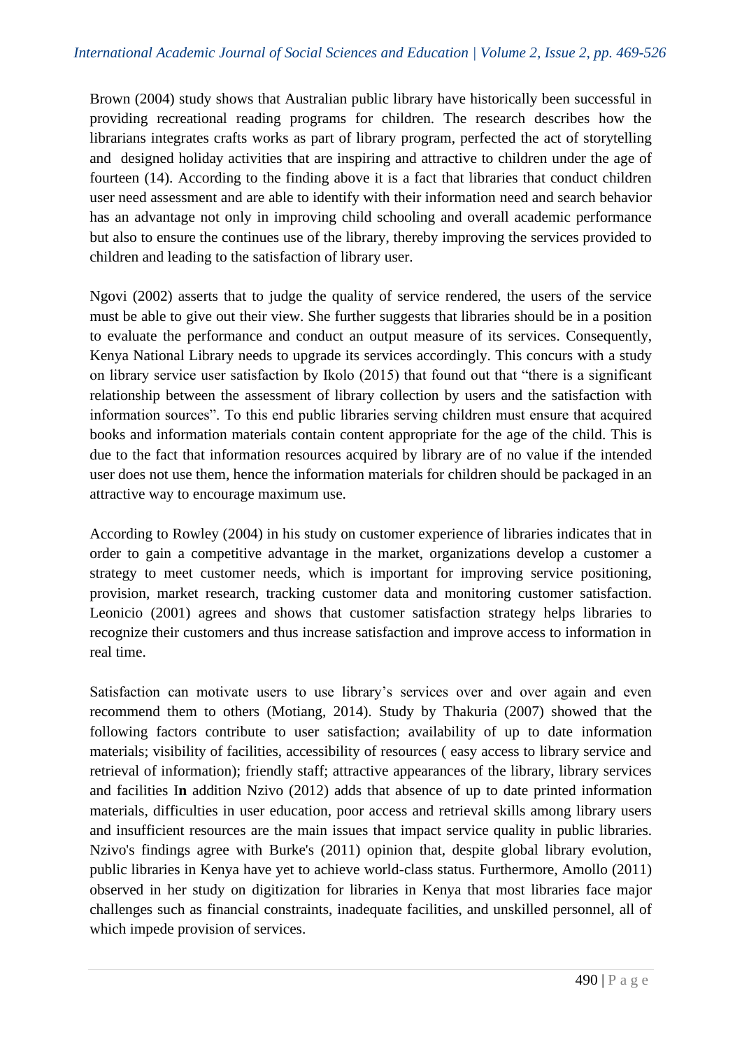Brown (2004) study shows that Australian public library have historically been successful in providing recreational reading programs for children. The research describes how the librarians integrates crafts works as part of library program, perfected the act of storytelling and designed holiday activities that are inspiring and attractive to children under the age of fourteen (14). According to the finding above it is a fact that libraries that conduct children user need assessment and are able to identify with their information need and search behavior has an advantage not only in improving child schooling and overall academic performance but also to ensure the continues use of the library, thereby improving the services provided to children and leading to the satisfaction of library user.

Ngovi (2002) asserts that to judge the quality of service rendered, the users of the service must be able to give out their view. She further suggests that libraries should be in a position to evaluate the performance and conduct an output measure of its services. Consequently, Kenya National Library needs to upgrade its services accordingly. This concurs with a study on library service user satisfaction by Ikolo (2015) that found out that "there is a significant relationship between the assessment of library collection by users and the satisfaction with information sources". To this end public libraries serving children must ensure that acquired books and information materials contain content appropriate for the age of the child. This is due to the fact that information resources acquired by library are of no value if the intended user does not use them, hence the information materials for children should be packaged in an attractive way to encourage maximum use.

According to Rowley (2004) in his study on customer experience of libraries indicates that in order to gain a competitive advantage in the market, organizations develop a customer a strategy to meet customer needs, which is important for improving service positioning, provision, market research, tracking customer data and monitoring customer satisfaction. Leonicio (2001) agrees and shows that customer satisfaction strategy helps libraries to recognize their customers and thus increase satisfaction and improve access to information in real time.

Satisfaction can motivate users to use library's services over and over again and even recommend them to others (Motiang, 2014). Study by Thakuria (2007) showed that the following factors contribute to user satisfaction; availability of up to date information materials; visibility of facilities, accessibility of resources ( easy access to library service and retrieval of information); friendly staff; attractive appearances of the library, library services and facilities I**n** addition Nzivo (2012) adds that absence of up to date printed information materials, difficulties in user education, poor access and retrieval skills among library users and insufficient resources are the main issues that impact service quality in public libraries. Nzivo's findings agree with Burke's (2011) opinion that, despite global library evolution, public libraries in Kenya have yet to achieve world-class status. Furthermore, Amollo (2011) observed in her study on digitization for libraries in Kenya that most libraries face major challenges such as financial constraints, inadequate facilities, and unskilled personnel, all of which impede provision of services.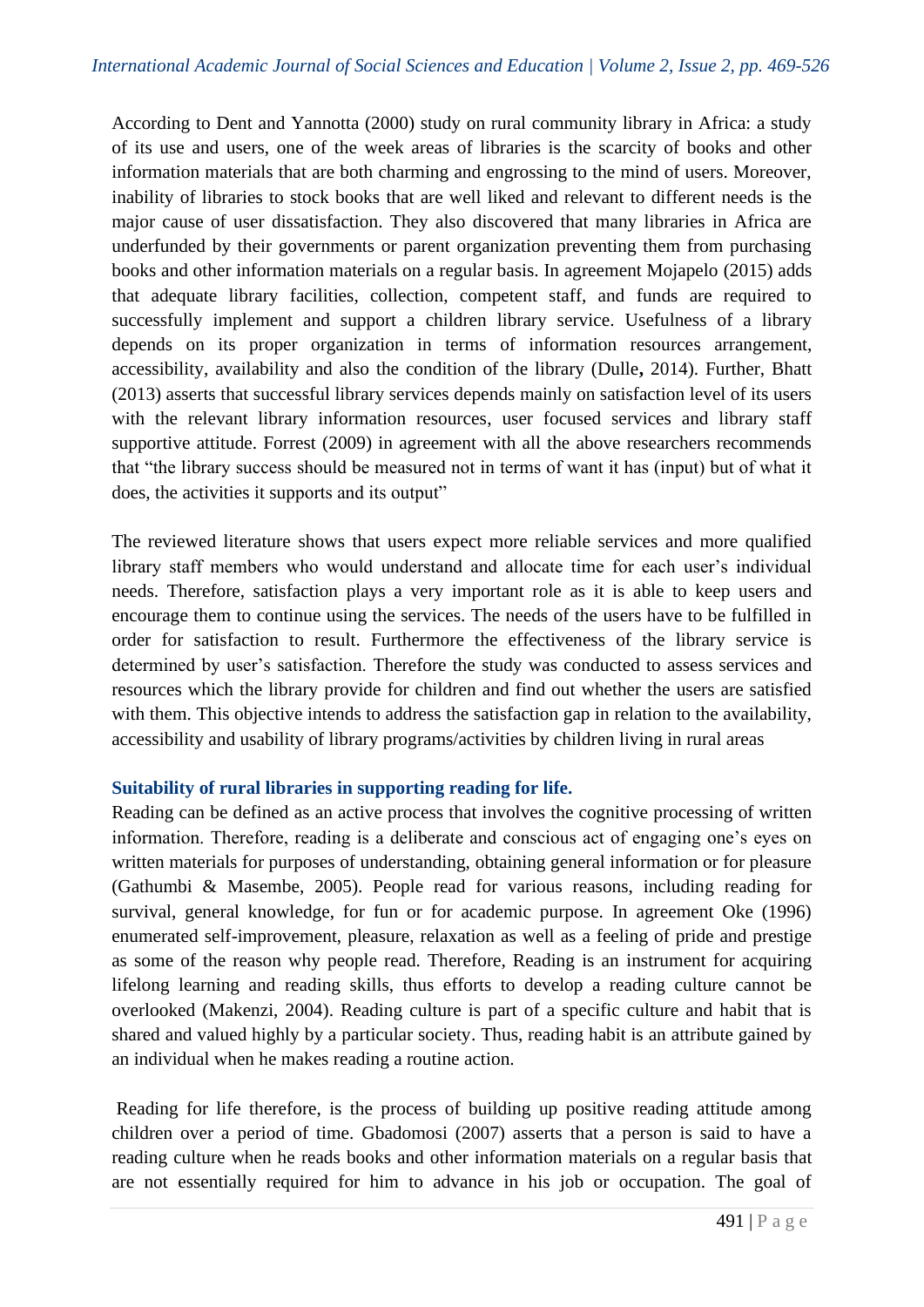According to Dent and Yannotta (2000) study on rural community library in Africa: a study of its use and users, one of the week areas of libraries is the scarcity of books and other information materials that are both charming and engrossing to the mind of users. Moreover, inability of libraries to stock books that are well liked and relevant to different needs is the major cause of user dissatisfaction. They also discovered that many libraries in Africa are underfunded by their governments or parent organization preventing them from purchasing books and other information materials on a regular basis. In agreement Mojapelo (2015) adds that adequate library facilities, collection, competent staff, and funds are required to successfully implement and support a children library service. Usefulness of a library depends on its proper organization in terms of information resources arrangement, accessibility, availability and also the condition of the library (Dulle**,** 2014). Further, Bhatt (2013) asserts that successful library services depends mainly on satisfaction level of its users with the relevant library information resources, user focused services and library staff supportive attitude. Forrest (2009) in agreement with all the above researchers recommends that "the library success should be measured not in terms of want it has (input) but of what it does, the activities it supports and its output"

The reviewed literature shows that users expect more reliable services and more qualified library staff members who would understand and allocate time for each user's individual needs. Therefore, satisfaction plays a very important role as it is able to keep users and encourage them to continue using the services. The needs of the users have to be fulfilled in order for satisfaction to result. Furthermore the effectiveness of the library service is determined by user's satisfaction. Therefore the study was conducted to assess services and resources which the library provide for children and find out whether the users are satisfied with them. This objective intends to address the satisfaction gap in relation to the availability, accessibility and usability of library programs/activities by children living in rural areas

### Suitability of rural libraries in supporting reading for life.

Reading can be defined as an active process that involves the cognitive processing of written information. Therefore, reading is a deliberate and conscious act of engaging one's eyes on written materials for purposes of understanding, obtaining general information or for pleasure (Gathumbi & Masembe, 2005). People read for various reasons, including reading for survival, general knowledge, for fun or for academic purpose. In agreement Oke (1996) enumerated self-improvement, pleasure, relaxation as well as a feeling of pride and prestige as some of the reason why people read. Therefore, Reading is an instrument for acquiring lifelong learning and reading skills, thus efforts to develop a reading culture cannot be overlooked (Makenzi, 2004). Reading culture is part of a specific culture and habit that is shared and valued highly by a particular society. Thus, reading habit is an attribute gained by an individual when he makes reading a routine action.

Reading for life therefore, is the process of building up positive reading attitude among children over a period of time. Gbadomosi (2007) asserts that a person is said to have a reading culture when he reads books and other information materials on a regular basis that are not essentially required for him to advance in his job or occupation. The goal of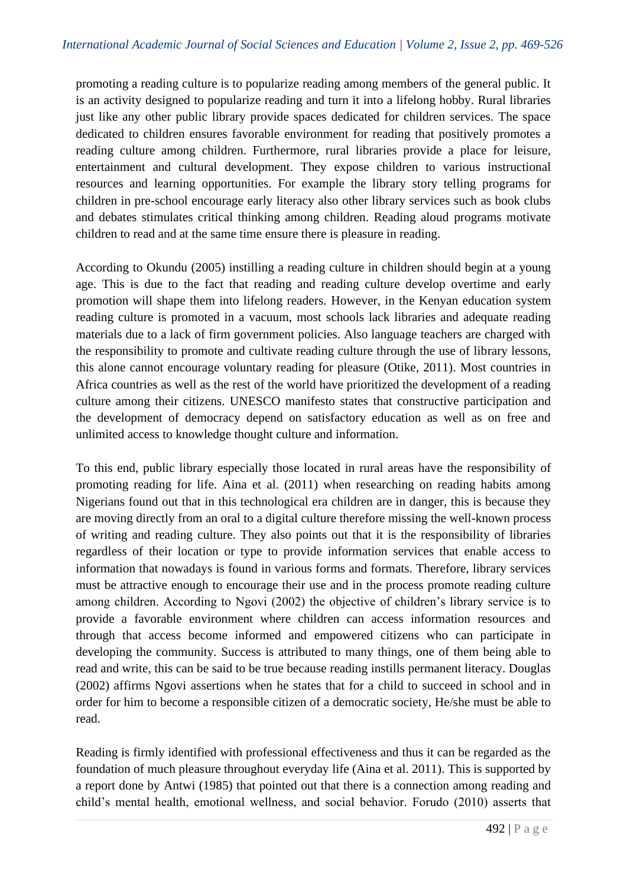promoting a reading culture is to popularize reading among members of the general public. It is an activity designed to popularize reading and turn it into a lifelong hobby. Rural libraries just like any other public library provide spaces dedicated for children services. The space dedicated to children ensures favorable environment for reading that positively promotes a reading culture among children. Furthermore, rural libraries provide a place for leisure, entertainment and cultural development. They expose children to various instructional resources and learning opportunities. For example the library story telling programs for children in pre-school encourage early literacy also other library services such as book clubs and debates stimulates critical thinking among children. Reading aloud programs motivate children to read and at the same time ensure there is pleasure in reading.

According to Okundu (2005) instilling a reading culture in children should begin at a young age. This is due to the fact that reading and reading culture develop overtime and early promotion will shape them into lifelong readers. However, in the Kenyan education system reading culture is promoted in a vacuum, most schools lack libraries and adequate reading materials due to a lack of firm government policies. Also language teachers are charged with the responsibility to promote and cultivate reading culture through the use of library lessons, this alone cannot encourage voluntary reading for pleasure (Otike, 2011). Most countries in Africa countries as well as the rest of the world have prioritized the development of a reading culture among their citizens. UNESCO manifesto states that constructive participation and the development of democracy depend on satisfactory education as well as on free and unlimited access to knowledge thought culture and information.

To this end, public library especially those located in rural areas have the responsibility of promoting reading for life. Aina et al. (2011) when researching on reading habits among Nigerians found out that in this technological era children are in danger, this is because they are moving directly from an oral to a digital culture therefore missing the well-known process of writing and reading culture. They also points out that it is the responsibility of libraries regardless of their location or type to provide information services that enable access to information that nowadays is found in various forms and formats. Therefore, library services must be attractive enough to encourage their use and in the process promote reading culture among children. According to Ngovi (2002) the objective of children's library service is to provide a favorable environment where children can access information resources and through that access become informed and empowered citizens who can participate in developing the community. Success is attributed to many things, one of them being able to read and write, this can be said to be true because reading instills permanent literacy. Douglas (2002) affirms Ngovi assertions when he states that for a child to succeed in school and in order for him to become a responsible citizen of a democratic society, He/she must be able to read.

Reading is firmly identified with professional effectiveness and thus it can be regarded as the foundation of much pleasure throughout everyday life (Aina et al. 2011). This is supported by a report done by Antwi (1985) that pointed out that there is a connection among reading and child's mental health, emotional wellness, and social behavior. Forudo (2010) asserts that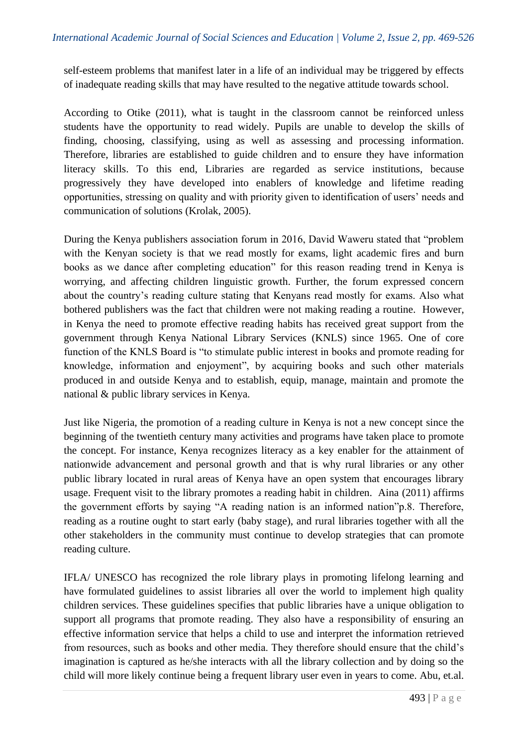self-esteem problems that manifest later in a life of an individual may be triggered by effects of inadequate reading skills that may have resulted to the negative attitude towards school.

According to Otike (2011), what is taught in the classroom cannot be reinforced unless students have the opportunity to read widely. Pupils are unable to develop the skills of finding, choosing, classifying, using as well as assessing and processing information. Therefore, libraries are established to guide children and to ensure they have information literacy skills. To this end, Libraries are regarded as service institutions, because progressively they have developed into enablers of knowledge and lifetime reading opportunities, stressing on quality and with priority given to identification of users' needs and communication of solutions (Krolak, 2005).

During the Kenya publishers association forum in 2016, David Waweru stated that "problem with the Kenyan society is that we read mostly for exams, light academic fires and burn books as we dance after completing education" for this reason reading trend in Kenya is worrying, and affecting children linguistic growth. Further, the forum expressed concern about the country's reading culture stating that Kenyans read mostly for exams. Also what bothered publishers was the fact that children were not making reading a routine. However, in Kenya the need to promote effective reading habits has received great support from the government through Kenya National Library Services (KNLS) since 1965. One of core function of the KNLS Board is "to stimulate public interest in books and promote reading for knowledge, information and enjoyment", by acquiring books and such other materials produced in and outside Kenya and to establish, equip, manage, maintain and promote the national & public library services in Kenya.

Just like Nigeria, the promotion of a reading culture in Kenya is not a new concept since the beginning of the twentieth century many activities and programs have taken place to promote the concept. For instance, Kenya recognizes literacy as a key enabler for the attainment of nationwide advancement and personal growth and that is why rural libraries or any other public library located in rural areas of Kenya have an open system that encourages library usage. Frequent visit to the library promotes a reading habit in children. Aina (2011) affirms the government efforts by saying "A reading nation is an informed nation"p.8. Therefore, reading as a routine ought to start early (baby stage), and rural libraries together with all the other stakeholders in the community must continue to develop strategies that can promote reading culture.

IFLA/ UNESCO has recognized the role library plays in promoting lifelong learning and have formulated guidelines to assist libraries all over the world to implement high quality children services. These guidelines specifies that public libraries have a unique obligation to support all programs that promote reading. They also have a responsibility of ensuring an effective information service that helps a child to use and interpret the information retrieved from resources, such as books and other media. They therefore should ensure that the child's imagination is captured as he/she interacts with all the library collection and by doing so the child will more likely continue being a frequent library user even in years to come. Abu, et.al.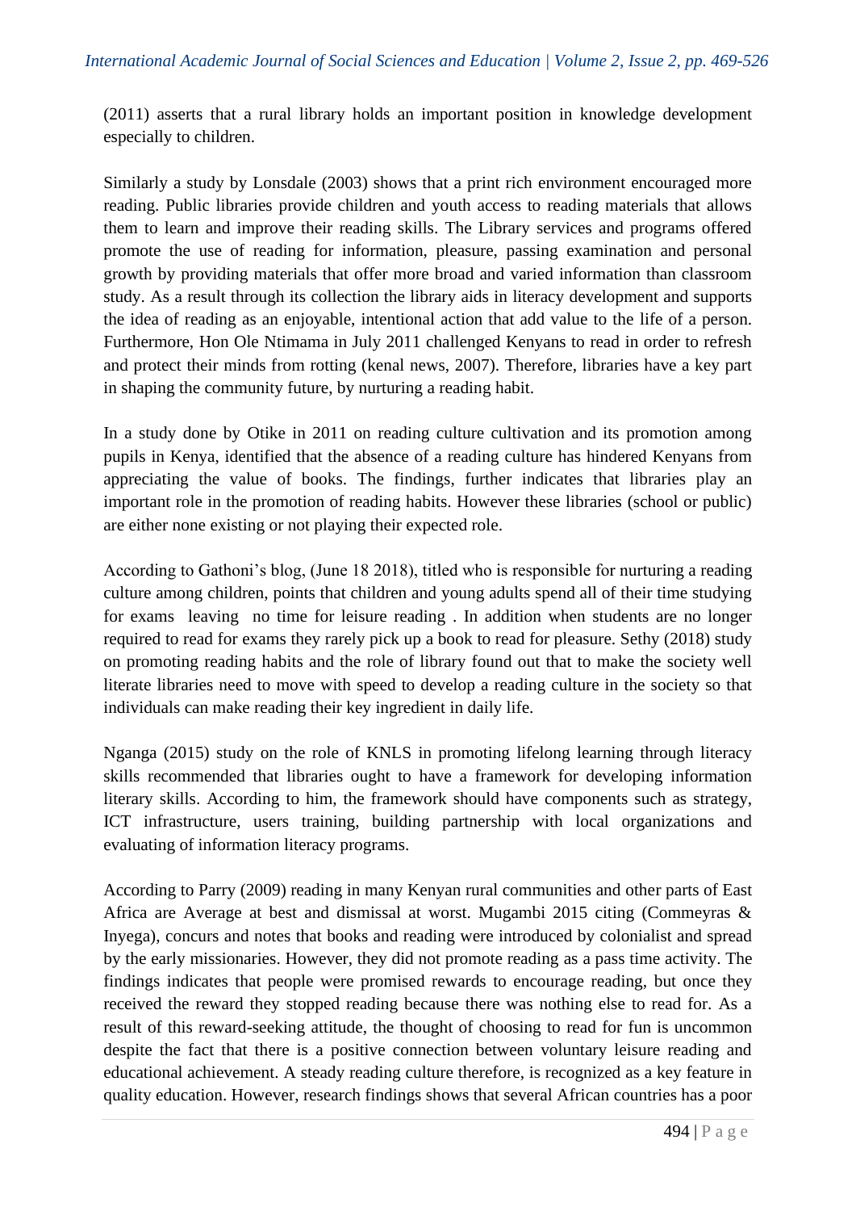(2011) asserts that a rural library holds an important position in knowledge development especially to children.

Similarly a study by Lonsdale (2003) shows that a print rich environment encouraged more reading. Public libraries provide children and youth access to reading materials that allows them to learn and improve their reading skills. The Library services and programs offered promote the use of reading for information, pleasure, passing examination and personal growth by providing materials that offer more broad and varied information than classroom study. As a result through its collection the library aids in literacy development and supports the idea of reading as an enjoyable, intentional action that add value to the life of a person. Furthermore, Hon Ole Ntimama in July 2011 challenged Kenyans to read in order to refresh and protect their minds from rotting (kenal news, 2007). Therefore, libraries have a key part in shaping the community future, by nurturing a reading habit.

In a study done by Otike in 2011 on reading culture cultivation and its promotion among pupils in Kenya, identified that the absence of a reading culture has hindered Kenyans from appreciating the value of books. The findings, further indicates that libraries play an important role in the promotion of reading habits. However these libraries (school or public) are either none existing or not playing their expected role.

According to Gathoni's blog, (June 18 2018), titled who is responsible for nurturing a reading culture among children, points that children and young adults spend all of their time studying for exams leaving no time for leisure reading . In addition when students are no longer required to read for exams they rarely pick up a book to read for pleasure. Sethy (2018) study on promoting reading habits and the role of library found out that to make the society well literate libraries need to move with speed to develop a reading culture in the society so that individuals can make reading their key ingredient in daily life.

Nganga (2015) study on the role of KNLS in promoting lifelong learning through literacy skills recommended that libraries ought to have a framework for developing information literary skills. According to him, the framework should have components such as strategy, ICT infrastructure, users training, building partnership with local organizations and evaluating of information literacy programs.

According to Parry (2009) reading in many Kenyan rural communities and other parts of East Africa are Average at best and dismissal at worst. Mugambi 2015 citing (Commeyras & Inyega), concurs and notes that books and reading were introduced by colonialist and spread by the early missionaries. However, they did not promote reading as a pass time activity. The findings indicates that people were promised rewards to encourage reading, but once they received the reward they stopped reading because there was nothing else to read for. As a result of this reward-seeking attitude, the thought of choosing to read for fun is uncommon despite the fact that there is a positive connection between voluntary leisure reading and educational achievement. A steady reading culture therefore, is recognized as a key feature in quality education. However, research findings shows that several African countries has a poor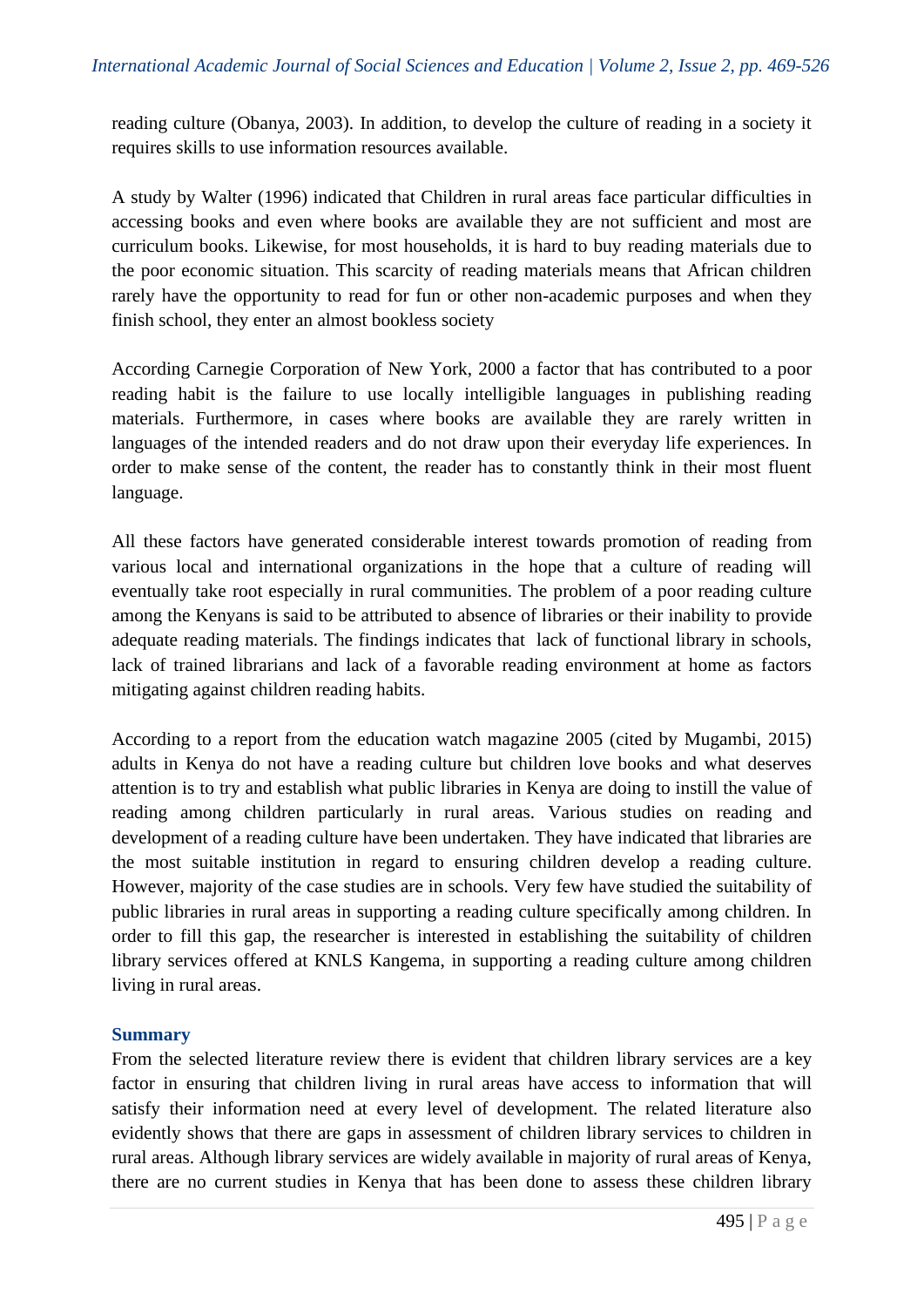reading culture (Obanya, 2003). In addition, to develop the culture of reading in a society it requires skills to use information resources available.

A study by Walter (1996) indicated that Children in rural areas face particular difficulties in accessing books and even where books are available they are not sufficient and most are curriculum books. Likewise, for most households, it is hard to buy reading materials due to the poor economic situation. This scarcity of reading materials means that African children rarely have the opportunity to read for fun or other non-academic purposes and when they finish school, they enter an almost bookless society

According Carnegie Corporation of New York, 2000 a factor that has contributed to a poor reading habit is the failure to use locally intelligible languages in publishing reading materials. Furthermore, in cases where books are available they are rarely written in languages of the intended readers and do not draw upon their everyday life experiences. In order to make sense of the content, the reader has to constantly think in their most fluent language.

All these factors have generated considerable interest towards promotion of reading from various local and international organizations in the hope that a culture of reading will eventually take root especially in rural communities. The problem of a poor reading culture among the Kenyans is said to be attributed to absence of libraries or their inability to provide adequate reading materials. The findings indicates that lack of functional library in schools, lack of trained librarians and lack of a favorable reading environment at home as factors mitigating against children reading habits.

According to a report from the education watch magazine 2005 (cited by Mugambi, 2015) adults in Kenya do not have a reading culture but children love books and what deserves attention is to try and establish what public libraries in Kenya are doing to instill the value of reading among children particularly in rural areas. Various studies on reading and development of a reading culture have been undertaken. They have indicated that libraries are the most suitable institution in regard to ensuring children develop a reading culture. However, majority of the case studies are in schools. Very few have studied the suitability of public libraries in rural areas in supporting a reading culture specifically among children. In order to fill this gap, the researcher is interested in establishing the suitability of children library services offered at KNLS Kangema, in supporting a reading culture among children living in rural areas.

## Summary

From the selected literature review there is evident that children library services are a key factor in ensuring that children living in rural areas have access to information that will satisfy their information need at every level of development. The related literature also evidently shows that there are gaps in assessment of children library services to children in rural areas. Although library services are widely available in majority of rural areas of Kenya, there are no current studies in Kenya that has been done to assess these children library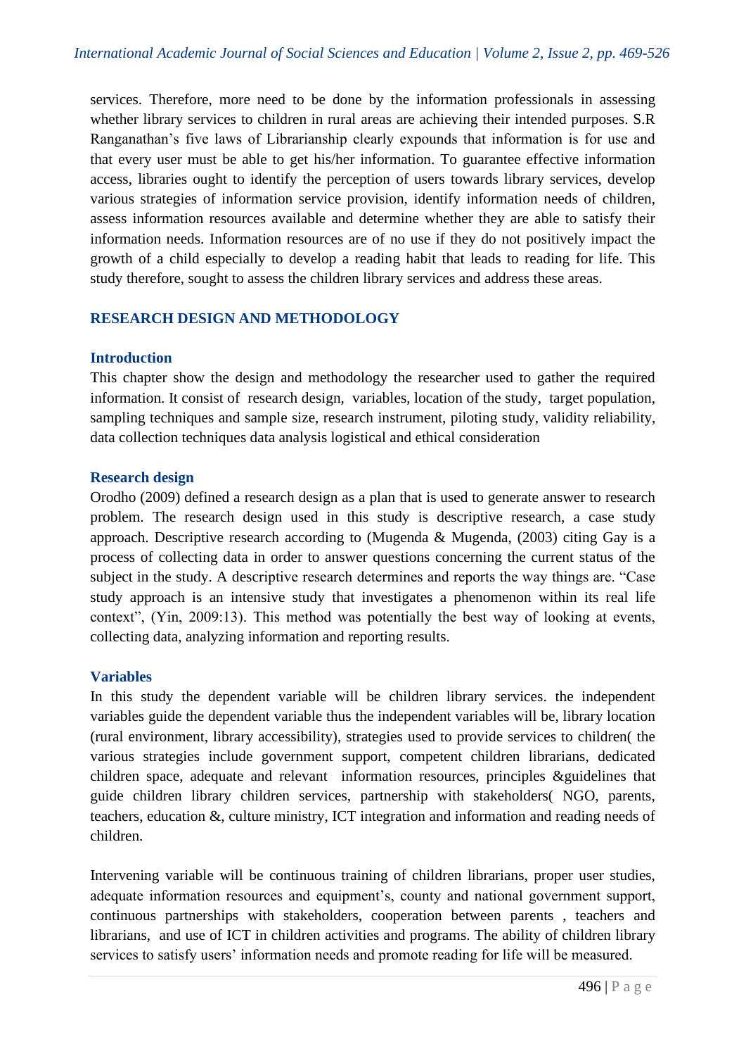services. Therefore, more need to be done by the information professionals in assessing whether library services to children in rural areas are achieving their intended purposes. S.R Ranganathan's five laws of Librarianship clearly expounds that information is for use and that every user must be able to get his/her information. To guarantee effective information access, libraries ought to identify the perception of users towards library services, develop various strategies of information service provision, identify information needs of children, assess information resources available and determine whether they are able to satisfy their information needs. Information resources are of no use if they do not positively impact the growth of a child especially to develop a reading habit that leads to reading for life. This study therefore, sought to assess the children library services and address these areas.

## RESEARCH DESIGN AND METHODOLOGY

### Introduction

This chapter show the design and methodology the researcher used to gather the required information. It consist of research design, variables, location of the study, target population, sampling techniques and sample size, research instrument, piloting study, validity reliability, data collection techniques data analysis logistical and ethical consideration

### Research design

Orodho (2009) defined a research design as a plan that is used to generate answer to research problem. The research design used in this study is descriptive research, a case study approach. Descriptive research according to (Mugenda & Mugenda, (2003) citing Gay is a process of collecting data in order to answer questions concerning the current status of the subject in the study. A descriptive research determines and reports the way things are. "Case study approach is an intensive study that investigates a phenomenon within its real life context", (Yin, 2009:13). This method was potentially the best way of looking at events, collecting data, analyzing information and reporting results.

### Variables

In this study the dependent variable will be children library services. the independent variables guide the dependent variable thus the independent variables will be, library location (rural environment, library accessibility), strategies used to provide services to children( the various strategies include government support, competent children librarians, dedicated children space, adequate and relevant information resources, principles &guidelines that guide children library children services, partnership with stakeholders( NGO, parents, teachers, education &, culture ministry, ICT integration and information and reading needs of children.

Intervening variable will be continuous training of children librarians, proper user studies, adequate information resources and equipment's, county and national government support, continuous partnerships with stakeholders, cooperation between parents , teachers and librarians, and use of ICT in children activities and programs. The ability of children library services to satisfy users' information needs and promote reading for life will be measured.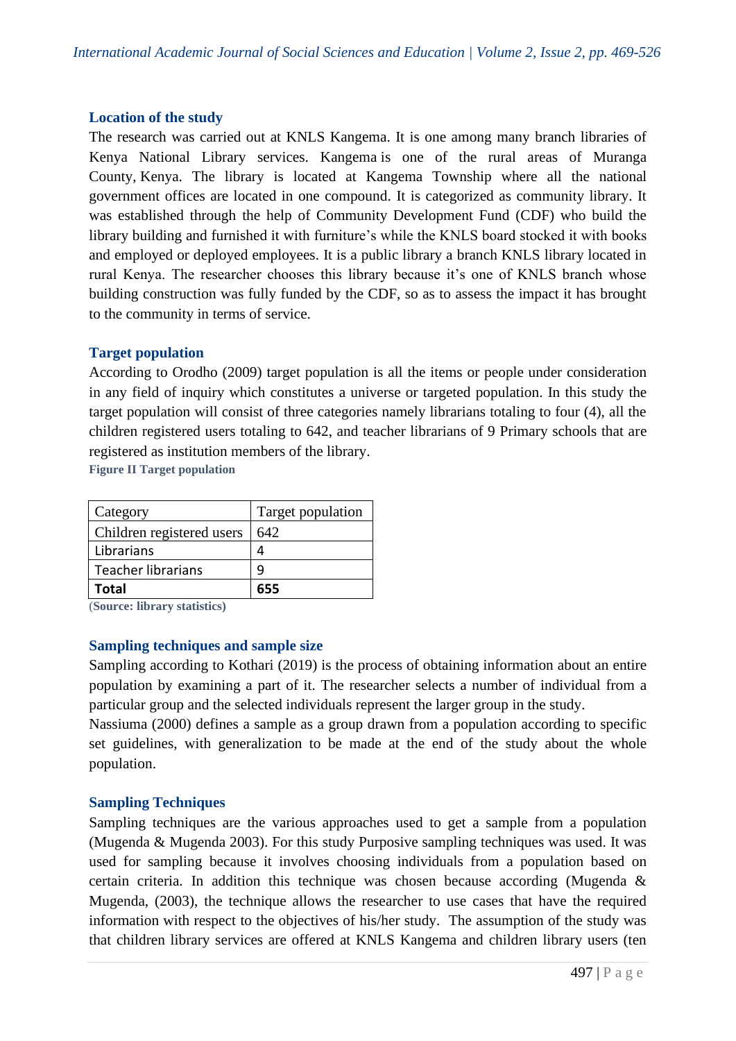### Location of the study

The research was carried out at KNLS Kangema. It is one among many branch libraries of Kenya National Library services. Kangema is one of the rural areas of Muranga County, Kenya. The library is located at Kangema Township where all the national government offices are located in one compound. It is categorized as community library. It was established through the help of Community Development Fund (CDF) who build the library building and furnished it with furniture's while the KNLS board stocked it with books and employed or deployed employees. It is a public library a branch KNLS library located in rural Kenya. The researcher chooses this library because it's one of KNLS branch whose building construction was fully funded by the CDF, so as to assess the impact it has brought to the community in terms of service.

### Target population

According to Orodho (2009) target population is all the items or people under consideration in any field of inquiry which constitutes a universe or targeted population. In this study the target population will consist of three categories namely librarians totaling to four (4), all the children registered users totaling to 642, and teacher librarians of 9 Primary schools that are registered as institution members of the library.

**Figure II Target population**

| Category | Target population |
| --- | --- |
| Children registered users | 642 |
| Librarians | 4 |
| Teacher librarians | 9 |
| **Total** | **655** |

(**Source: library statistics)**

### Sampling techniques and sample size

Sampling according to Kothari (2019) is the process of obtaining information about an entire population by examining a part of it. The researcher selects a number of individual from a particular group and the selected individuals represent the larger group in the study.

Nassiuma (2000) defines a sample as a group drawn from a population according to specific set guidelines, with generalization to be made at the end of the study about the whole population.

### Sampling Techniques

Sampling techniques are the various approaches used to get a sample from a population (Mugenda & Mugenda 2003). For this study Purposive sampling techniques was used. It was used for sampling because it involves choosing individuals from a population based on certain criteria. In addition this technique was chosen because according (Mugenda & Mugenda, (2003), the technique allows the researcher to use cases that have the required information with respect to the objectives of his/her study. The assumption of the study was that children library services are offered at KNLS Kangema and children library users (ten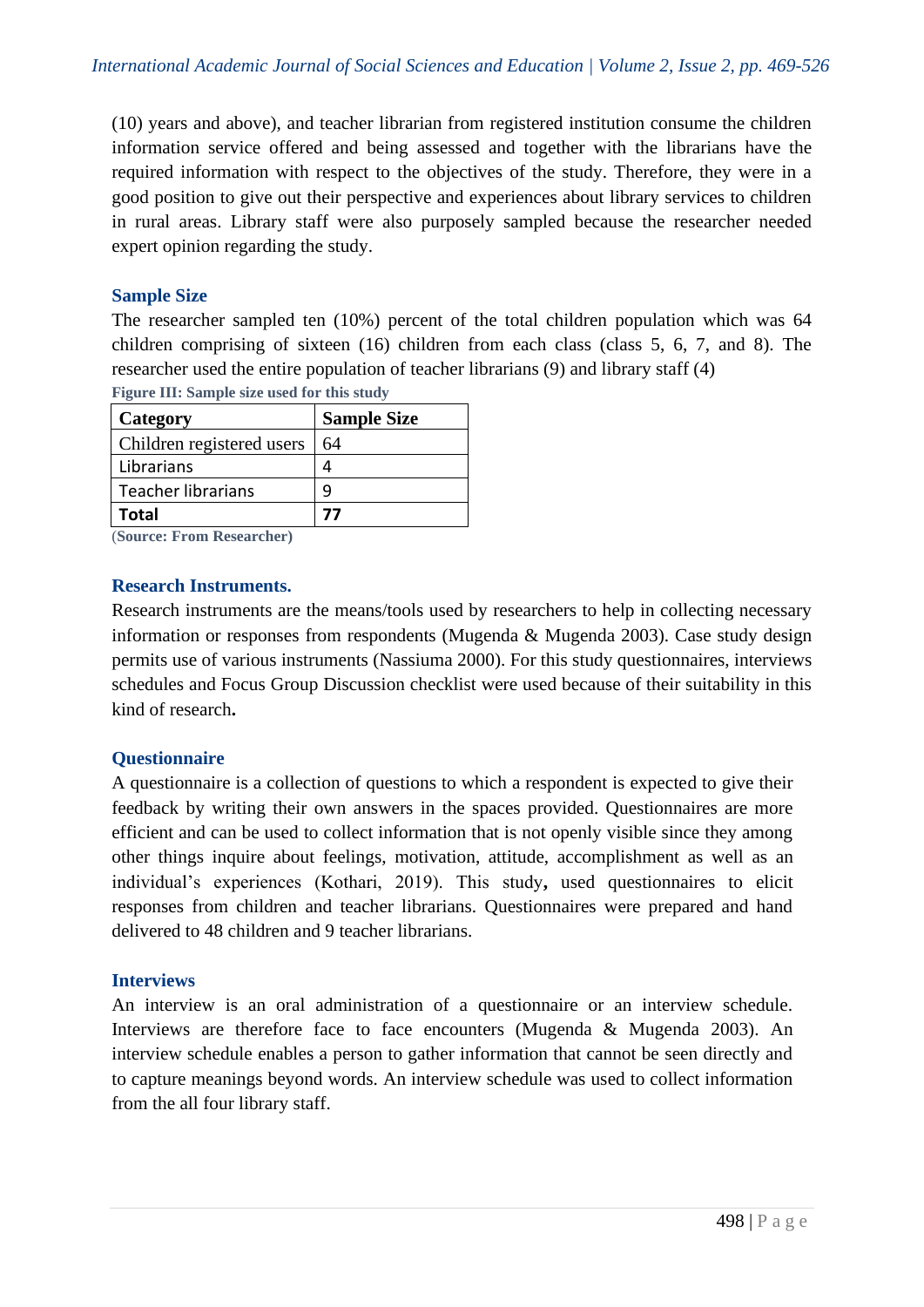(10) years and above), and teacher librarian from registered institution consume the children information service offered and being assessed and together with the librarians have the required information with respect to the objectives of the study. Therefore, they were in a good position to give out their perspective and experiences about library services to children in rural areas. Library staff were also purposely sampled because the researcher needed expert opinion regarding the study.

## Sample Size

The researcher sampled ten (10%) percent of the total children population which was 64 children comprising of sixteen (16) children from each class (class 5, 6, 7, and 8). The researcher used the entire population of teacher librarians (9) and library staff (4)

**Figure III: Sample size used for this study**

| Category | Sample Size |
|---|---|
| Children registered users | 64 |
| Librarians | 4 |
| Teacher librarians | 9 |
| **Total** | **77** |

(**Source: From Researcher**)

## Research Instruments.

Research instruments are the means/tools used by researchers to help in collecting necessary information or responses from respondents (Mugenda & Mugenda 2003). Case study design permits use of various instruments (Nassiuma 2000). For this study questionnaires, interviews schedules and Focus Group Discussion checklist were used because of their suitability in this kind of research**.**

## Questionnaire

A questionnaire is a collection of questions to which a respondent is expected to give their feedback by writing their own answers in the spaces provided. Questionnaires are more efficient and can be used to collect information that is not openly visible since they among other things inquire about feelings, motivation, attitude, accomplishment as well as an individual's experiences (Kothari, 2019). This study**,** used questionnaires to elicit responses from children and teacher librarians. Questionnaires were prepared and hand delivered to 48 children and 9 teacher librarians.

## Interviews

An interview is an oral administration of a questionnaire or an interview schedule. Interviews are therefore face to face encounters (Mugenda & Mugenda 2003). An interview schedule enables a person to gather information that cannot be seen directly and to capture meanings beyond words. An interview schedule was used to collect information from the all four library staff.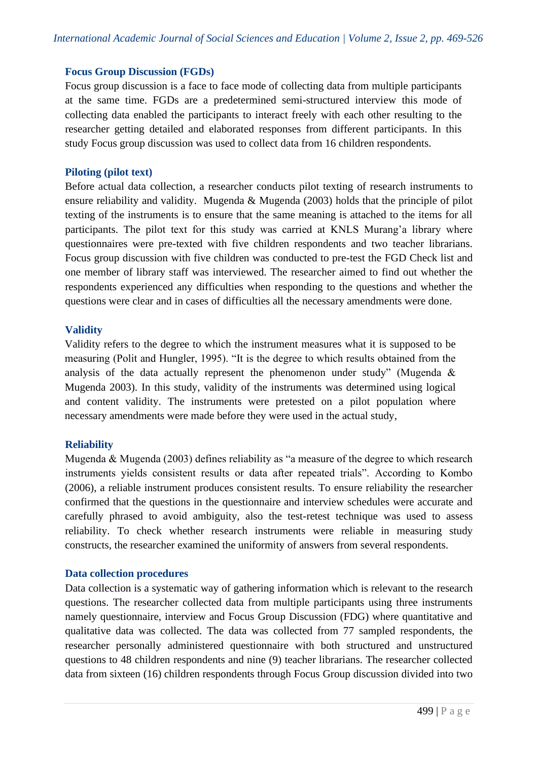### Focus Group Discussion (FGDs)

Focus group discussion is a face to face mode of collecting data from multiple participants at the same time. FGDs are a predetermined semi-structured interview this mode of collecting data enabled the participants to interact freely with each other resulting to the researcher getting detailed and elaborated responses from different participants. In this study Focus group discussion was used to collect data from 16 children respondents.

### Piloting (pilot text)

Before actual data collection, a researcher conducts pilot texting of research instruments to ensure reliability and validity. Mugenda & Mugenda (2003) holds that the principle of pilot texting of the instruments is to ensure that the same meaning is attached to the items for all participants. The pilot text for this study was carried at KNLS Murang'a library where questionnaires were pre-texted with five children respondents and two teacher librarians. Focus group discussion with five children was conducted to pre-test the FGD Check list and one member of library staff was interviewed. The researcher aimed to find out whether the respondents experienced any difficulties when responding to the questions and whether the questions were clear and in cases of difficulties all the necessary amendments were done.

### Validity

Validity refers to the degree to which the instrument measures what it is supposed to be measuring (Polit and Hungler, 1995). "It is the degree to which results obtained from the analysis of the data actually represent the phenomenon under study" (Mugenda & Mugenda 2003). In this study, validity of the instruments was determined using logical and content validity. The instruments were pretested on a pilot population where necessary amendments were made before they were used in the actual study,

### Reliability

Mugenda & Mugenda (2003) defines reliability as "a measure of the degree to which research instruments yields consistent results or data after repeated trials". According to Kombo (2006), a reliable instrument produces consistent results. To ensure reliability the researcher confirmed that the questions in the questionnaire and interview schedules were accurate and carefully phrased to avoid ambiguity, also the test-retest technique was used to assess reliability. To check whether research instruments were reliable in measuring study constructs, the researcher examined the uniformity of answers from several respondents.

### Data collection procedures

Data collection is a systematic way of gathering information which is relevant to the research questions. The researcher collected data from multiple participants using three instruments namely questionnaire, interview and Focus Group Discussion (FDG) where quantitative and qualitative data was collected. The data was collected from 77 sampled respondents, the researcher personally administered questionnaire with both structured and unstructured questions to 48 children respondents and nine (9) teacher librarians. The researcher collected data from sixteen (16) children respondents through Focus Group discussion divided into two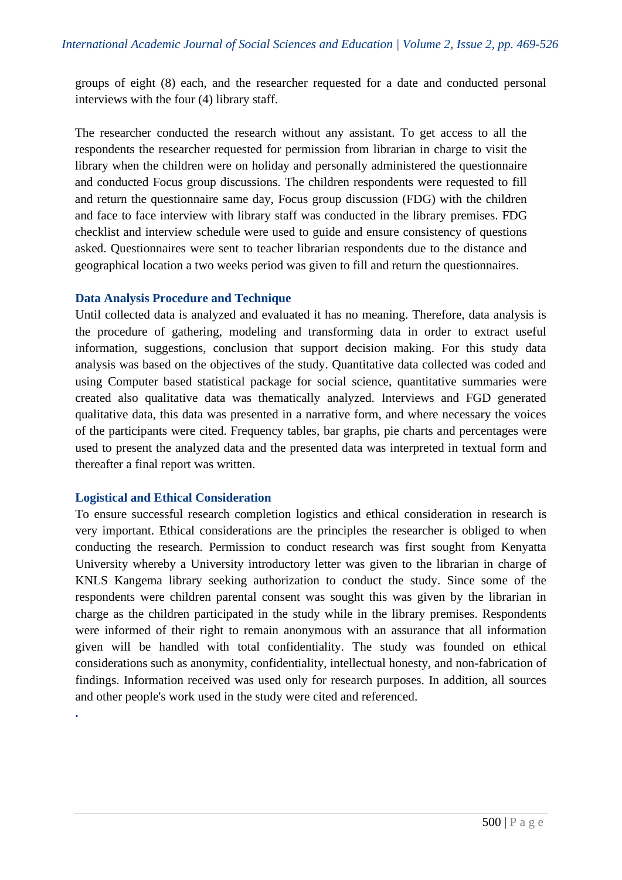groups of eight (8) each, and the researcher requested for a date and conducted personal interviews with the four (4) library staff.

The researcher conducted the research without any assistant. To get access to all the respondents the researcher requested for permission from librarian in charge to visit the library when the children were on holiday and personally administered the questionnaire and conducted Focus group discussions. The children respondents were requested to fill and return the questionnaire same day, Focus group discussion (FDG) with the children and face to face interview with library staff was conducted in the library premises. FDG checklist and interview schedule were used to guide and ensure consistency of questions asked. Questionnaires were sent to teacher librarian respondents due to the distance and geographical location a two weeks period was given to fill and return the questionnaires.

### Data Analysis Procedure and Technique

Until collected data is analyzed and evaluated it has no meaning. Therefore, data analysis is the procedure of gathering, modeling and transforming data in order to extract useful information, suggestions, conclusion that support decision making. For this study data analysis was based on the objectives of the study. Quantitative data collected was coded and using Computer based statistical package for social science, quantitative summaries were created also qualitative data was thematically analyzed. Interviews and FGD generated qualitative data, this data was presented in a narrative form, and where necessary the voices of the participants were cited. Frequency tables, bar graphs, pie charts and percentages were used to present the analyzed data and the presented data was interpreted in textual form and thereafter a final report was written.

### Logistical and Ethical Consideration

To ensure successful research completion logistics and ethical consideration in research is very important. Ethical considerations are the principles the researcher is obliged to when conducting the research. Permission to conduct research was first sought from Kenyatta University whereby a University introductory letter was given to the librarian in charge of KNLS Kangema library seeking authorization to conduct the study. Since some of the respondents were children parental consent was sought this was given by the librarian in charge as the children participated in the study while in the library premises. Respondents were informed of their right to remain anonymous with an assurance that all information given will be handled with total confidentiality. The study was founded on ethical considerations such as anonymity, confidentiality, intellectual honesty, and non-fabrication of findings. Information received was used only for research purposes. In addition, all sources and other people's work used in the study were cited and referenced.

.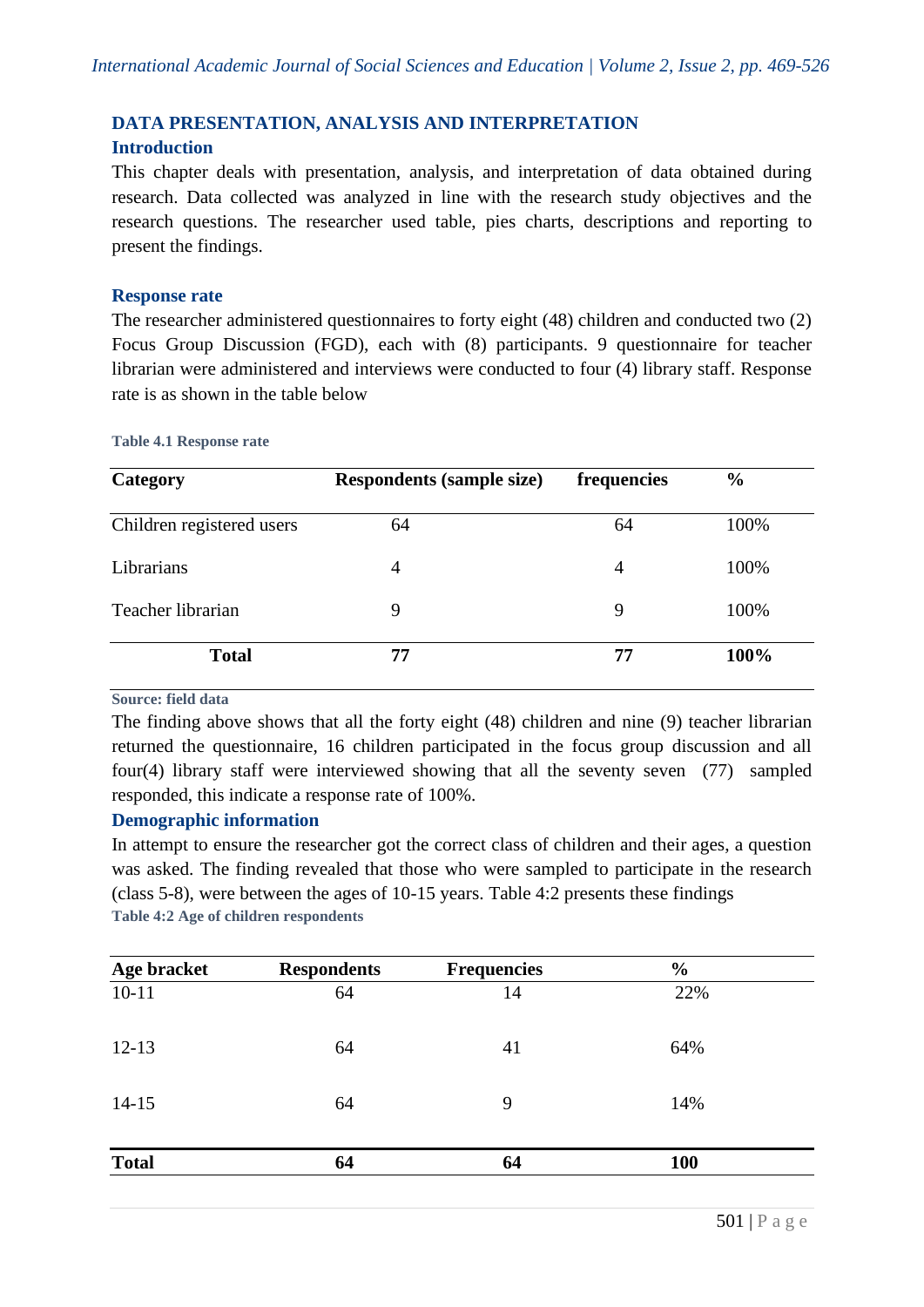## DATA PRESENTATION, ANALYSIS AND INTERPRETATION

### Introduction

This chapter deals with presentation, analysis, and interpretation of data obtained during research. Data collected was analyzed in line with the research study objectives and the research questions. The researcher used table, pies charts, descriptions and reporting to present the findings.

### Response rate

The researcher administered questionnaires to forty eight (48) children and conducted two (2) Focus Group Discussion (FGD), each with (8) participants. 9 questionnaire for teacher librarian were administered and interviews were conducted to four (4) library staff. Response rate is as shown in the table below

**Table 4.1 Response rate**

| Category | Respondents (sample size) | frequencies | % |
|---|---|---|---|
| Children registered users | 64 | 64 | 100% |
| Librarians | 4 | 4 | 100% |
| Teacher librarian | 9 | 9 | 100% |
| **Total** | **77** | **77** | **100%** |

**Source: field data**

The finding above shows that all the forty eight (48) children and nine (9) teacher librarian returned the questionnaire, 16 children participated in the focus group discussion and all four(4) library staff were interviewed showing that all the seventy seven (77) sampled responded, this indicate a response rate of 100%.

### Demographic information

In attempt to ensure the researcher got the correct class of children and their ages, a question was asked. The finding revealed that those who were sampled to participate in the research (class 5-8), were between the ages of 10-15 years. Table 4:2 presents these findings

**Table 4:2 Age of children respondents**

| Age bracket | Respondents | Frequencies | % |
|---|---|---|---|
| 10-11 | 64 | 14 | 22% |
| 12-13 | 64 | 41 | 64% |
| 14-15 | 64 | 9 | 14% |
| **Total** | **64** | **64** | **100** |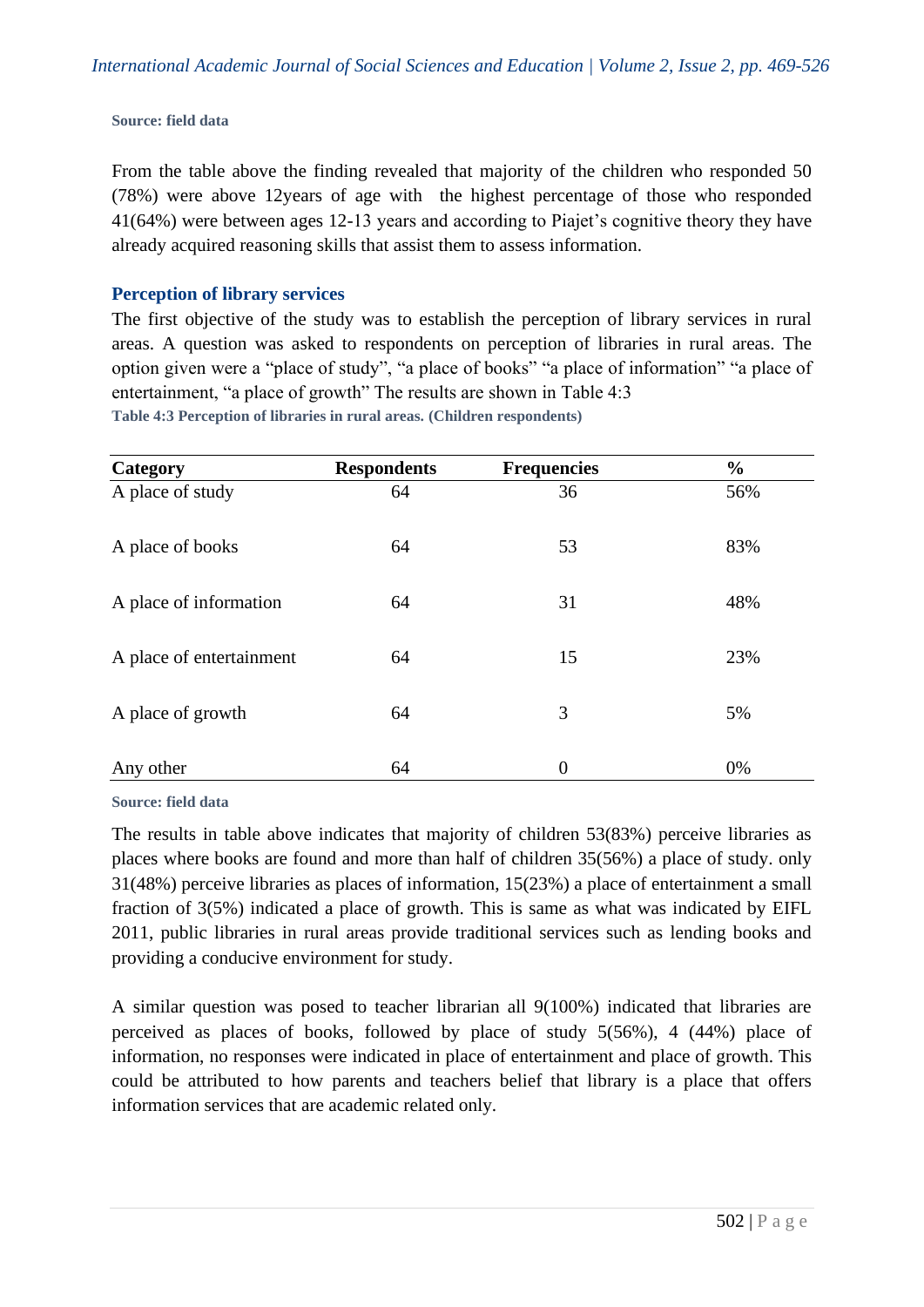**Source: field data**

From the table above the finding revealed that majority of the children who responded 50 (78%) were above 12years of age with the highest percentage of those who responded 41(64%) were between ages 12-13 years and according to Piajet's cognitive theory they have already acquired reasoning skills that assist them to assess information.

## Perception of library services

The first objective of the study was to establish the perception of library services in rural areas. A question was asked to respondents on perception of libraries in rural areas. The option given were a "place of study", "a place of books" "a place of information" "a place of entertainment, "a place of growth" The results are shown in Table 4:3

**Table 4:3 Perception of libraries in rural areas. (Children respondents)**

| Category | Respondents | Frequencies | % |
|---|---|---|---|
| A place of study | 64 | 36 | 56% |
| A place of books | 64 | 53 | 83% |
| A place of information | 64 | 31 | 48% |
| A place of entertainment | 64 | 15 | 23% |
| A place of growth | 64 | 3 | 5% |
| Any other | 64 | 0 | 0% |

**Source: field data**

The results in table above indicates that majority of children 53(83%) perceive libraries as places where books are found and more than half of children 35(56%) a place of study. only 31(48%) perceive libraries as places of information, 15(23%) a place of entertainment a small fraction of 3(5%) indicated a place of growth. This is same as what was indicated by EIFL 2011, public libraries in rural areas provide traditional services such as lending books and providing a conducive environment for study.

A similar question was posed to teacher librarian all 9(100%) indicated that libraries are perceived as places of books, followed by place of study 5(56%), 4 (44%) place of information, no responses were indicated in place of entertainment and place of growth. This could be attributed to how parents and teachers belief that library is a place that offers information services that are academic related only.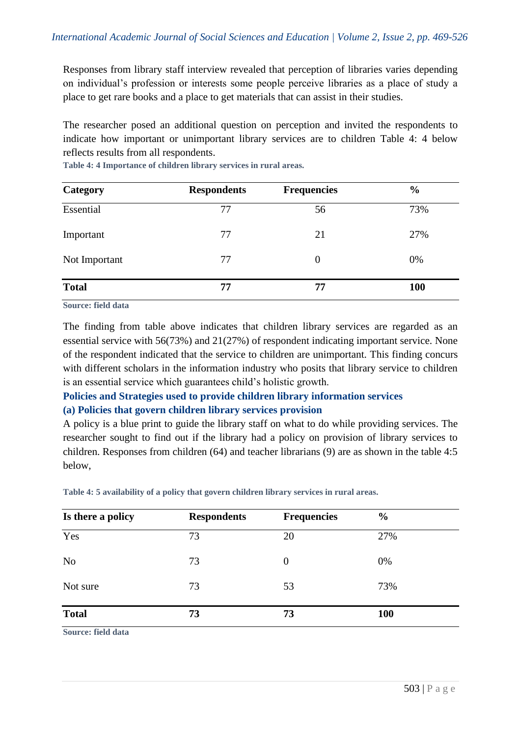Responses from library staff interview revealed that perception of libraries varies depending on individual's profession or interests some people perceive libraries as a place of study a place to get rare books and a place to get materials that can assist in their studies.

The researcher posed an additional question on perception and invited the respondents to indicate how important or unimportant library services are to children Table 4: 4 below reflects results from all respondents.

**Table 4: 4 Importance of children library services in rural areas.**

| Category | Respondents | Frequencies | % |
|---|---|---|---|
| Essential | 77 | 56 | 73% |
| Important | 77 | 21 | 27% |
| Not Important | 77 | 0 | 0% |
| **Total** | **77** | **77** | **100** |

**Source: field data**

The finding from table above indicates that children library services are regarded as an essential service with 56(73%) and 21(27%) of respondent indicating important service. None of the respondent indicated that the service to children are unimportant. This finding concurs with different scholars in the information industry who posits that library service to children is an essential service which guarantees child's holistic growth.

**Policies and Strategies used to provide children library information services**

**(a) Policies that govern children library services provision**

A policy is a blue print to guide the library staff on what to do while providing services. The researcher sought to find out if the library had a policy on provision of library services to children. Responses from children (64) and teacher librarians (9) are as shown in the table 4:5 below,

**Table 4: 5 availability of a policy that govern children library services in rural areas.**

| Is there a policy | Respondents | Frequencies | % |
|---|---|---|---|
| Yes | 73 | 20 | 27% |
| No | 73 | 0 | 0% |
| Not sure | 73 | 53 | 73% |
| **Total** | **73** | **73** | **100** |

**Source: field data**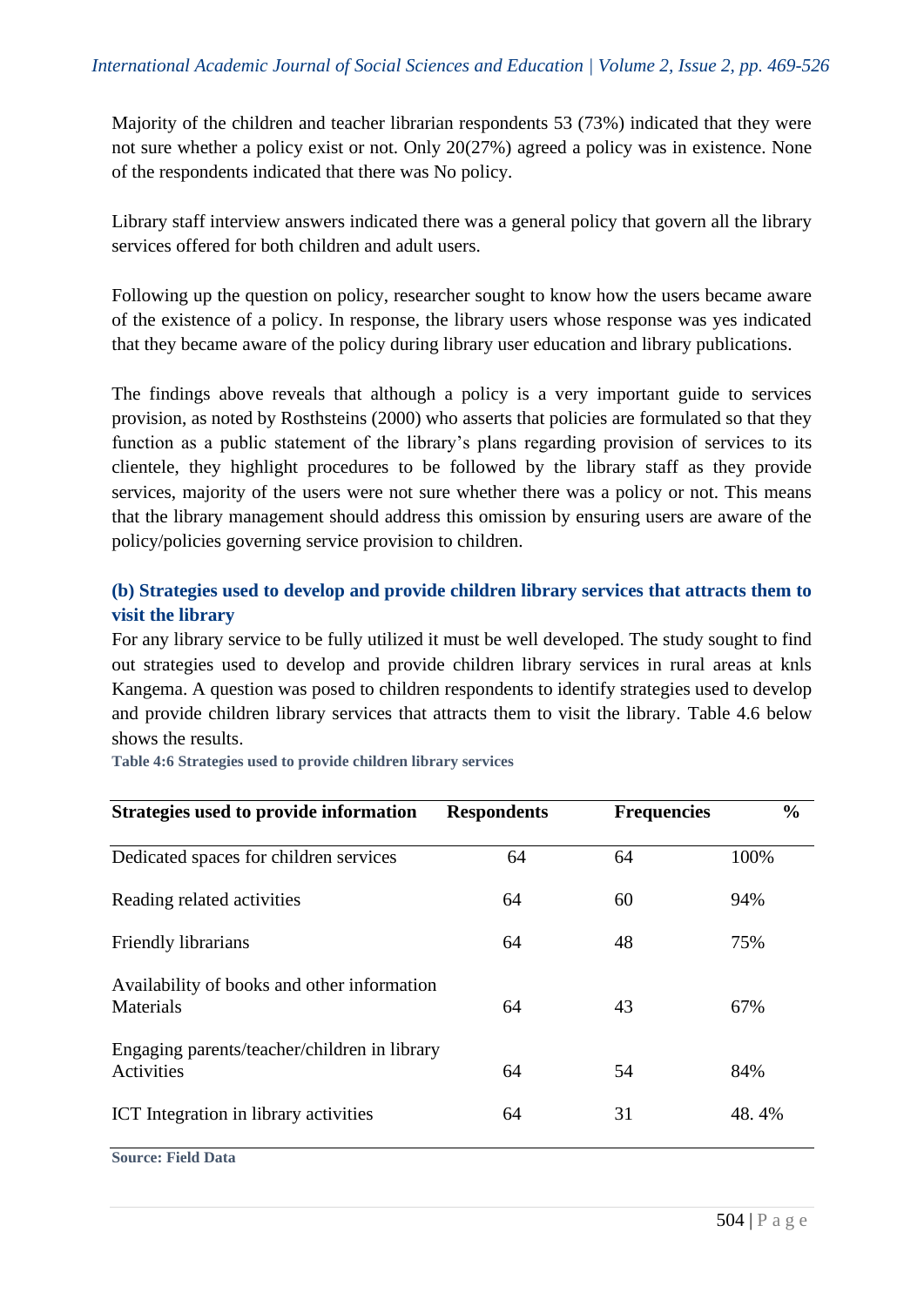Majority of the children and teacher librarian respondents 53 (73%) indicated that they were not sure whether a policy exist or not. Only 20(27%) agreed a policy was in existence. None of the respondents indicated that there was No policy.

Library staff interview answers indicated there was a general policy that govern all the library services offered for both children and adult users.

Following up the question on policy, researcher sought to know how the users became aware of the existence of a policy. In response, the library users whose response was yes indicated that they became aware of the policy during library user education and library publications.

The findings above reveals that although a policy is a very important guide to services provision, as noted by Rosthsteins (2000) who asserts that policies are formulated so that they function as a public statement of the library's plans regarding provision of services to its clientele, they highlight procedures to be followed by the library staff as they provide services, majority of the users were not sure whether there was a policy or not. This means that the library management should address this omission by ensuring users are aware of the policy/policies governing service provision to children.

### (b) Strategies used to develop and provide children library services that attracts them to visit the library

For any library service to be fully utilized it must be well developed. The study sought to find out strategies used to develop and provide children library services in rural areas at knls Kangema. A question was posed to children respondents to identify strategies used to develop and provide children library services that attracts them to visit the library. Table 4.6 below shows the results.

**Table 4:6 Strategies used to provide children library services**

| Strategies used to provide information | Respondents | Frequencies | % |
|---|---|---|---|
| Dedicated spaces for children services | 64 | 64 | 100% |
| Reading related activities | 64 | 60 | 94% |
| Friendly librarians | 64 | 48 | 75% |
| Availability of books and other information Materials | 64 | 43 | 67% |
| Engaging parents/teacher/children in library Activities | 64 | 54 | 84% |
| ICT Integration in library activities | 64 | 31 | 48. 4% |

**Source: Field Data**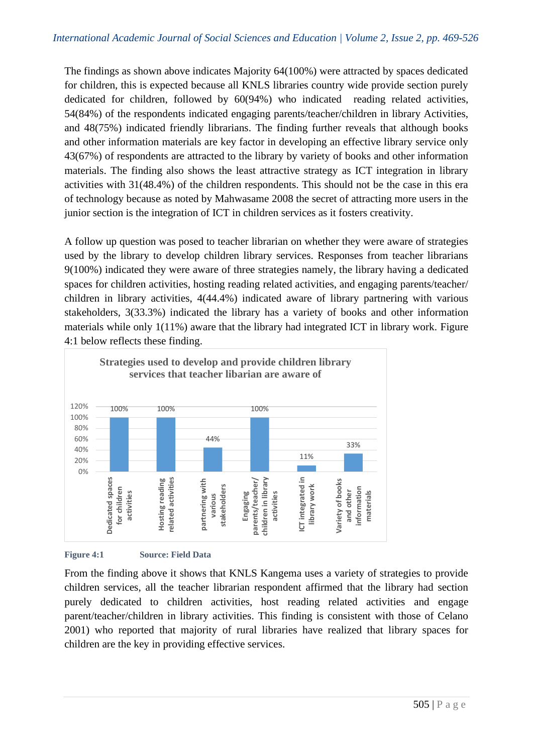The findings as shown above indicates Majority 64(100%) were attracted by spaces dedicated for children, this is expected because all KNLS libraries country wide provide section purely dedicated for children, followed by 60(94%) who indicated reading related activities, 54(84%) of the respondents indicated engaging parents/teacher/children in library Activities, and 48(75%) indicated friendly librarians. The finding further reveals that although books and other information materials are key factor in developing an effective library service only 43(67%) of respondents are attracted to the library by variety of books and other information materials. The finding also shows the least attractive strategy as ICT integration in library activities with 31(48.4%) of the children respondents. This should not be the case in this era of technology because as noted by Mahwasame 2008 the secret of attracting more users in the junior section is the integration of ICT in children services as it fosters creativity.

A follow up question was posed to teacher librarian on whether they were aware of strategies used by the library to develop children library services. Responses from teacher librarians 9(100%) indicated they were aware of three strategies namely, the library having a dedicated spaces for children activities, hosting reading related activities, and engaging parents/teacher/ children in library activities, 4(44.4%) indicated aware of library partnering with various stakeholders, 3(33.3%) indicated the library has a variety of books and other information materials while only 1(11%) aware that the library had integrated ICT in library work. Figure 4:1 below reflects these finding.

**Strategies used to develop and provide children library services that teacher libarian are aware of**

| Strategy | Percentage |
|---|---|
| Dedicated spaces for children activities | 100% |
| Hosting reading related activities | 100% |
| partnering with various stakeholders | 44% |
| Engaging parents/teacher/ children in library activities | 100% |
| ICT integrated in library work | 11% |
| Variety of books and other information materials | 33% |

**Figure 4:1** **Source: Field Data**

From the finding above it shows that KNLS Kangema uses a variety of strategies to provide children services, all the teacher librarian respondent affirmed that the library had section purely dedicated to children activities, host reading related activities and engage parent/teacher/children in library activities. This finding is consistent with those of Celano 2001) who reported that majority of rural libraries have realized that library spaces for children are the key in providing effective services.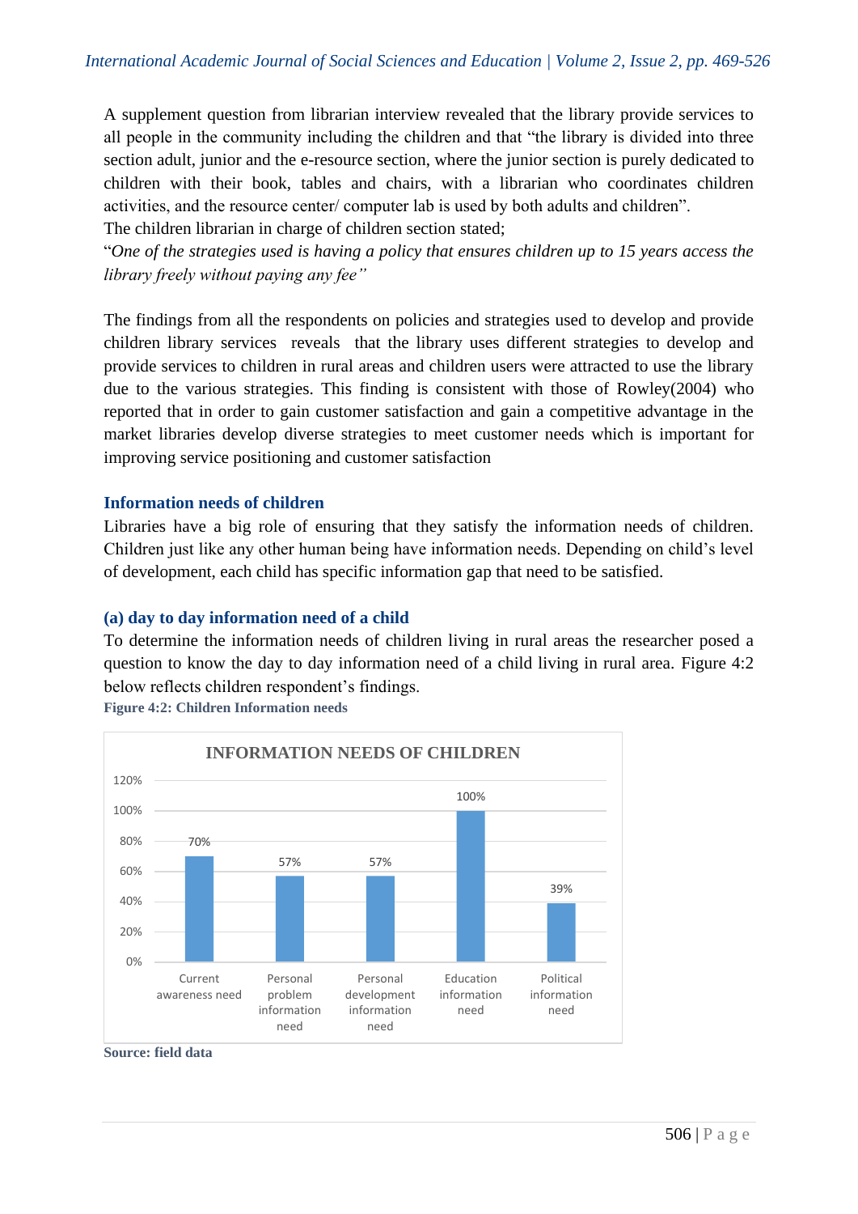A supplement question from librarian interview revealed that the library provide services to all people in the community including the children and that "the library is divided into three section adult, junior and the e-resource section, where the junior section is purely dedicated to children with their book, tables and chairs, with a librarian who coordinates children activities, and the resource center/ computer lab is used by both adults and children".

The children librarian in charge of children section stated;

"*One of the strategies used is having a policy that ensures children up to 15 years access the library freely without paying any fee"*

The findings from all the respondents on policies and strategies used to develop and provide children library services reveals that the library uses different strategies to develop and provide services to children in rural areas and children users were attracted to use the library due to the various strategies. This finding is consistent with those of Rowley(2004) who reported that in order to gain customer satisfaction and gain a competitive advantage in the market libraries develop diverse strategies to meet customer needs which is important for improving service positioning and customer satisfaction

### Information needs of children

Libraries have a big role of ensuring that they satisfy the information needs of children. Children just like any other human being have information needs. Depending on child's level of development, each child has specific information gap that need to be satisfied.

### (a) day to day information need of a child

To determine the information needs of children living in rural areas the researcher posed a question to know the day to day information need of a child living in rural area. Figure 4:2 below reflects children respondent's findings.

**Figure 4:2: Children Information needs**

INFORMATION NEEDS OF CHILDREN

| Information need | Percentage |
|---|---|
| Current awareness need | 70% |
| Personal problem information need | 57% |
| Personal development information need | 57% |
| Education information need | 100% |
| Political information need | 39% |

**Source: field data**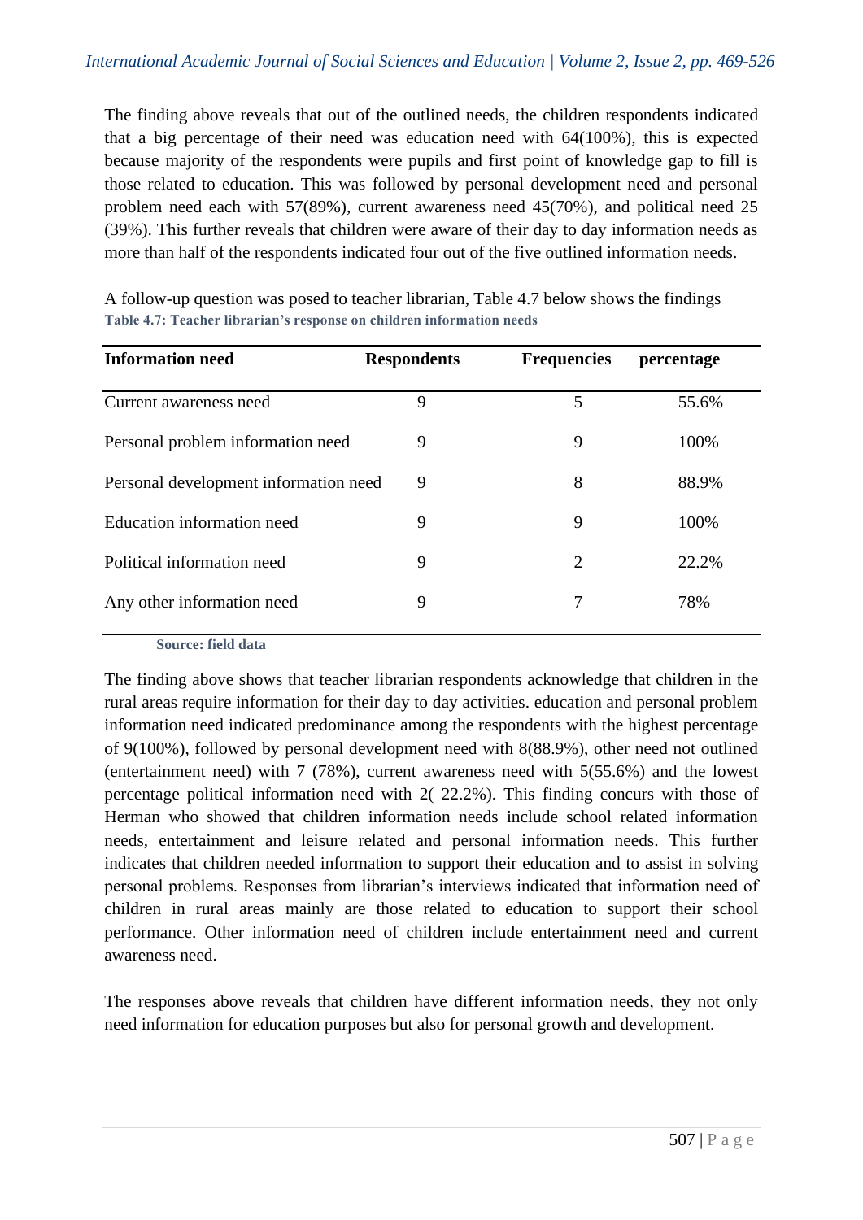The finding above reveals that out of the outlined needs, the children respondents indicated that a big percentage of their need was education need with 64(100%), this is expected because majority of the respondents were pupils and first point of knowledge gap to fill is those related to education. This was followed by personal development need and personal problem need each with 57(89%), current awareness need 45(70%), and political need 25 (39%). This further reveals that children were aware of their day to day information needs as more than half of the respondents indicated four out of the five outlined information needs.

A follow-up question was posed to teacher librarian, Table 4.7 below shows the findings

**Table 4.7: Teacher librarian's response on children information needs**

| Information need | Respondents | Frequencies | percentage |
|---|---|---|---|
| Current awareness need | 9 | 5 | 55.6% |
| Personal problem information need | 9 | 9 | 100% |
| Personal development information need | 9 | 8 | 88.9% |
| Education information need | 9 | 9 | 100% |
| Political information need | 9 | 2 | 22.2% |
| Any other information need | 9 | 7 | 78% |

**Source: field data**

The finding above shows that teacher librarian respondents acknowledge that children in the rural areas require information for their day to day activities. education and personal problem information need indicated predominance among the respondents with the highest percentage of 9(100%), followed by personal development need with 8(88.9%), other need not outlined (entertainment need) with 7 (78%), current awareness need with 5(55.6%) and the lowest percentage political information need with 2( 22.2%). This finding concurs with those of Herman who showed that children information needs include school related information needs, entertainment and leisure related and personal information needs. This further indicates that children needed information to support their education and to assist in solving personal problems. Responses from librarian's interviews indicated that information need of children in rural areas mainly are those related to education to support their school performance. Other information need of children include entertainment need and current awareness need.

The responses above reveals that children have different information needs, they not only need information for education purposes but also for personal growth and development.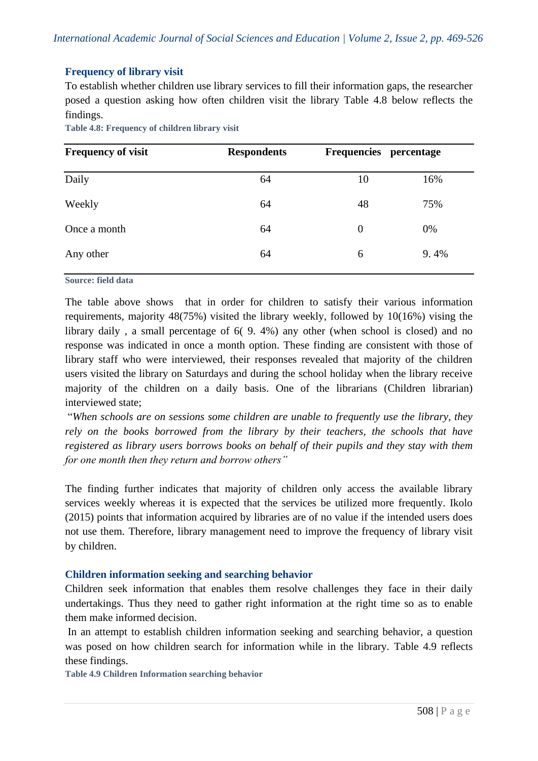### Frequency of library visit

To establish whether children use library services to fill their information gaps, the researcher posed a question asking how often children visit the library Table 4.8 below reflects the findings.

**Table 4.8: Frequency of children library visit**

| Frequency of visit | Respondents | Frequencies | percentage |
|---|---|---|---|
| Daily | 64 | 10 | 16% |
| Weekly | 64 | 48 | 75% |
| Once a month | 64 | 0 | 0% |
| Any other | 64 | 6 | 9. 4% |

**Source: field data**

The table above shows that in order for children to satisfy their various information requirements, majority 48(75%) visited the library weekly, followed by 10(16%) vising the library daily , a small percentage of 6( 9. 4%) any other (when school is closed) and no response was indicated in once a month option. These finding are consistent with those of library staff who were interviewed, their responses revealed that majority of the children users visited the library on Saturdays and during the school holiday when the library receive majority of the children on a daily basis. One of the librarians (Children librarian) interviewed state;

"*When schools are on sessions some children are unable to frequently use the library, they rely on the books borrowed from the library by their teachers, the schools that have registered as library users borrows books on behalf of their pupils and they stay with them for one month then they return and borrow others*"

The finding further indicates that majority of children only access the available library services weekly whereas it is expected that the services be utilized more frequently. Ikolo (2015) points that information acquired by libraries are of no value if the intended users does not use them. Therefore, library management need to improve the frequency of library visit by children.

### Children information seeking and searching behavior

Children seek information that enables them resolve challenges they face in their daily undertakings. Thus they need to gather right information at the right time so as to enable them make informed decision.

In an attempt to establish children information seeking and searching behavior, a question was posed on how children search for information while in the library. Table 4.9 reflects these findings.

**Table 4.9 Children Information searching behavior**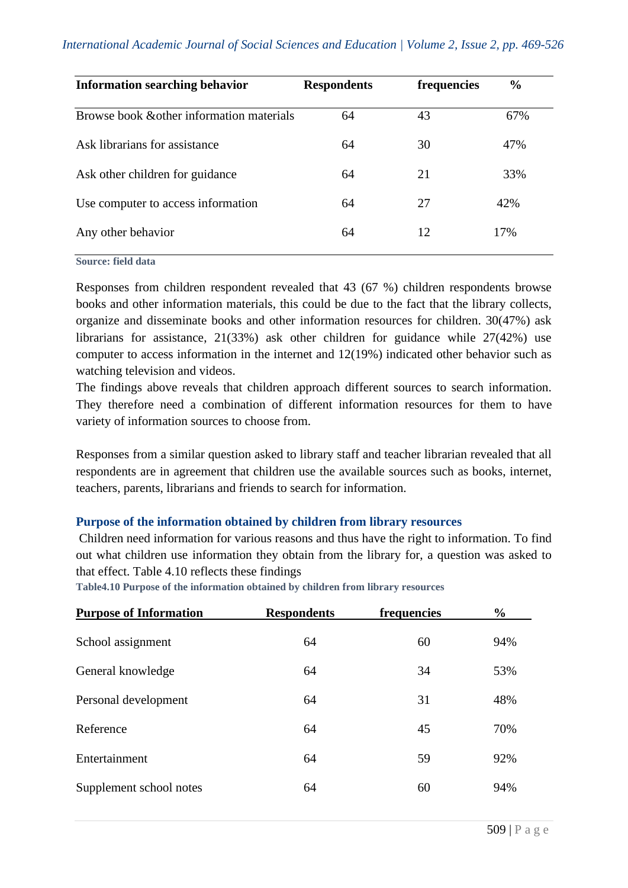| Information searching behavior | Respondents | frequencies | % |
|---|---|---|---|
| Browse book &other information materials | 64 | 43 | 67% |
| Ask librarians for assistance | 64 | 30 | 47% |
| Ask other children for guidance | 64 | 21 | 33% |
| Use computer to access information | 64 | 27 | 42% |
| Any other behavior | 64 | 12 | 17% |

**Source: field data**

Responses from children respondent revealed that 43 (67 %) children respondents browse books and other information materials, this could be due to the fact that the library collects, organize and disseminate books and other information resources for children. 30(47%) ask librarians for assistance, 21(33%) ask other children for guidance while 27(42%) use computer to access information in the internet and 12(19%) indicated other behavior such as watching television and videos.

The findings above reveals that children approach different sources to search information. They therefore need a combination of different information resources for them to have variety of information sources to choose from.

Responses from a similar question asked to library staff and teacher librarian revealed that all respondents are in agreement that children use the available sources such as books, internet, teachers, parents, librarians and friends to search for information.

### Purpose of the information obtained by children from library resources

Children need information for various reasons and thus have the right to information. To find out what children use information they obtain from the library for, a question was asked to that effect. Table 4.10 reflects these findings

**Table4.10 Purpose of the information obtained by children from library resources**

| Purpose of Information | Respondents | frequencies | % |
|---|---|---|---|
| School assignment | 64 | 60 | 94% |
| General knowledge | 64 | 34 | 53% |
| Personal development | 64 | 31 | 48% |
| Reference | 64 | 45 | 70% |
| Entertainment | 64 | 59 | 92% |
| Supplement school notes | 64 | 60 | 94% |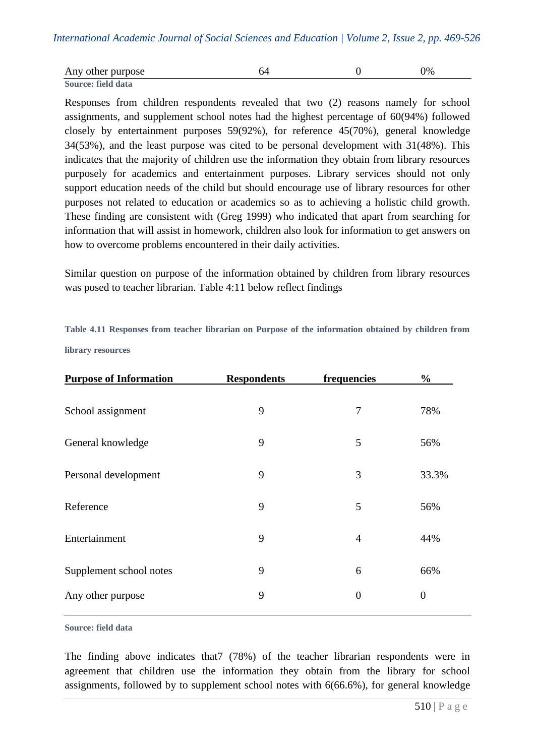| Any other purpose | 64 | 0 | 0% |
|---|---|---|---|

**Source: field data**

Responses from children respondents revealed that two (2) reasons namely for school assignments, and supplement school notes had the highest percentage of 60(94%) followed closely by entertainment purposes 59(92%), for reference 45(70%), general knowledge 34(53%), and the least purpose was cited to be personal development with 31(48%). This indicates that the majority of children use the information they obtain from library resources purposely for academics and entertainment purposes. Library services should not only support education needs of the child but should encourage use of library resources for other purposes not related to education or academics so as to achieving a holistic child growth. These finding are consistent with (Greg 1999) who indicated that apart from searching for information that will assist in homework, children also look for information to get answers on how to overcome problems encountered in their daily activities.

Similar question on purpose of the information obtained by children from library resources was posed to teacher librarian. Table 4:11 below reflect findings

**Table 4.11 Responses from teacher librarian on Purpose of the information obtained by children from library resources**

| Purpose of Information | Respondents | frequencies | % |
|---|---|---|---|
| School assignment | 9 | 7 | 78% |
| General knowledge | 9 | 5 | 56% |
| Personal development | 9 | 3 | 33.3% |
| Reference | 9 | 5 | 56% |
| Entertainment | 9 | 4 | 44% |
| Supplement school notes | 9 | 6 | 66% |
| Any other purpose | 9 | 0 | 0 |

**Source: field data**

The finding above indicates that7 (78%) of the teacher librarian respondents were in agreement that children use the information they obtain from the library for school assignments, followed by to supplement school notes with 6(66.6%), for general knowledge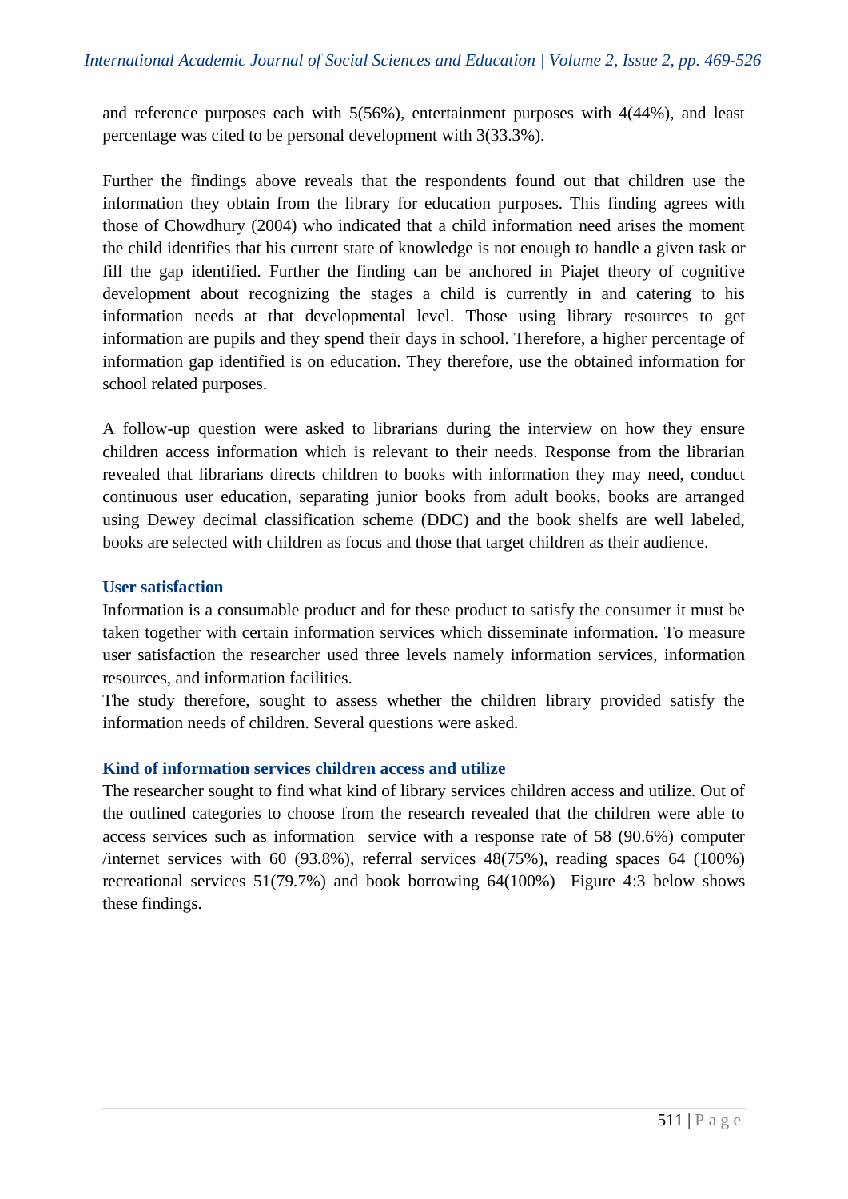and reference purposes each with 5(56%), entertainment purposes with 4(44%), and least percentage was cited to be personal development with 3(33.3%).

Further the findings above reveals that the respondents found out that children use the information they obtain from the library for education purposes. This finding agrees with those of Chowdhury (2004) who indicated that a child information need arises the moment the child identifies that his current state of knowledge is not enough to handle a given task or fill the gap identified. Further the finding can be anchored in Piajet theory of cognitive development about recognizing the stages a child is currently in and catering to his information needs at that developmental level. Those using library resources to get information are pupils and they spend their days in school. Therefore, a higher percentage of information gap identified is on education. They therefore, use the obtained information for school related purposes.

A follow-up question were asked to librarians during the interview on how they ensure children access information which is relevant to their needs. Response from the librarian revealed that librarians directs children to books with information they may need, conduct continuous user education, separating junior books from adult books, books are arranged using Dewey decimal classification scheme (DDC) and the book shelfs are well labeled, books are selected with children as focus and those that target children as their audience.

### User satisfaction

Information is a consumable product and for these product to satisfy the consumer it must be taken together with certain information services which disseminate information. To measure user satisfaction the researcher used three levels namely information services, information resources, and information facilities.

The study therefore, sought to assess whether the children library provided satisfy the information needs of children. Several questions were asked.

### Kind of information services children access and utilize

The researcher sought to find what kind of library services children access and utilize. Out of the outlined categories to choose from the research revealed that the children were able to access services such as information service with a response rate of 58 (90.6%) computer /internet services with 60 (93.8%), referral services 48(75%), reading spaces 64 (100%) recreational services 51(79.7%) and book borrowing 64(100%) Figure 4:3 below shows these findings.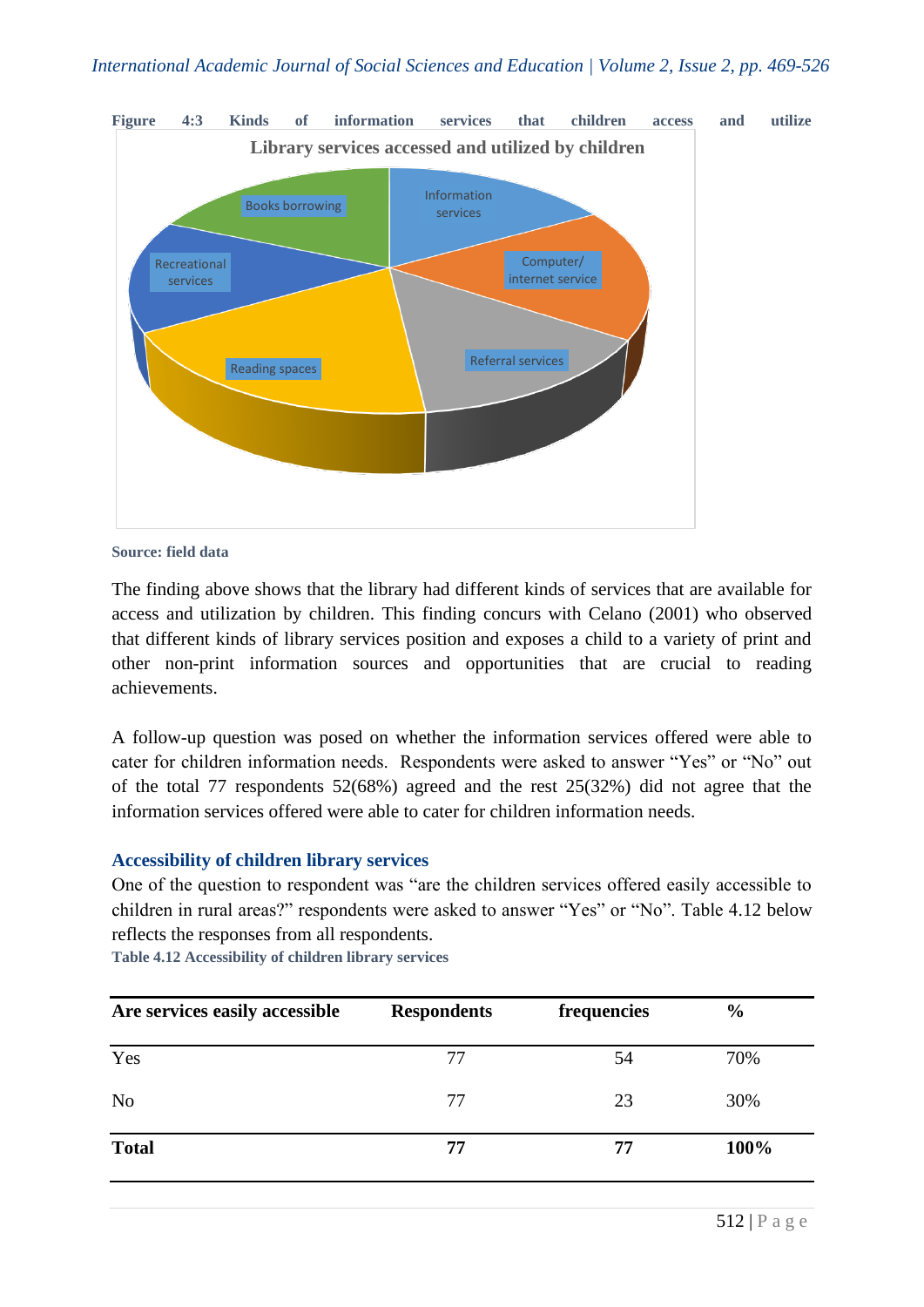**Figure 4:3 Kinds of information services that children access and utilize**

**Source: field data**

The finding above shows that the library had different kinds of services that are available for access and utilization by children. This finding concurs with Celano (2001) who observed that different kinds of library services position and exposes a child to a variety of print and other non-print information sources and opportunities that are crucial to reading achievements.

A follow-up question was posed on whether the information services offered were able to cater for children information needs. Respondents were asked to answer "Yes" or "No" out of the total 77 respondents 52(68%) agreed and the rest 25(32%) did not agree that the information services offered were able to cater for children information needs.

### Accessibility of children library services

One of the question to respondent was "are the children services offered easily accessible to children in rural areas?" respondents were asked to answer "Yes" or "No". Table 4.12 below reflects the responses from all respondents.

**Table 4.12 Accessibility of children library services**

| Are services easily accessible | Respondents | frequencies | % |
|---|---|---|---|
| Yes | 77 | 54 | 70% |
| No | 77 | 23 | 30% |
| **Total** | **77** | **77** | **100%** |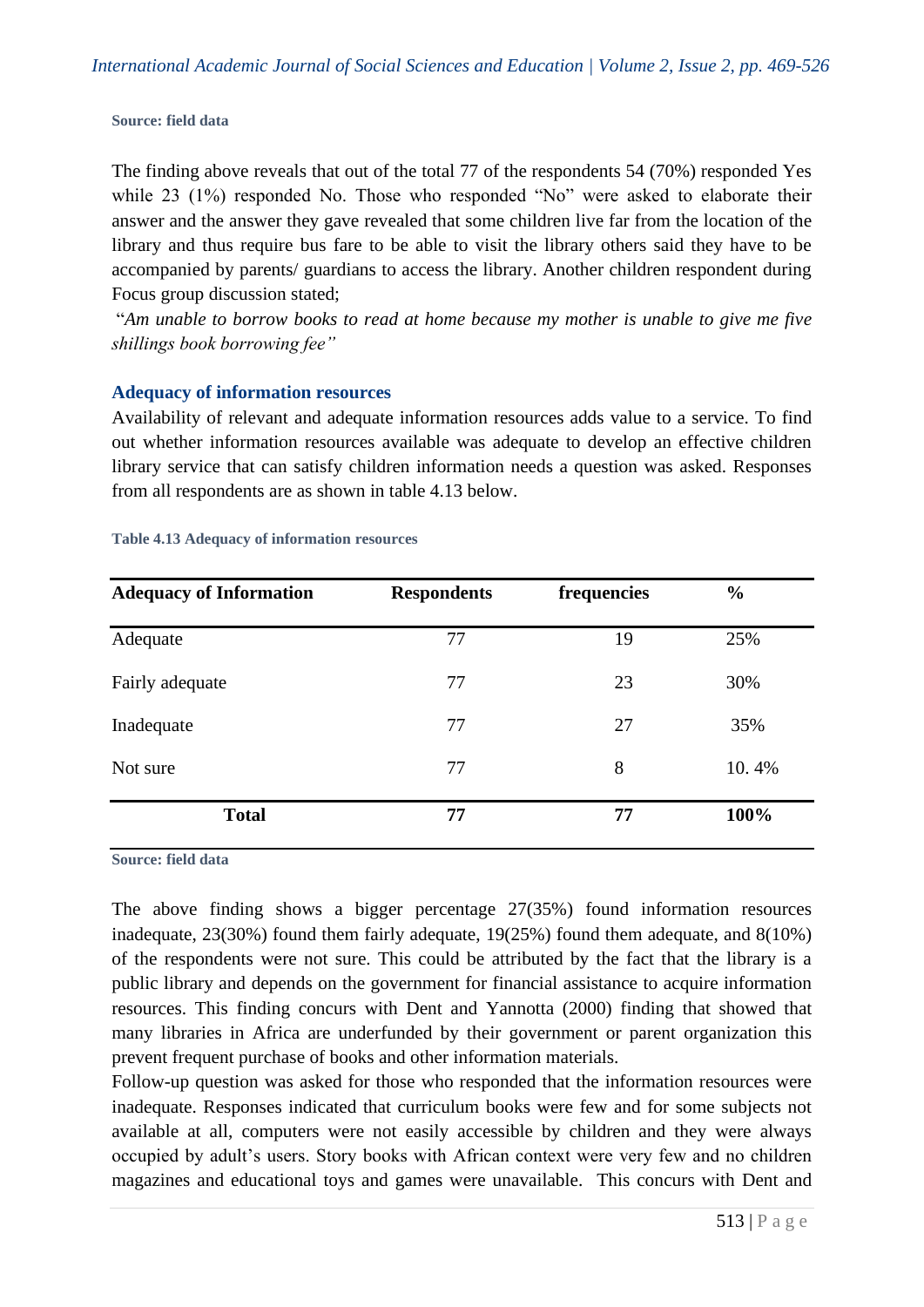**Source: field data**

The finding above reveals that out of the total 77 of the respondents 54 (70%) responded Yes while 23 (1%) responded No. Those who responded "No" were asked to elaborate their answer and the answer they gave revealed that some children live far from the location of the library and thus require bus fare to be able to visit the library others said they have to be accompanied by parents/ guardians to access the library. Another children respondent during Focus group discussion stated;

"*Am unable to borrow books to read at home because my mother is unable to give me five shillings book borrowing fee"*

### Adequacy of information resources

Availability of relevant and adequate information resources adds value to a service. To find out whether information resources available was adequate to develop an effective children library service that can satisfy children information needs a question was asked. Responses from all respondents are as shown in table 4.13 below.

**Table 4.13 Adequacy of information resources**

| Adequacy of Information | Respondents | frequencies | % |
|---|---|---|---|
| Adequate | 77 | 19 | 25% |
| Fairly adequate | 77 | 23 | 30% |
| Inadequate | 77 | 27 | 35% |
| Not sure | 77 | 8 | 10. 4% |
| **Total** | **77** | **77** | **100%** |

**Source: field data**

The above finding shows a bigger percentage 27(35%) found information resources inadequate, 23(30%) found them fairly adequate, 19(25%) found them adequate, and 8(10%) of the respondents were not sure. This could be attributed by the fact that the library is a public library and depends on the government for financial assistance to acquire information resources. This finding concurs with Dent and Yannotta (2000) finding that showed that many libraries in Africa are underfunded by their government or parent organization this prevent frequent purchase of books and other information materials.

Follow-up question was asked for those who responded that the information resources were inadequate. Responses indicated that curriculum books were few and for some subjects not available at all, computers were not easily accessible by children and they were always occupied by adult's users. Story books with African context were very few and no children magazines and educational toys and games were unavailable. This concurs with Dent and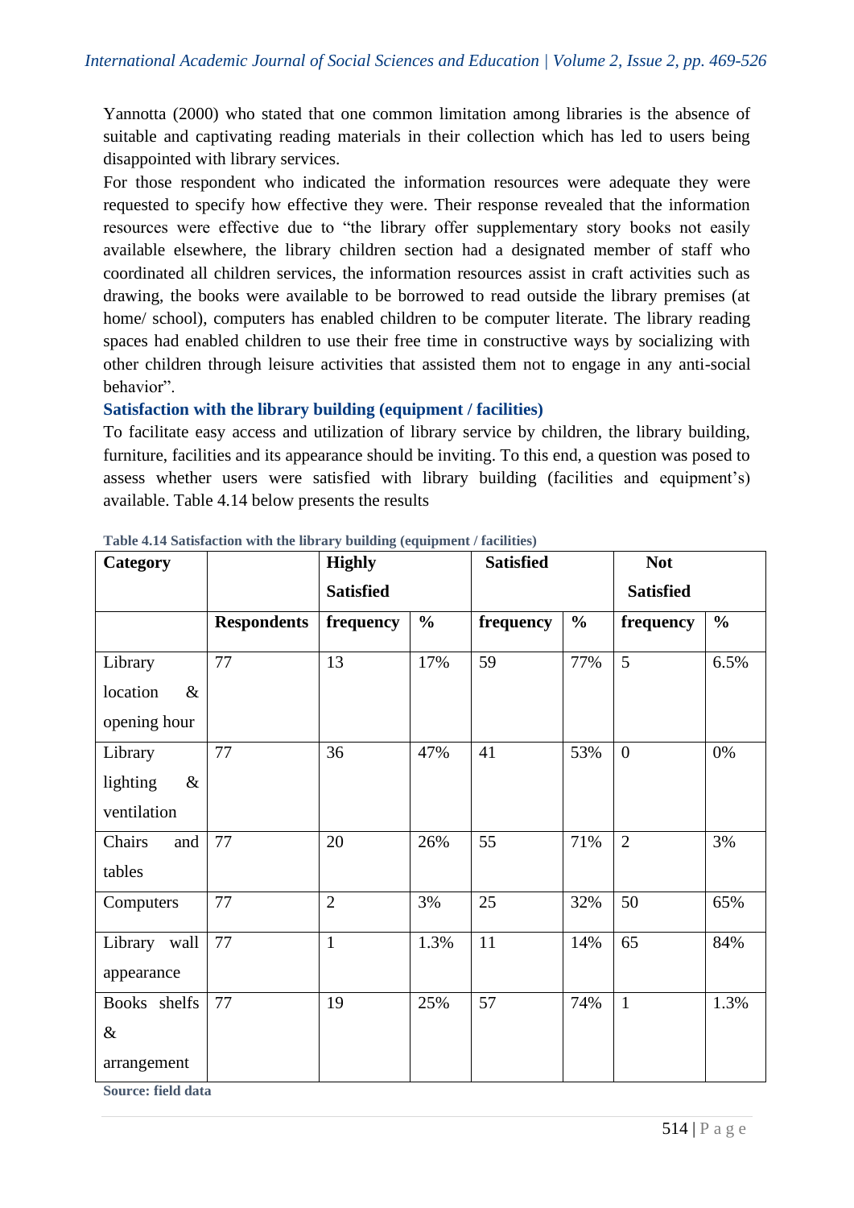Yannotta (2000) who stated that one common limitation among libraries is the absence of suitable and captivating reading materials in their collection which has led to users being disappointed with library services.

For those respondent who indicated the information resources were adequate they were requested to specify how effective they were. Their response revealed that the information resources were effective due to "the library offer supplementary story books not easily available elsewhere, the library children section had a designated member of staff who coordinated all children services, the information resources assist in craft activities such as drawing, the books were available to be borrowed to read outside the library premises (at home/ school), computers has enabled children to be computer literate. The library reading spaces had enabled children to use their free time in constructive ways by socializing with other children through leisure activities that assisted them not to engage in any anti-social behavior".

### Satisfaction with the library building (equipment / facilities)

To facilitate easy access and utilization of library service by children, the library building, furniture, facilities and its appearance should be inviting. To this end, a question was posed to assess whether users were satisfied with library building (facilities and equipment's) available. Table 4.14 below presents the results

**Table 4.14 Satisfaction with the library building (equipment / facilities)**

| Category | | Highly Satisfied | | Satisfied | | Not Satisfied | |
|---|---|---|---|---|---|---|---|
| | Respondents | frequency | % | frequency | % | frequency | % |
| Library location & opening hour | 77 | 13 | 17% | 59 | 77% | 5 | 6.5% |
| Library lighting & ventilation | 77 | 36 | 47% | 41 | 53% | 0 | 0% |
| Chairs and tables | 77 | 20 | 26% | 55 | 71% | 2 | 3% |
| Computers | 77 | 2 | 3% | 25 | 32% | 50 | 65% |
| Library wall appearance | 77 | 1 | 1.3% | 11 | 14% | 65 | 84% |
| Books shelfs & arrangement | 77 | 19 | 25% | 57 | 74% | 1 | 1.3% |

**Source: field data**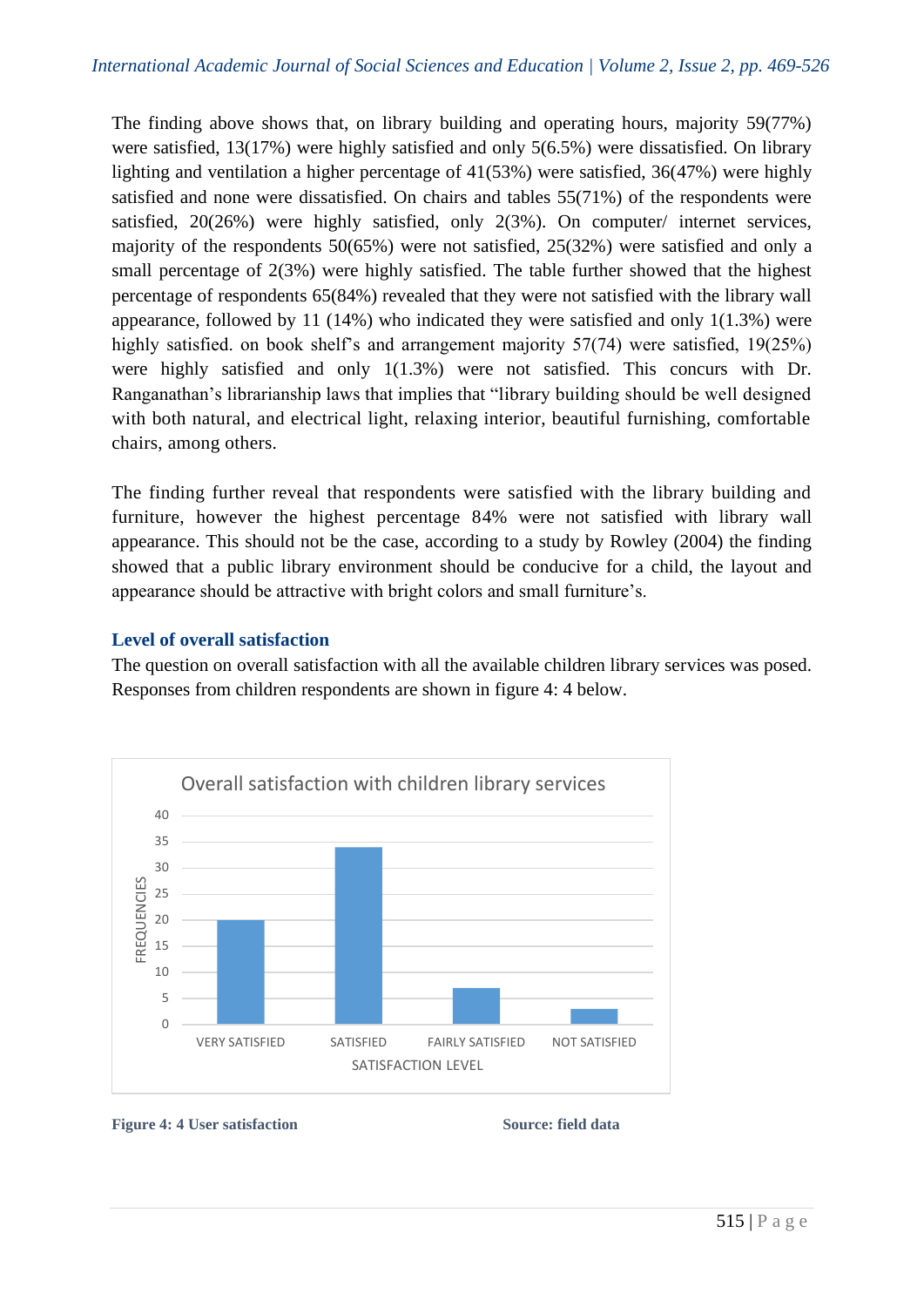The finding above shows that, on library building and operating hours, majority 59(77%) were satisfied, 13(17%) were highly satisfied and only 5(6.5%) were dissatisfied. On library lighting and ventilation a higher percentage of 41(53%) were satisfied, 36(47%) were highly satisfied and none were dissatisfied. On chairs and tables 55(71%) of the respondents were satisfied, 20(26%) were highly satisfied, only 2(3%). On computer/ internet services, majority of the respondents 50(65%) were not satisfied, 25(32%) were satisfied and only a small percentage of 2(3%) were highly satisfied. The table further showed that the highest percentage of respondents 65(84%) revealed that they were not satisfied with the library wall appearance, followed by 11 (14%) who indicated they were satisfied and only 1(1.3%) were highly satisfied. on book shelf's and arrangement majority 57(74) were satisfied, 19(25%) were highly satisfied and only 1(1.3%) were not satisfied. This concurs with Dr. Ranganathan's librarianship laws that implies that "library building should be well designed with both natural, and electrical light, relaxing interior, beautiful furnishing, comfortable chairs, among others.

The finding further reveal that respondents were satisfied with the library building and furniture, however the highest percentage 84% were not satisfied with library wall appearance. This should not be the case, according to a study by Rowley (2004) the finding showed that a public library environment should be conducive for a child, the layout and appearance should be attractive with bright colors and small furniture's.

### Level of overall satisfaction

The question on overall satisfaction with all the available children library services was posed. Responses from children respondents are shown in figure 4: 4 below.

Overall satisfaction with children library services

| SATISFACTION LEVEL | FREQUENCIES |
|---|---|
| VERY SATISFIED | 20 |
| SATISFIED | 34 |
| FAIRLY SATISFIED | 7 |
| NOT SATISFIED | 3 |

**Figure 4: 4 User satisfaction** **Source: field data**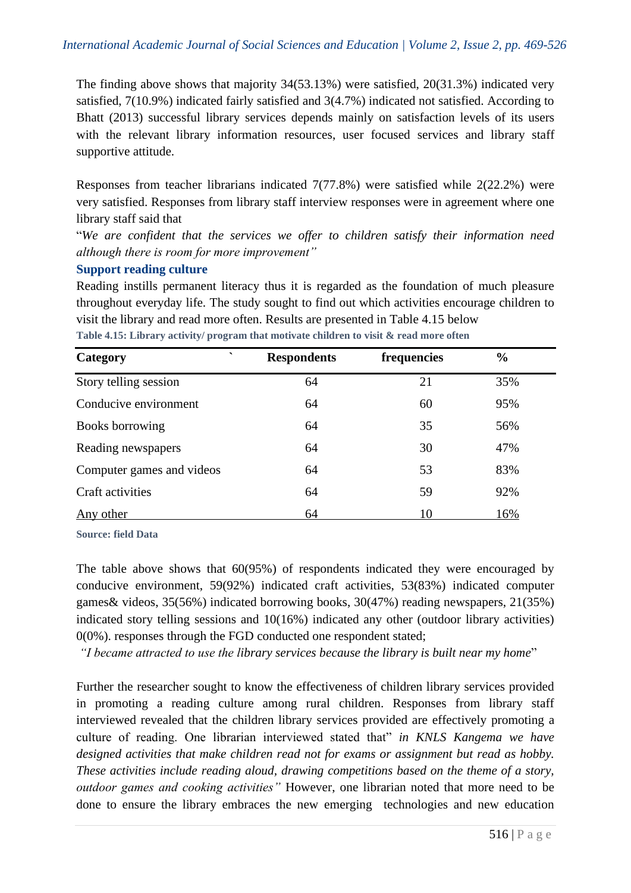The finding above shows that majority 34(53.13%) were satisfied, 20(31.3%) indicated very satisfied, 7(10.9%) indicated fairly satisfied and 3(4.7%) indicated not satisfied. According to Bhatt (2013) successful library services depends mainly on satisfaction levels of its users with the relevant library information resources, user focused services and library staff supportive attitude.

Responses from teacher librarians indicated 7(77.8%) were satisfied while 2(22.2%) were very satisfied. Responses from library staff interview responses were in agreement where one library staff said that

"*We are confident that the services we offer to children satisfy their information need although there is room for more improvement"*

**Support reading culture**

Reading instills permanent literacy thus it is regarded as the foundation of much pleasure throughout everyday life. The study sought to find out which activities encourage children to visit the library and read more often. Results are presented in Table 4.15 below

**Table 4.15: Library activity/ program that motivate children to visit & read more often**

| Category | Respondents | frequencies | % |
|---|---|---|---|
| Story telling session | 64 | 21 | 35% |
| Conducive environment | 64 | 60 | 95% |
| Books borrowing | 64 | 35 | 56% |
| Reading newspapers | 64 | 30 | 47% |
| Computer games and videos | 64 | 53 | 83% |
| Craft activities | 64 | 59 | 92% |
| Any other | 64 | 10 | 16% |

**Source: field Data**

The table above shows that 60(95%) of respondents indicated they were encouraged by conducive environment, 59(92%) indicated craft activities, 53(83%) indicated computer games& videos, 35(56%) indicated borrowing books, 30(47%) reading newspapers, 21(35%) indicated story telling sessions and 10(16%) indicated any other (outdoor library activities) 0(0%). responses through the FGD conducted one respondent stated;

*"I became attracted to use the library services because the library is built near my home*"

Further the researcher sought to know the effectiveness of children library services provided in promoting a reading culture among rural children. Responses from library staff interviewed revealed that the children library services provided are effectively promoting a culture of reading. One librarian interviewed stated that" *in KNLS Kangema we have designed activities that make children read not for exams or assignment but read as hobby. These activities include reading aloud, drawing competitions based on the theme of a story, outdoor games and cooking activities"* However, one librarian noted that more need to be done to ensure the library embraces the new emerging technologies and new education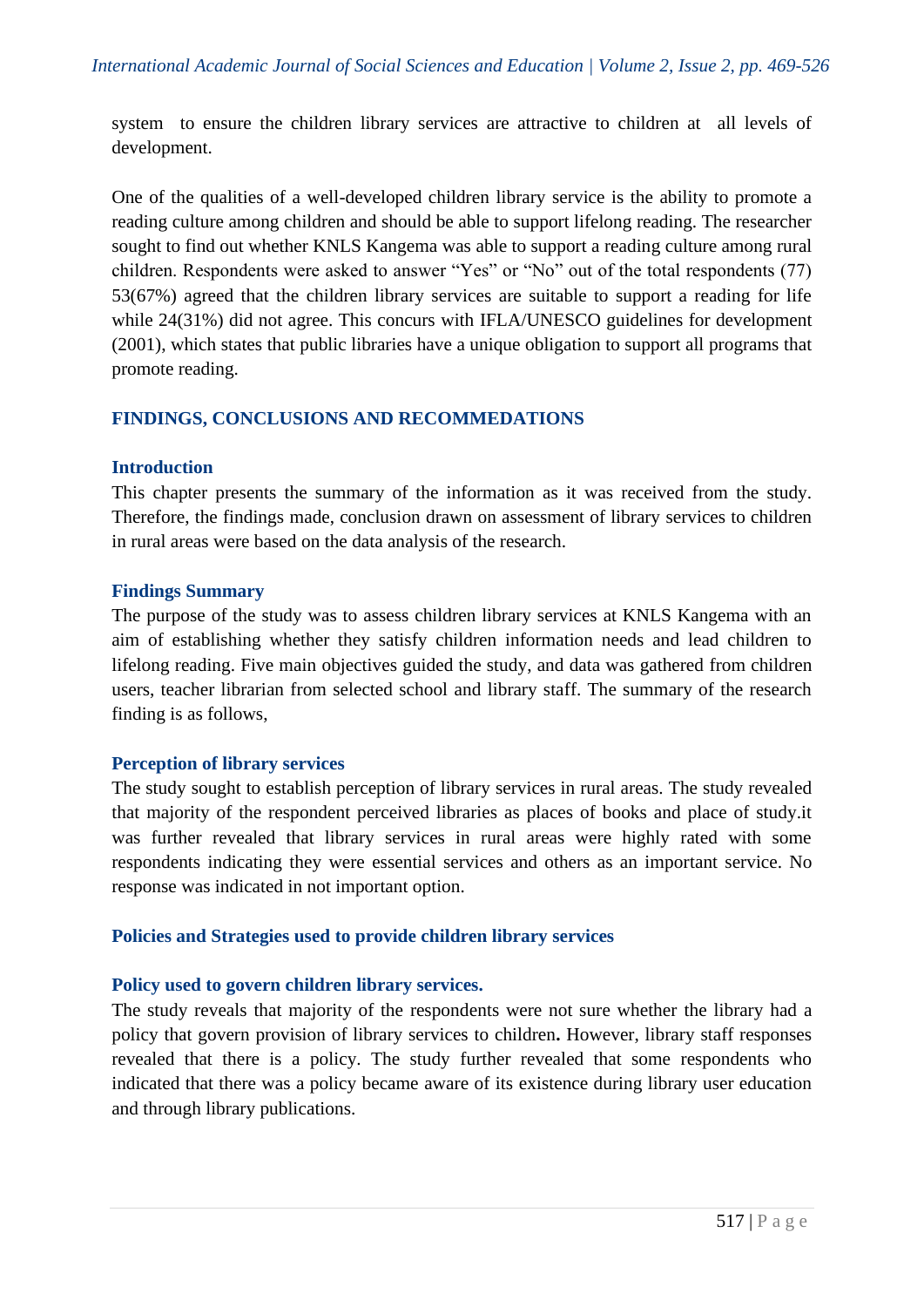system to ensure the children library services are attractive to children at all levels of development.

One of the qualities of a well-developed children library service is the ability to promote a reading culture among children and should be able to support lifelong reading. The researcher sought to find out whether KNLS Kangema was able to support a reading culture among rural children. Respondents were asked to answer “Yes” or “No” out of the total respondents (77) 53(67%) agreed that the children library services are suitable to support a reading for life while 24(31%) did not agree. This concurs with IFLA/UNESCO guidelines for development (2001), which states that public libraries have a unique obligation to support all programs that promote reading.

## FINDINGS, CONCLUSIONS AND RECOMMEDATIONS

### Introduction

This chapter presents the summary of the information as it was received from the study. Therefore, the findings made, conclusion drawn on assessment of library services to children in rural areas were based on the data analysis of the research.

### Findings Summary

The purpose of the study was to assess children library services at KNLS Kangema with an aim of establishing whether they satisfy children information needs and lead children to lifelong reading. Five main objectives guided the study, and data was gathered from children users, teacher librarian from selected school and library staff. The summary of the research finding is as follows,

### Perception of library services

The study sought to establish perception of library services in rural areas. The study revealed that majority of the respondent perceived libraries as places of books and place of study.it was further revealed that library services in rural areas were highly rated with some respondents indicating they were essential services and others as an important service. No response was indicated in not important option.

### Policies and Strategies used to provide children library services

#### Policy used to govern children library services.

The study reveals that majority of the respondents were not sure whether the library had a policy that govern provision of library services to children**.** However, library staff responses revealed that there is a policy. The study further revealed that some respondents who indicated that there was a policy became aware of its existence during library user education and through library publications.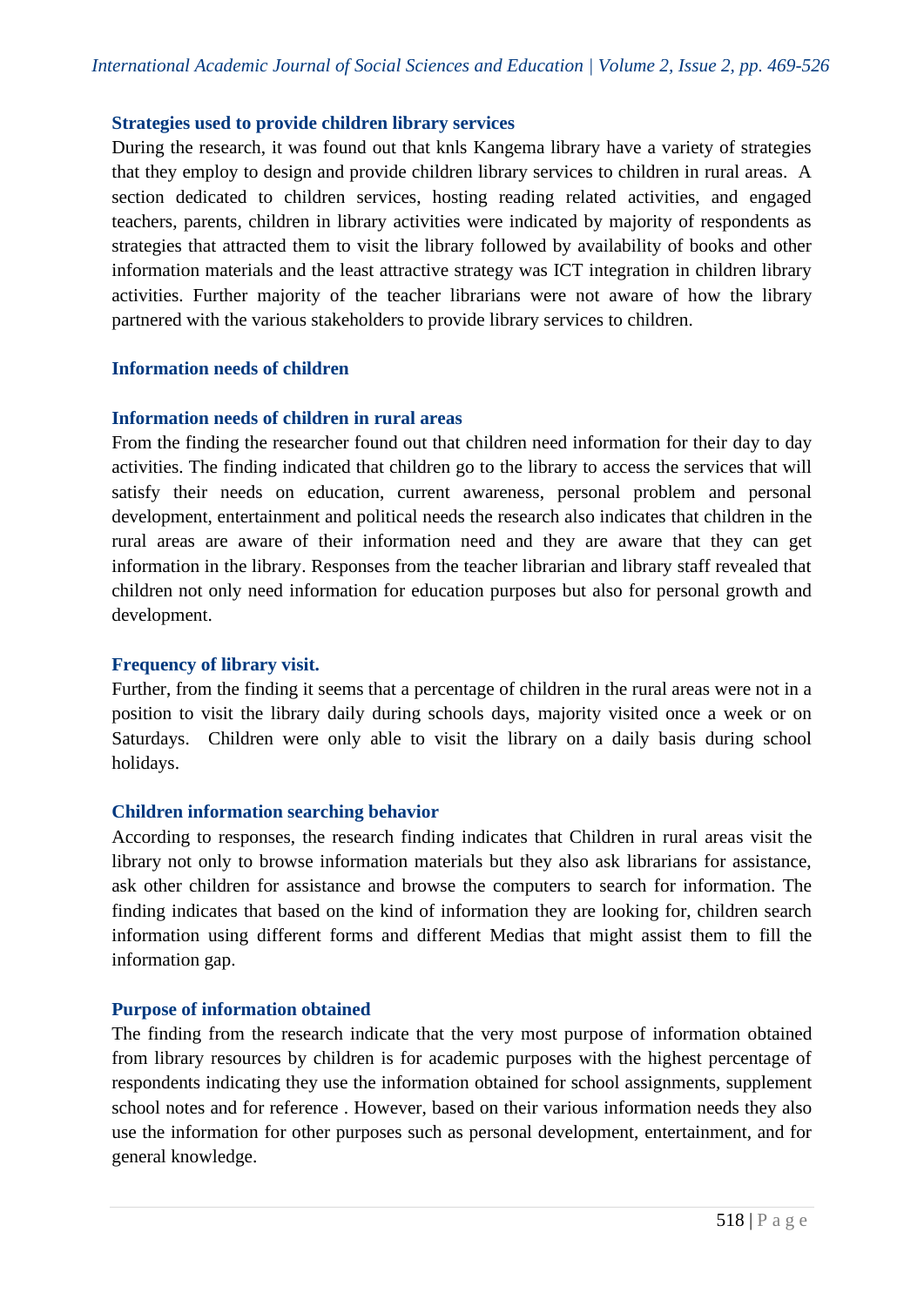### Strategies used to provide children library services

During the research, it was found out that knls Kangema library have a variety of strategies that they employ to design and provide children library services to children in rural areas. A section dedicated to children services, hosting reading related activities, and engaged teachers, parents, children in library activities were indicated by majority of respondents as strategies that attracted them to visit the library followed by availability of books and other information materials and the least attractive strategy was ICT integration in children library activities. Further majority of the teacher librarians were not aware of how the library partnered with the various stakeholders to provide library services to children.

### Information needs of children

### Information needs of children in rural areas

From the finding the researcher found out that children need information for their day to day activities. The finding indicated that children go to the library to access the services that will satisfy their needs on education, current awareness, personal problem and personal development, entertainment and political needs the research also indicates that children in the rural areas are aware of their information need and they are aware that they can get information in the library. Responses from the teacher librarian and library staff revealed that children not only need information for education purposes but also for personal growth and development.

### Frequency of library visit.

Further, from the finding it seems that a percentage of children in the rural areas were not in a position to visit the library daily during schools days, majority visited once a week or on Saturdays. Children were only able to visit the library on a daily basis during school holidays.

### Children information searching behavior

According to responses, the research finding indicates that Children in rural areas visit the library not only to browse information materials but they also ask librarians for assistance, ask other children for assistance and browse the computers to search for information. The finding indicates that based on the kind of information they are looking for, children search information using different forms and different Medias that might assist them to fill the information gap.

### Purpose of information obtained

The finding from the research indicate that the very most purpose of information obtained from library resources by children is for academic purposes with the highest percentage of respondents indicating they use the information obtained for school assignments, supplement school notes and for reference . However, based on their various information needs they also use the information for other purposes such as personal development, entertainment, and for general knowledge.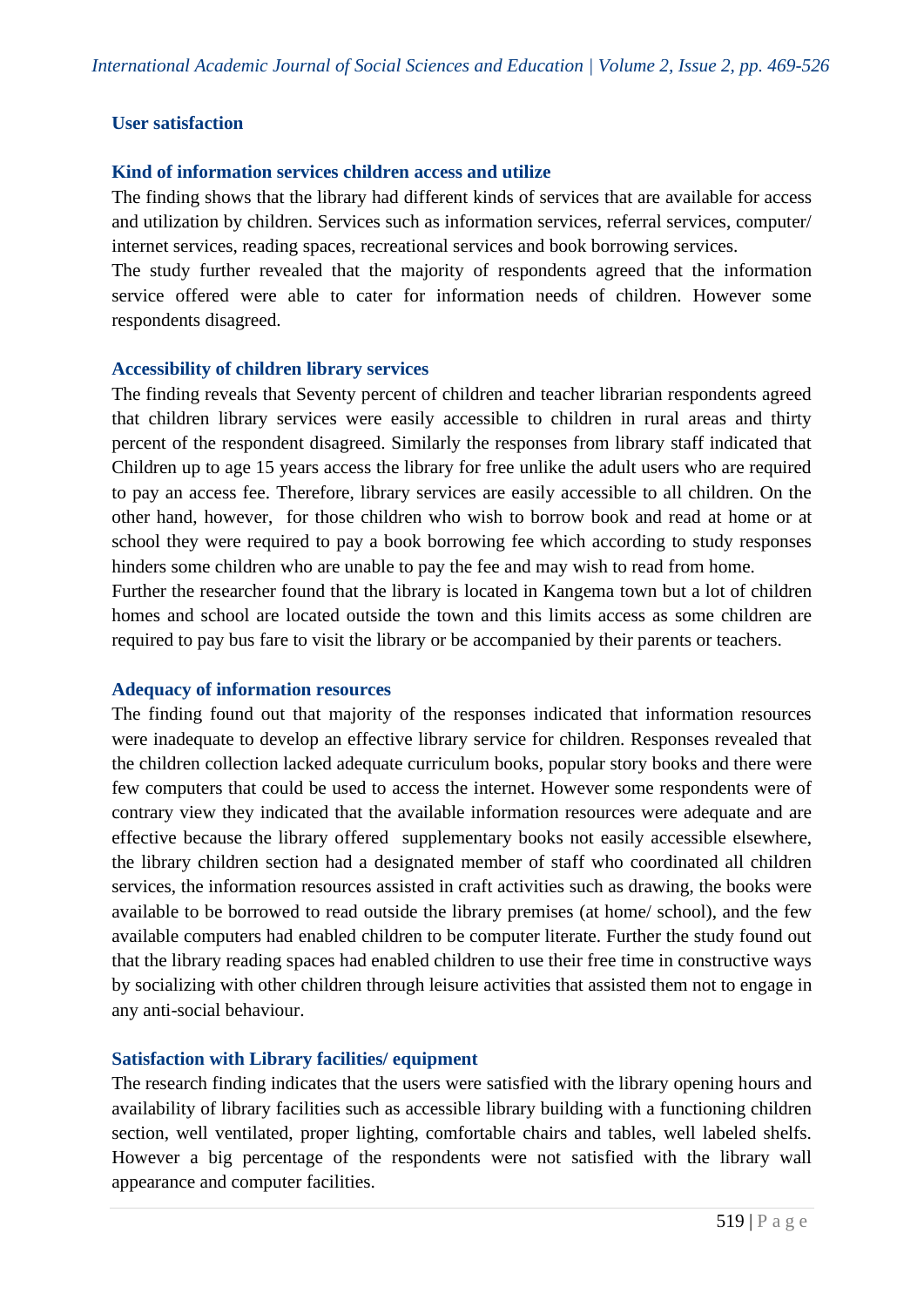### User satisfaction

#### Kind of information services children access and utilize

The finding shows that the library had different kinds of services that are available for access and utilization by children. Services such as information services, referral services, computer/ internet services, reading spaces, recreational services and book borrowing services.

The study further revealed that the majority of respondents agreed that the information service offered were able to cater for information needs of children. However some respondents disagreed.

#### Accessibility of children library services

The finding reveals that Seventy percent of children and teacher librarian respondents agreed that children library services were easily accessible to children in rural areas and thirty percent of the respondent disagreed. Similarly the responses from library staff indicated that Children up to age 15 years access the library for free unlike the adult users who are required to pay an access fee. Therefore, library services are easily accessible to all children. On the other hand, however, for those children who wish to borrow book and read at home or at school they were required to pay a book borrowing fee which according to study responses hinders some children who are unable to pay the fee and may wish to read from home.

Further the researcher found that the library is located in Kangema town but a lot of children homes and school are located outside the town and this limits access as some children are required to pay bus fare to visit the library or be accompanied by their parents or teachers.

#### Adequacy of information resources

The finding found out that majority of the responses indicated that information resources were inadequate to develop an effective library service for children. Responses revealed that the children collection lacked adequate curriculum books, popular story books and there were few computers that could be used to access the internet. However some respondents were of contrary view they indicated that the available information resources were adequate and are effective because the library offered supplementary books not easily accessible elsewhere, the library children section had a designated member of staff who coordinated all children services, the information resources assisted in craft activities such as drawing, the books were available to be borrowed to read outside the library premises (at home/ school), and the few available computers had enabled children to be computer literate. Further the study found out that the library reading spaces had enabled children to use their free time in constructive ways by socializing with other children through leisure activities that assisted them not to engage in any anti-social behaviour.

#### Satisfaction with Library facilities/ equipment

The research finding indicates that the users were satisfied with the library opening hours and availability of library facilities such as accessible library building with a functioning children section, well ventilated, proper lighting, comfortable chairs and tables, well labeled shelfs. However a big percentage of the respondents were not satisfied with the library wall appearance and computer facilities.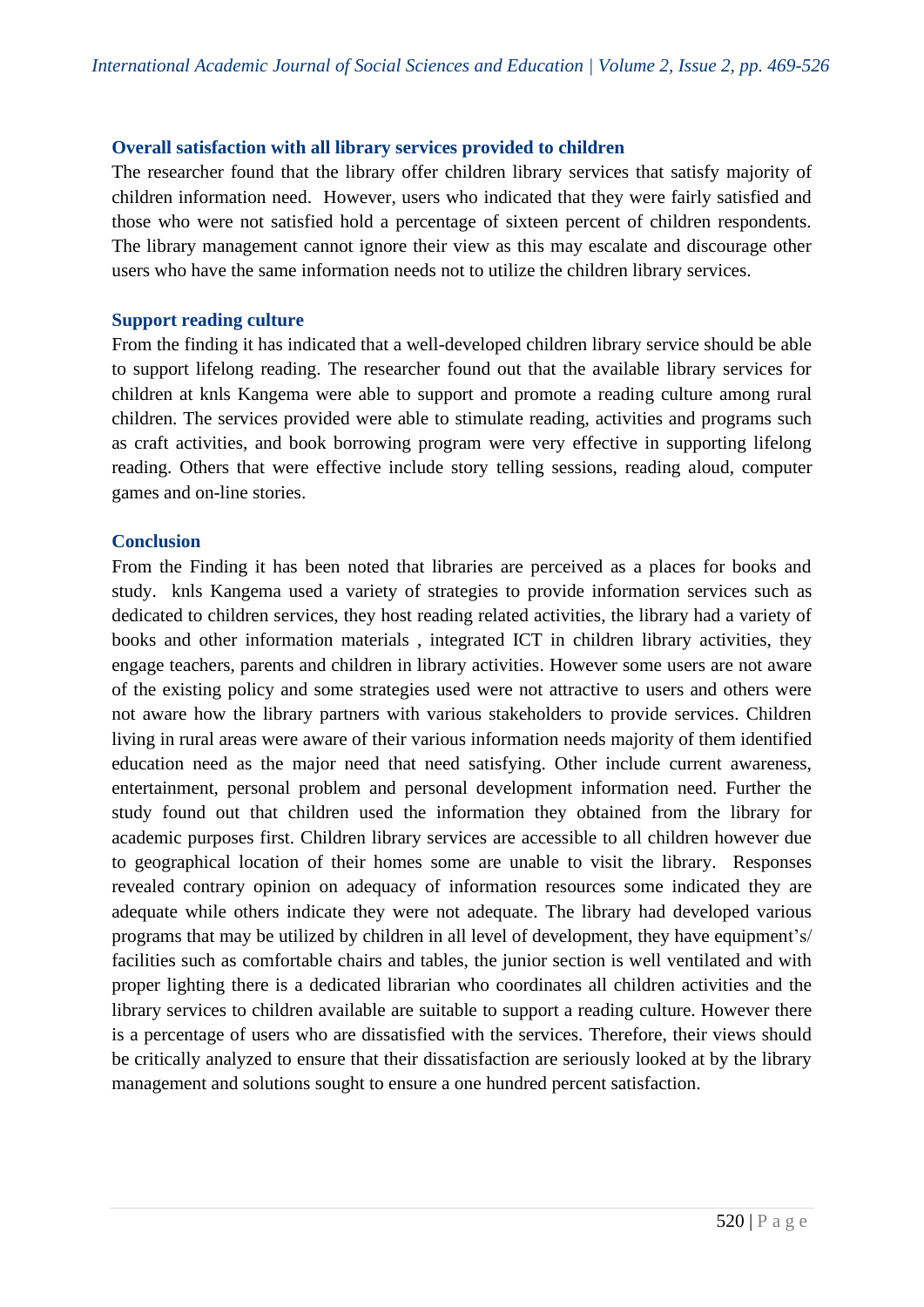### Overall satisfaction with all library services provided to children

The researcher found that the library offer children library services that satisfy majority of children information need. However, users who indicated that they were fairly satisfied and those who were not satisfied hold a percentage of sixteen percent of children respondents. The library management cannot ignore their view as this may escalate and discourage other users who have the same information needs not to utilize the children library services.

### Support reading culture

From the finding it has indicated that a well-developed children library service should be able to support lifelong reading. The researcher found out that the available library services for children at knls Kangema were able to support and promote a reading culture among rural children. The services provided were able to stimulate reading, activities and programs such as craft activities, and book borrowing program were very effective in supporting lifelong reading. Others that were effective include story telling sessions, reading aloud, computer games and on-line stories.

## Conclusion

From the Finding it has been noted that libraries are perceived as a places for books and study. knls Kangema used a variety of strategies to provide information services such as dedicated to children services, they host reading related activities, the library had a variety of books and other information materials , integrated ICT in children library activities, they engage teachers, parents and children in library activities. However some users are not aware of the existing policy and some strategies used were not attractive to users and others were not aware how the library partners with various stakeholders to provide services. Children living in rural areas were aware of their various information needs majority of them identified education need as the major need that need satisfying. Other include current awareness, entertainment, personal problem and personal development information need. Further the study found out that children used the information they obtained from the library for academic purposes first. Children library services are accessible to all children however due to geographical location of their homes some are unable to visit the library. Responses revealed contrary opinion on adequacy of information resources some indicated they are adequate while others indicate they were not adequate. The library had developed various programs that may be utilized by children in all level of development, they have equipment's/ facilities such as comfortable chairs and tables, the junior section is well ventilated and with proper lighting there is a dedicated librarian who coordinates all children activities and the library services to children available are suitable to support a reading culture. However there is a percentage of users who are dissatisfied with the services. Therefore, their views should be critically analyzed to ensure that their dissatisfaction are seriously looked at by the library management and solutions sought to ensure a one hundred percent satisfaction.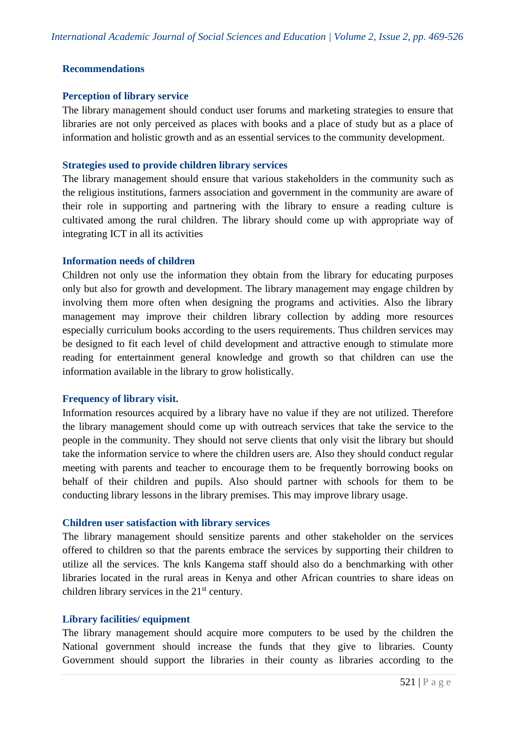## Recommendations

### Perception of library service

The library management should conduct user forums and marketing strategies to ensure that libraries are not only perceived as places with books and a place of study but as a place of information and holistic growth and as an essential services to the community development.

### Strategies used to provide children library services

The library management should ensure that various stakeholders in the community such as the religious institutions, farmers association and government in the community are aware of their role in supporting and partnering with the library to ensure a reading culture is cultivated among the rural children. The library should come up with appropriate way of integrating ICT in all its activities

### Information needs of children

Children not only use the information they obtain from the library for educating purposes only but also for growth and development. The library management may engage children by involving them more often when designing the programs and activities. Also the library management may improve their children library collection by adding more resources especially curriculum books according to the users requirements. Thus children services may be designed to fit each level of child development and attractive enough to stimulate more reading for entertainment general knowledge and growth so that children can use the information available in the library to grow holistically.

### Frequency of library visit.

Information resources acquired by a library have no value if they are not utilized. Therefore the library management should come up with outreach services that take the service to the people in the community. They should not serve clients that only visit the library but should take the information service to where the children users are. Also they should conduct regular meeting with parents and teacher to encourage them to be frequently borrowing books on behalf of their children and pupils. Also should partner with schools for them to be conducting library lessons in the library premises. This may improve library usage.

### Children user satisfaction with library services

The library management should sensitize parents and other stakeholder on the services offered to children so that the parents embrace the services by supporting their children to utilize all the services. The knls Kangema staff should also do a benchmarking with other libraries located in the rural areas in Kenya and other African countries to share ideas on children library services in the 21$^{st}$ century.

### Library facilities/ equipment

The library management should acquire more computers to be used by the children the National government should increase the funds that they give to libraries. County Government should support the libraries in their county as libraries according to the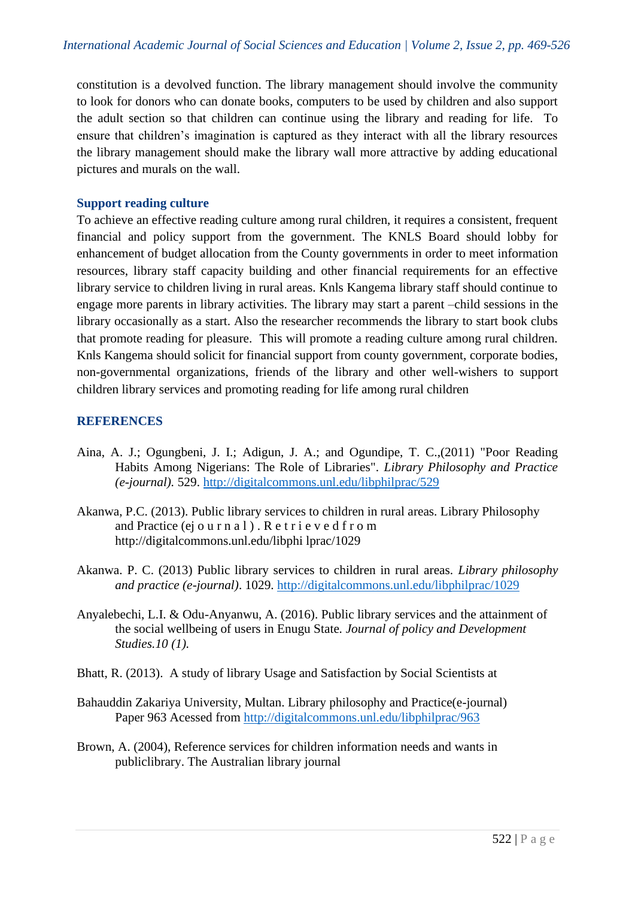constitution is a devolved function. The library management should involve the community to look for donors who can donate books, computers to be used by children and also support the adult section so that children can continue using the library and reading for life. To ensure that children's imagination is captured as they interact with all the library resources the library management should make the library wall more attractive by adding educational pictures and murals on the wall.

### Support reading culture

To achieve an effective reading culture among rural children, it requires a consistent, frequent financial and policy support from the government. The KNLS Board should lobby for enhancement of budget allocation from the County governments in order to meet information resources, library staff capacity building and other financial requirements for an effective library service to children living in rural areas. Knls Kangema library staff should continue to engage more parents in library activities. The library may start a parent –child sessions in the library occasionally as a start. Also the researcher recommends the library to start book clubs that promote reading for pleasure. This will promote a reading culture among rural children. Knls Kangema should solicit for financial support from county government, corporate bodies, non-governmental organizations, friends of the library and other well-wishers to support children library services and promoting reading for life among rural children

## REFERENCES

Aina, A. J.; Ogungbeni, J. I.; Adigun, J. A.; and Ogundipe, T. C.,(2011) "Poor Reading Habits Among Nigerians: The Role of Libraries". *Library Philosophy and Practice (e-journal).* 529. http://digitalcommons.unl.edu/libphilprac/529

Akanwa, P.C. (2013). Public library services to children in rural areas. Library Philosophy and Practice (ej o u r n a l ) . R e t r i e v e d f r o m http://digitalcommons.unl.edu/libphi lprac/1029

Akanwa. P. C. (2013) Public library services to children in rural areas. *Library philosophy and practice (e-journal)*. 1029. http://digitalcommons.unl.edu/libphilprac/1029

Anyalebechi, L.I. & Odu-Anyanwu, A. (2016). Public library services and the attainment of the social wellbeing of users in Enugu State. *Journal of policy and Development Studies.10 (1).*

Bhatt, R. (2013). A study of library Usage and Satisfaction by Social Scientists at

Bahauddin Zakariya University, Multan. Library philosophy and Practice(e-journal) Paper 963 Acessed from http://digitalcommons.unl.edu/libphilprac/963

Brown, A. (2004), Reference services for children information needs and wants in publiclibrary. The Australian library journal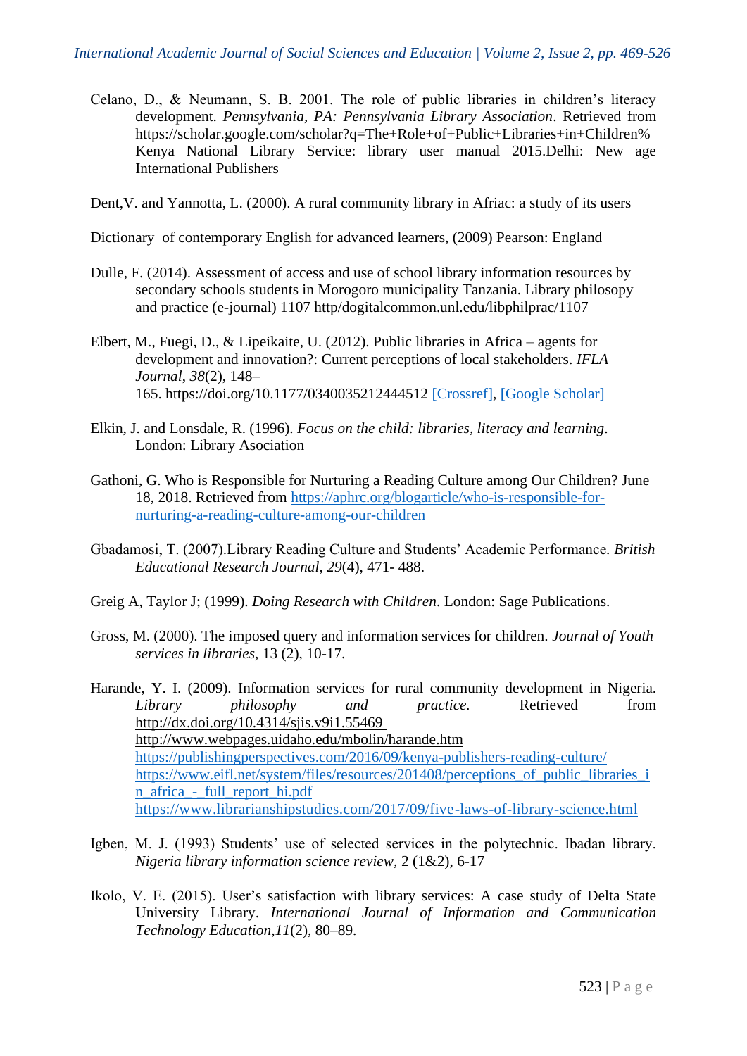Celano, D., & Neumann, S. B. 2001. The role of public libraries in children's literacy development. *Pennsylvania, PA: Pennsylvania Library Association*. Retrieved from https://scholar.google.com/scholar?q=The+Role+of+Public+Libraries+in+Children% Kenya National Library Service: library user manual 2015.Delhi: New age International Publishers

Dent,V. and Yannotta, L. (2000). A rural community library in Afriac: a study of its users

Dictionary of contemporary English for advanced learners, (2009) Pearson: England

Dulle, F. (2014). Assessment of access and use of school library information resources by secondary schools students in Morogoro municipality Tanzania. Library philosopy and practice (e-journal) 1107 http/dogitalcommon.unl.edu/libphilprac/1107

Elbert, M., Fuegi, D., & Lipeikaite, U. (2012). Public libraries in Africa – agents for development and innovation?: Current perceptions of local stakeholders. *IFLA Journal*, *38*(2), 148–165. https://doi.org/10.1177/0340035212444512 [Crossref], [Google Scholar]

Elkin, J. and Lonsdale, R. (1996). *Focus on the child: libraries, literacy and learning*. London: Library Asociation

Gathoni, G. Who is Responsible for Nurturing a Reading Culture among Our Children? June 18, 2018. Retrieved from https://aphrc.org/blogarticle/who-is-responsible-for-nurturing-a-reading-culture-among-our-children

Gbadamosi, T. (2007).Library Reading Culture and Students' Academic Performance. *British Educational Research Journal, 29*(4), 471- 488.

Greig A, Taylor J; (1999). *Doing Research with Children*. London: Sage Publications.

Gross, M. (2000). The imposed query and information services for children. *Journal of Youth services in libraries,* 13 (2), 10-17.

Harande, Y. I. (2009). Information services for rural community development in Nigeria. *Library philosophy and practice.* Retrieved from http://dx.doi.org/10.4314/sjis.v9i1.55469
http://www.webpages.uidaho.edu/mbolin/harande.htm
https://publishingperspectives.com/2016/09/kenya-publishers-reading-culture/
https://www.eifl.net/system/files/resources/201408/perceptions_of_public_libraries_in_africa_-_full_report_hi.pdf
https://www.librarianshipstudies.com/2017/09/five-laws-of-library-science.html

Igben, M. J. (1993) Students' use of selected services in the polytechnic. Ibadan library. *Nigeria library information science review,* 2 (1&2), 6-17

Ikolo, V. E. (2015). User's satisfaction with library services: A case study of Delta State University Library. *International Journal of Information and Communication Technology Education,11*(2), 80–89.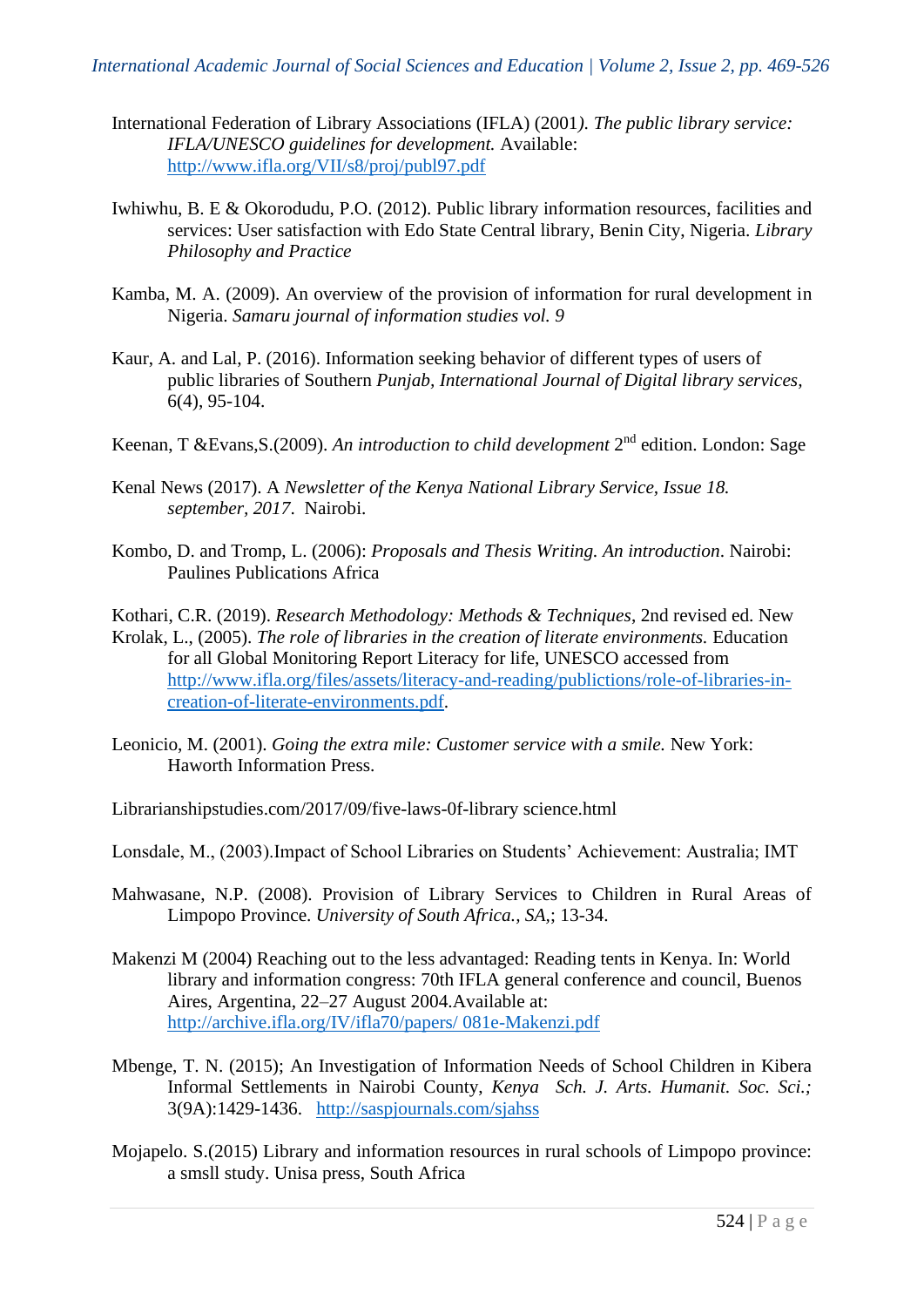International Federation of Library Associations (IFLA) (2001*). The public library service: IFLA/UNESCO guidelines for development.* Available: http://www.ifla.org/VII/s8/proj/publ97.pdf

Iwhiwhu, B. E & Okorodudu, P.O. (2012). Public library information resources, facilities and services: User satisfaction with Edo State Central library, Benin City, Nigeria. *Library Philosophy and Practice*

Kamba, M. A. (2009). An overview of the provision of information for rural development in Nigeria. *Samaru journal of information studies vol. 9*

Kaur, A. and Lal, P. (2016). Information seeking behavior of different types of users of public libraries of Southern *Punjab, International Journal of Digital library services,* 6(4), 95-104.

Keenan, T &Evans,S.(2009). *An introduction to child development* 2nd edition. London: Sage

Kenal News (2017). A *Newsletter of the Kenya National Library Service, Issue 18. september, 2017.* Nairobi.

Kombo, D. and Tromp, L. (2006): *Proposals and Thesis Writing. An introduction*. Nairobi: Paulines Publications Africa

Kothari, C.R. (2019). *Research Methodology: Methods & Techniques*, 2nd revised ed. New

Krolak, L., (2005). *The role of libraries in the creation of literate environments.* Education for all Global Monitoring Report Literacy for life, UNESCO accessed from http://www.ifla.org/files/assets/literacy-and-reading/publictions/role-of-libraries-in-creation-of-literate-environments.pdf.

Leonicio, M. (2001). *Going the extra mile: Customer service with a smile.* New York: Haworth Information Press.

Librarianshipstudies.com/2017/09/five-laws-0f-library science.html

Lonsdale, M., (2003).Impact of School Libraries on Students' Achievement: Australia; IMT

Mahwasane, N.P. (2008). Provision of Library Services to Children in Rural Areas of Limpopo Province. *University of South Africa., SA,*; 13-34.

Makenzi M (2004) Reaching out to the less advantaged: Reading tents in Kenya. In: World library and information congress: 70th IFLA general conference and council, Buenos Aires, Argentina, 22–27 August 2004.Available at: http://archive.ifla.org/IV/ifla70/papers/ 081e-Makenzi.pdf

Mbenge, T. N. (2015); An Investigation of Information Needs of School Children in Kibera Informal Settlements in Nairobi County, *Kenya Sch. J. Arts. Humanit. Soc. Sci.;* 3(9A):1429-1436. http://saspjournals.com/sjahss

Mojapelo. S.(2015) Library and information resources in rural schools of Limpopo province: a smsll study. Unisa press, South Africa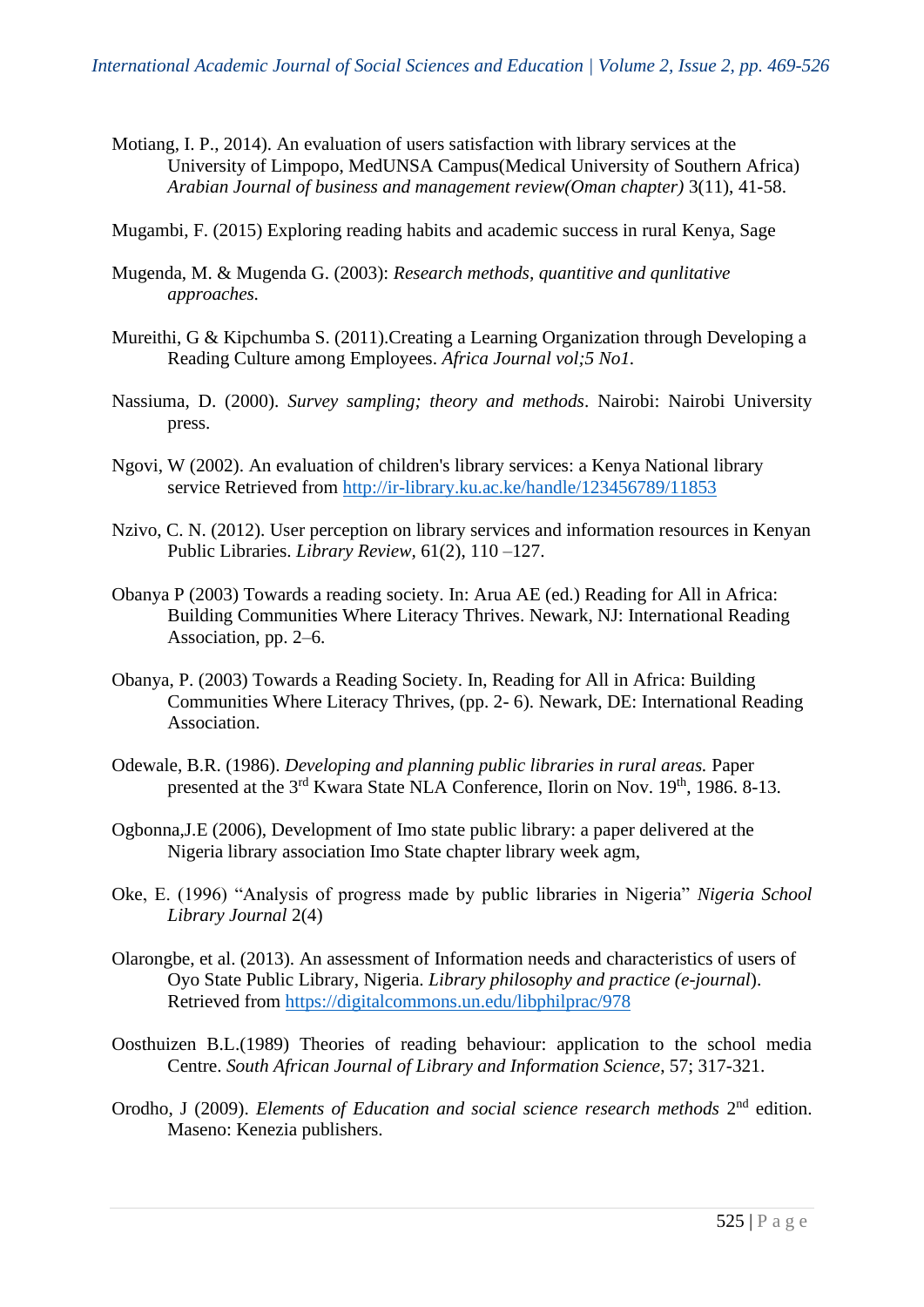Motiang, I. P., 2014). An evaluation of users satisfaction with library services at the University of Limpopo, MedUNSA Campus(Medical University of Southern Africa) *Arabian Journal of business and management review(Oman chapter)* 3(11), 41-58.

Mugambi, F. (2015) Exploring reading habits and academic success in rural Kenya, Sage

Mugenda, M. & Mugenda G. (2003): *Research methods, quantitive and qunlitative approaches.*

Mureithi, G & Kipchumba S. (2011).Creating a Learning Organization through Developing a Reading Culture among Employees. *Africa Journal vol;5 No1.*

Nassiuma, D. (2000). *Survey sampling; theory and methods*. Nairobi: Nairobi University press.

Ngovi, W (2002). An evaluation of children's library services: a Kenya National library service Retrieved from http://ir-library.ku.ac.ke/handle/123456789/11853

Nzivo, C. N. (2012). User perception on library services and information resources in Kenyan Public Libraries. *Library Review*, 61(2), 110 –127.

Obanya P (2003) Towards a reading society. In: Arua AE (ed.) Reading for All in Africa: Building Communities Where Literacy Thrives. Newark, NJ: International Reading Association, pp. 2–6.

Obanya, P. (2003) Towards a Reading Society. In, Reading for All in Africa: Building Communities Where Literacy Thrives, (pp. 2- 6). Newark, DE: International Reading Association.

Odewale, B.R. (1986). *Developing and planning public libraries in rural areas.* Paper presented at the 3rd Kwara State NLA Conference, Ilorin on Nov. 19th, 1986. 8-13.

Ogbonna,J.E (2006), Development of Imo state public library: a paper delivered at the Nigeria library association Imo State chapter library week agm,

Oke, E. (1996) "Analysis of progress made by public libraries in Nigeria" *Nigeria School Library Journal* 2(4)

Olarongbe, et al. (2013). An assessment of Information needs and characteristics of users of Oyo State Public Library, Nigeria. *Library philosophy and practice (e-journal*). Retrieved from https://digitalcommons.un.edu/libphilprac/978

Oosthuizen B.L.(1989) Theories of reading behaviour: application to the school media Centre. *South African Journal of Library and Information Science*, 57; 317-321.

Orodho, J (2009). *Elements of Education and social science research methods* 2nd edition. Maseno: Kenezia publishers.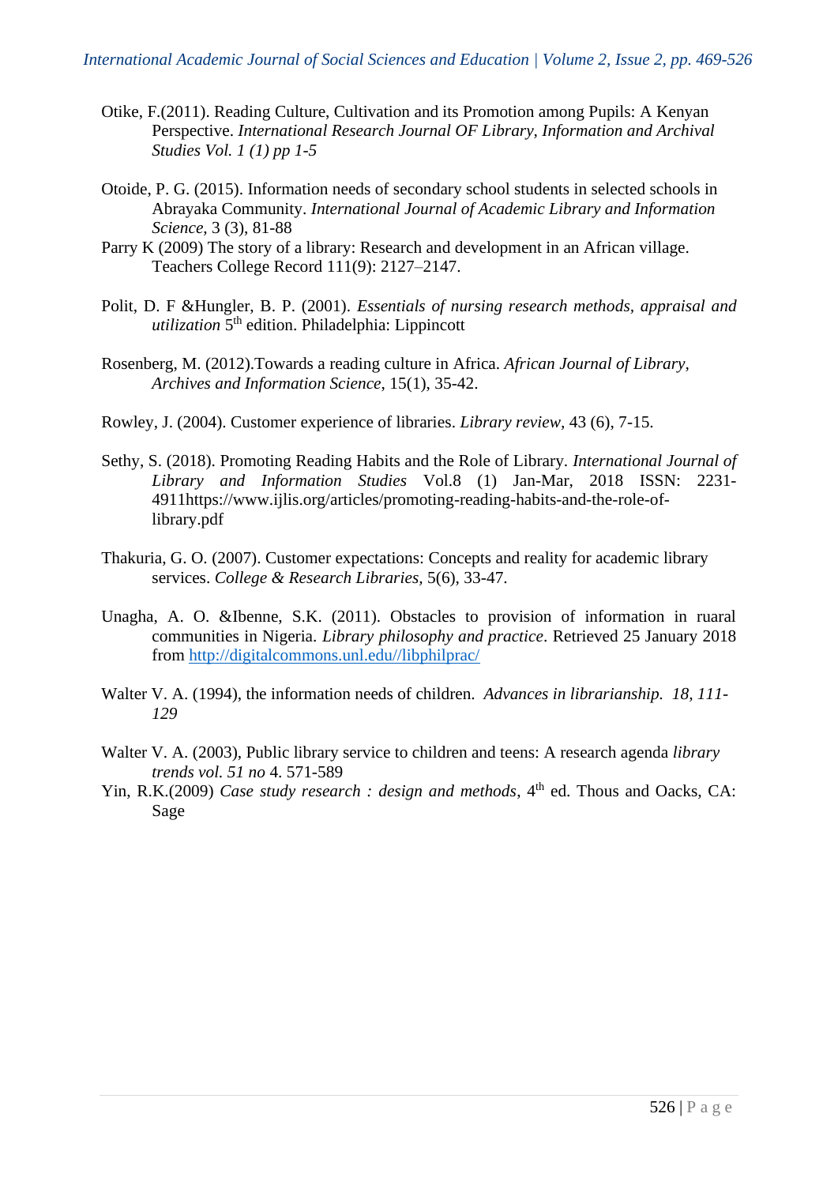Otike, F.(2011). Reading Culture, Cultivation and its Promotion among Pupils: A Kenyan Perspective. *International Research Journal OF Library, Information and Archival Studies Vol. 1 (1) pp 1-5*

Otoide, P. G. (2015). Information needs of secondary school students in selected schools in Abrayaka Community. *International Journal of Academic Library and Information Science*, 3 (3), 81-88

Parry K (2009) The story of a library: Research and development in an African village. Teachers College Record 111(9): 2127–2147.

Polit, D. F &Hungler, B. P. (2001). *Essentials of nursing research methods, appraisal and utilization* 5th edition. Philadelphia: Lippincott

Rosenberg, M. (2012).Towards a reading culture in Africa. *African Journal of Library, Archives and Information Science*, 15(1), 35-42.

Rowley, J. (2004). Customer experience of libraries. *Library review*, 43 (6), 7-15.

Sethy, S. (2018). Promoting Reading Habits and the Role of Library. *International Journal of Library and Information Studies* Vol.8 (1) Jan-Mar, 2018 ISSN: 2231-4911https://www.ijlis.org/articles/promoting-reading-habits-and-the-role-of-library.pdf

Thakuria, G. O. (2007). Customer expectations: Concepts and reality for academic library services. *College & Research Libraries*, 5(6), 33-47.

Unagha, A. O. &Ibenne, S.K. (2011). Obstacles to provision of information in ruaral communities in Nigeria. *Library philosophy and practice*. Retrieved 25 January 2018 from http://digitalcommons.unl.edu//libphilprac/

Walter V. A. (1994), the information needs of children. *Advances in librarianship. 18, 111-129*

Walter V. A. (2003), Public library service to children and teens: A research agenda *library trends vol. 51 no* 4. 571-589

Yin, R.K.(2009) *Case study research : design and methods*, 4th ed. Thous and Oacks, CA: Sage